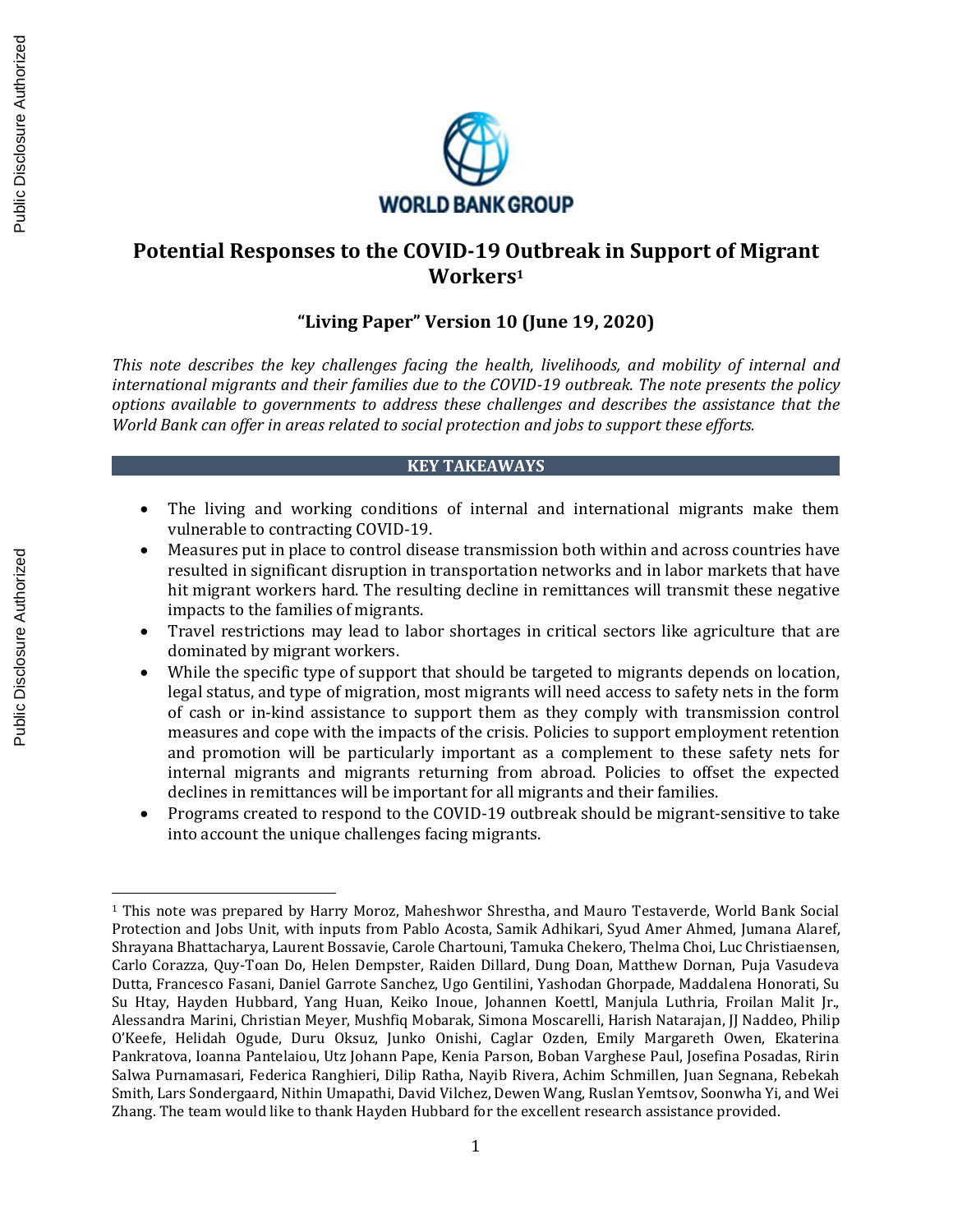# Potential Responses to the COVID-19 Outbreak in Support of Migrant Workers[1]

## "Living Paper" Version 10 (June 19, 2020)

*This note describes the key challenges facing the health, livelihoods, and mobility of internal and international migrants and their families due to the COVID-19 outbreak. The note presents the policy options available to governments to address these challenges and describes the assistance that the World Bank can offer in areas related to social protection and jobs to support these efforts.*

### KEY TAKEAWAYS

- The living and working conditions of internal and international migrants make them vulnerable to contracting COVID-19.
- Measures put in place to control disease transmission both within and across countries have resulted in significant disruption in transportation networks and in labor markets that have hit migrant workers hard. The resulting decline in remittances will transmit these negative impacts to the families of migrants.
- Travel restrictions may lead to labor shortages in critical sectors like agriculture that are dominated by migrant workers.
- While the specific type of support that should be targeted to migrants depends on location, legal status, and type of migration, most migrants will need access to safety nets in the form of cash or in-kind assistance to support them as they comply with transmission control measures and cope with the impacts of the crisis. Policies to support employment retention and promotion will be particularly important as a complement to these safety nets for internal migrants and migrants returning from abroad. Policies to offset the expected declines in remittances will be important for all migrants and their families.
- Programs created to respond to the COVID-19 outbreak should be migrant-sensitive to take into account the unique challenges facing migrants.

---

[1] This note was prepared by Harry Moroz, Maheshwor Shrestha, and Mauro Testaverde, World Bank Social Protection and Jobs Unit, with inputs from Pablo Acosta, Samik Adhikari, Syud Amer Ahmed, Jumana Alaref, Shrayana Bhattacharya, Laurent Bossavie, Carole Chartouni, Tamuka Chekero, Thelma Choi, Luc Christiaensen, Carlo Corazza, Quy-Toan Do, Helen Dempster, Raiden Dillard, Dung Doan, Matthew Dornan, Puja Vasudeva Dutta, Francesco Fasani, Daniel Garrote Sanchez, Ugo Gentilini, Yashodan Ghorpade, Maddalena Honorati, Su Su Htay, Hayden Hubbard, Yang Huan, Keiko Inoue, Johannen Koettl, Manjula Luthria, Froilan Malit Jr., Alessandra Marini, Christian Meyer, Mushfiq Mobarak, Simona Moscarelli, Harish Natarajan, JJ Naddeo, Philip O'Keefe, Helidah Ogude, Duru Oksuz, Junko Onishi, Caglar Ozden, Emily Margareth Owen, Ekaterina Pankratova, Ioanna Pantelaiou, Utz Johann Pape, Kenia Parson, Boban Varghese Paul, Josefina Posadas, Ririn Salwa Purnamasari, Federica Ranghieri, Dilip Ratha, Nayib Rivera, Achim Schmillen, Juan Segnana, Rebekah Smith, Lars Sondergaard, Nithin Umapathi, David Vilchez, Dewen Wang, Ruslan Yemtsov, Soonwha Yi, and Wei Zhang. The team would like to thank Hayden Hubbard for the excellent research assistance provided.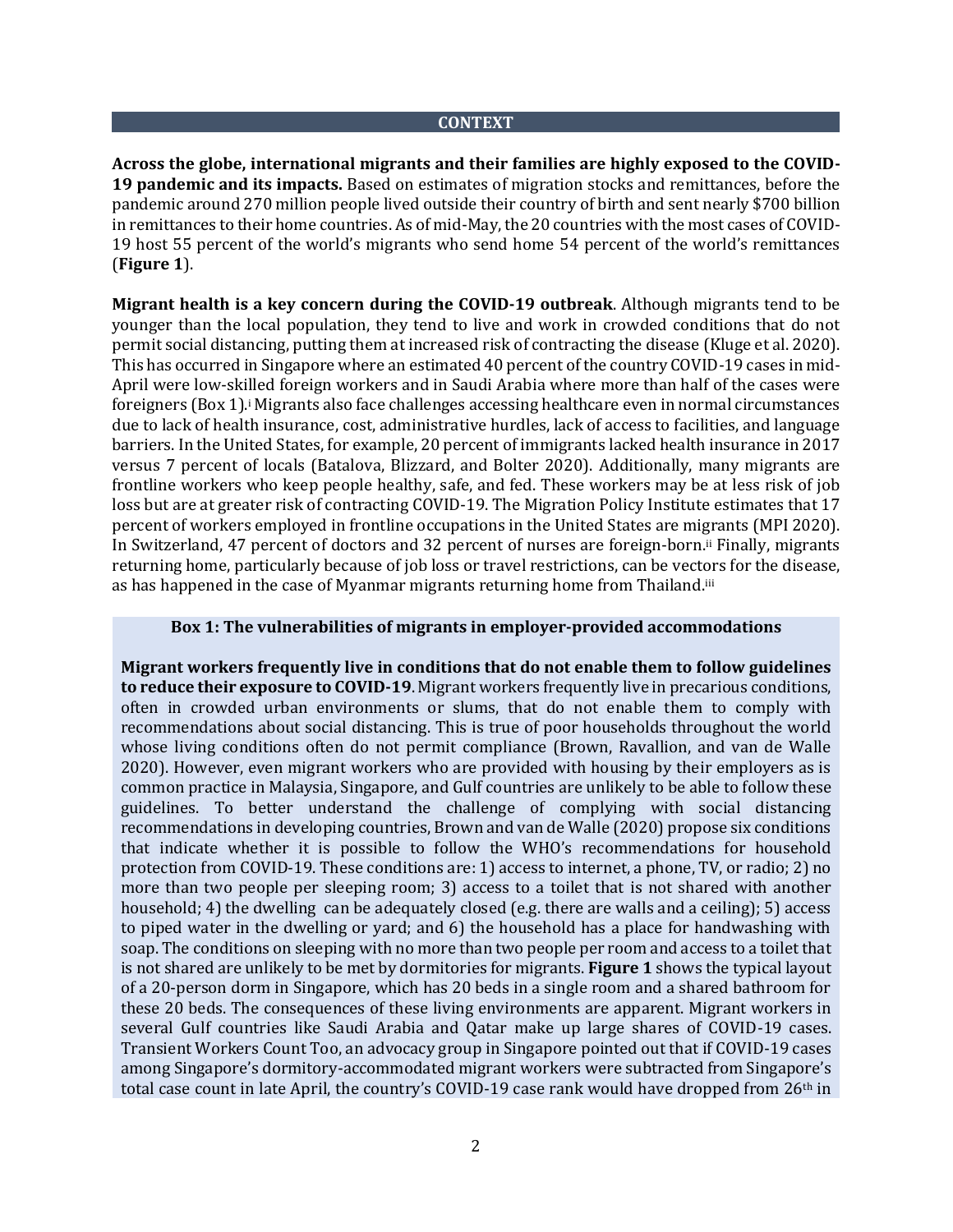## CONTEXT

**Across the globe, international migrants and their families are highly exposed to the COVID-19 pandemic and its impacts.** Based on estimates of migration stocks and remittances, before the pandemic around 270 million people lived outside their country of birth and sent nearly $700 billion in remittances to their home countries. As of mid-May, the 20 countries with the most cases of COVID-19 host 55 percent of the world's migrants who send home 54 percent of the world's remittances (**Figure 1**).

**Migrant health is a key concern during the COVID-19 outbreak**. Although migrants tend to be younger than the local population, they tend to live and work in crowded conditions that do not permit social distancing, putting them at increased risk of contracting the disease (Kluge et al. 2020). This has occurred in Singapore where an estimated 40 percent of the country COVID-19 cases in mid-April were low-skilled foreign workers and in Saudi Arabia where more than half of the cases were foreigners (Box 1).[i] Migrants also face challenges accessing healthcare even in normal circumstances due to lack of health insurance, cost, administrative hurdles, lack of access to facilities, and language barriers. In the United States, for example, 20 percent of immigrants lacked health insurance in 2017 versus 7 percent of locals (Batalova, Blizzard, and Bolter 2020). Additionally, many migrants are frontline workers who keep people healthy, safe, and fed. These workers may be at less risk of job loss but are at greater risk of contracting COVID-19. The Migration Policy Institute estimates that 17 percent of workers employed in frontline occupations in the United States are migrants (MPI 2020). In Switzerland, 47 percent of doctors and 32 percent of nurses are foreign-born.[ii] Finally, migrants returning home, particularly because of job loss or travel restrictions, can be vectors for the disease, as has happened in the case of Myanmar migrants returning home from Thailand.[iii]

**Box 1: The vulnerabilities of migrants in employer-provided accommodations**

**Migrant workers frequently live in conditions that do not enable them to follow guidelines to reduce their exposure to COVID-19**. Migrant workers frequently live in precarious conditions, often in crowded urban environments or slums, that do not enable them to comply with recommendations about social distancing. This is true of poor households throughout the world whose living conditions often do not permit compliance (Brown, Ravallion, and van de Walle 2020). However, even migrant workers who are provided with housing by their employers as is common practice in Malaysia, Singapore, and Gulf countries are unlikely to be able to follow these guidelines. To better understand the challenge of complying with social distancing recommendations in developing countries, Brown and van de Walle (2020) propose six conditions that indicate whether it is possible to follow the WHO's recommendations for household protection from COVID-19. These conditions are: 1) access to internet, a phone, TV, or radio; 2) no more than two people per sleeping room; 3) access to a toilet that is not shared with another household; 4) the dwelling can be adequately closed (e.g. there are walls and a ceiling); 5) access to piped water in the dwelling or yard; and 6) the household has a place for handwashing with soap. The conditions on sleeping with no more than two people per room and access to a toilet that is not shared are unlikely to be met by dormitories for migrants. **Figure 1** shows the typical layout of a 20-person dorm in Singapore, which has 20 beds in a single room and a shared bathroom for these 20 beds. The consequences of these living environments are apparent. Migrant workers in several Gulf countries like Saudi Arabia and Qatar make up large shares of COVID-19 cases. Transient Workers Count Too, an advocacy group in Singapore pointed out that if COVID-19 cases among Singapore's dormitory-accommodated migrant workers were subtracted from Singapore's total case count in late April, the country's COVID-19 case rank would have dropped from 26th in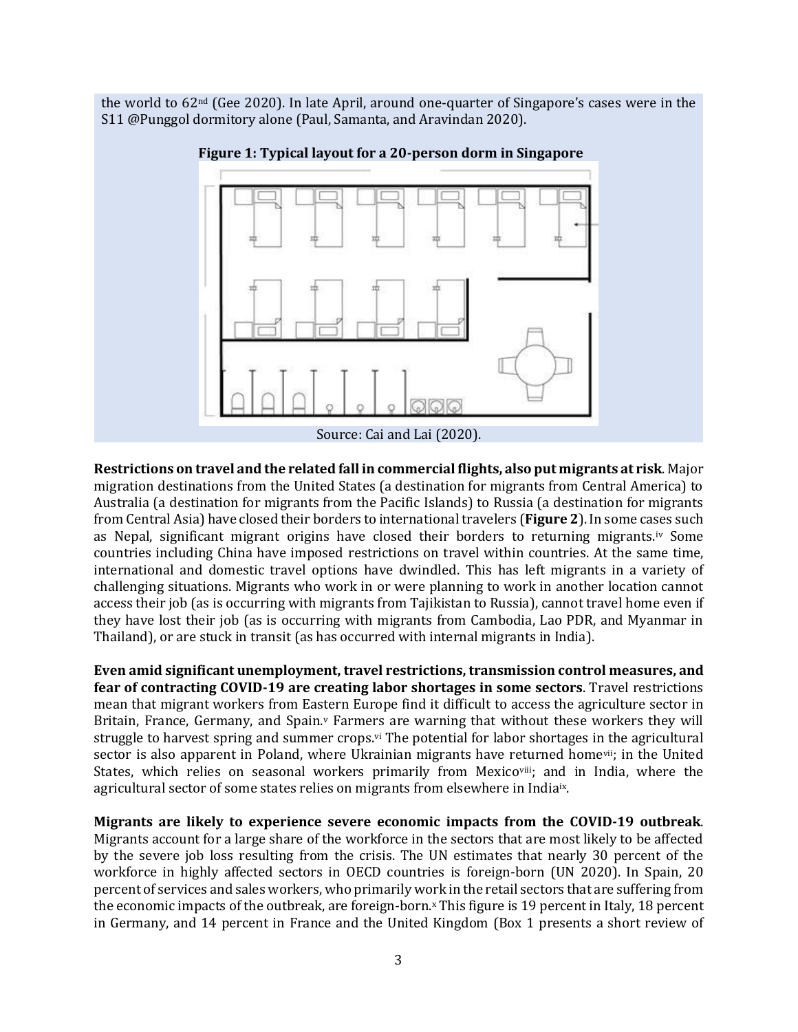the world to 62nd (Gee 2020). In late April, around one-quarter of Singapore's cases were in the S11 @Punggol dormitory alone (Paul, Samanta, and Aravindan 2020).

**Figure 1: Typical layout for a 20-person dorm in Singapore**

Source: Cai and Lai (2020).

**Restrictions on travel and the related fall in commercial flights, also put migrants at risk**. Major migration destinations from the United States (a destination for migrants from Central America) to Australia (a destination for migrants from the Pacific Islands) to Russia (a destination for migrants from Central Asia) have closed their borders to international travelers (**Figure 2**). In some cases such as Nepal, significant migrant origins have closed their borders to returning migrants.[iv] Some countries including China have imposed restrictions on travel within countries. At the same time, international and domestic travel options have dwindled. This has left migrants in a variety of challenging situations. Migrants who work in or were planning to work in another location cannot access their job (as is occurring with migrants from Tajikistan to Russia), cannot travel home even if they have lost their job (as is occurring with migrants from Cambodia, Lao PDR, and Myanmar in Thailand), or are stuck in transit (as has occurred with internal migrants in India).

**Even amid significant unemployment, travel restrictions, transmission control measures, and fear of contracting COVID-19 are creating labor shortages in some sectors**. Travel restrictions mean that migrant workers from Eastern Europe find it difficult to access the agriculture sector in Britain, France, Germany, and Spain.[v] Farmers are warning that without these workers they will struggle to harvest spring and summer crops.[vi] The potential for labor shortages in the agricultural sector is also apparent in Poland, where Ukrainian migrants have returned home[vii]; in the United States, which relies on seasonal workers primarily from Mexico[viii]; and in India, where the agricultural sector of some states relies on migrants from elsewhere in India[ix].

**Migrants are likely to experience severe economic impacts from the COVID-19 outbreak**. Migrants account for a large share of the workforce in the sectors that are most likely to be affected by the severe job loss resulting from the crisis. The UN estimates that nearly 30 percent of the workforce in highly affected sectors in OECD countries is foreign-born (UN 2020). In Spain, 20 percent of services and sales workers, who primarily work in the retail sectors that are suffering from the economic impacts of the outbreak, are foreign-born.[x] This figure is 19 percent in Italy, 18 percent in Germany, and 14 percent in France and the United Kingdom (Box 1 presents a short review of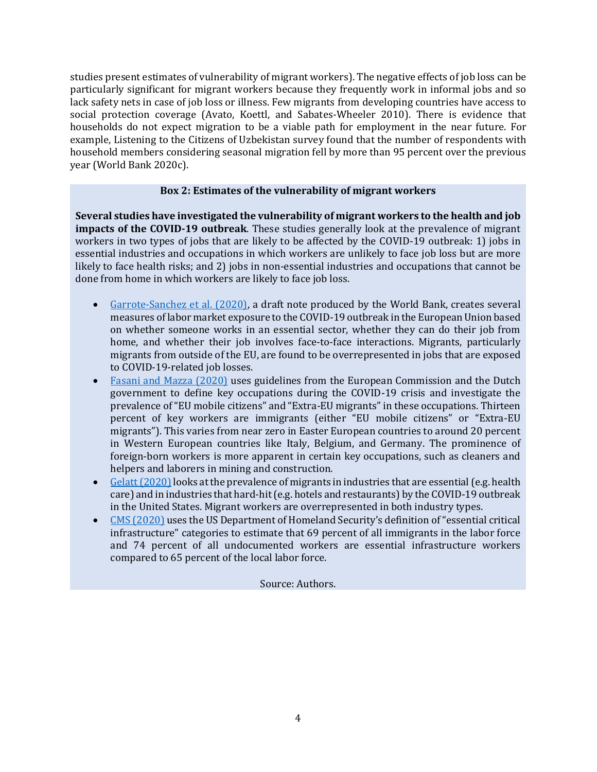studies present estimates of vulnerability of migrant workers). The negative effects of job loss can be particularly significant for migrant workers because they frequently work in informal jobs and so lack safety nets in case of job loss or illness. Few migrants from developing countries have access to social protection coverage (Avato, Koettl, and Sabates-Wheeler 2010). There is evidence that households do not expect migration to be a viable path for employment in the near future. For example, Listening to the Citizens of Uzbekistan survey found that the number of respondents with household members considering seasonal migration fell by more than 95 percent over the previous year (World Bank 2020c).

**Box 2: Estimates of the vulnerability of migrant workers**

**Several studies have investigated the vulnerability of migrant workers to the health and job impacts of the COVID-19 outbreak**. These studies generally look at the prevalence of migrant workers in two types of jobs that are likely to be affected by the COVID-19 outbreak: 1) jobs in essential industries and occupations in which workers are unlikely to face job loss but are more likely to face health risks; and 2) jobs in non-essential industries and occupations that cannot be done from home in which workers are likely to face job loss.

- Garrote-Sanchez et al. (2020), a draft note produced by the World Bank, creates several measures of labor market exposure to the COVID-19 outbreak in the European Union based on whether someone works in an essential sector, whether they can do their job from home, and whether their job involves face-to-face interactions. Migrants, particularly migrants from outside of the EU, are found to be overrepresented in jobs that are exposed to COVID-19-related job losses.
- Fasani and Mazza (2020) uses guidelines from the European Commission and the Dutch government to define key occupations during the COVID-19 crisis and investigate the prevalence of "EU mobile citizens" and "Extra-EU migrants" in these occupations. Thirteen percent of key workers are immigrants (either "EU mobile citizens" or "Extra-EU migrants"). This varies from near zero in Easter European countries to around 20 percent in Western European countries like Italy, Belgium, and Germany. The prominence of foreign-born workers is more apparent in certain key occupations, such as cleaners and helpers and laborers in mining and construction.
- Gelatt (2020) looks at the prevalence of migrants in industries that are essential (e.g. health care) and in industries that hard-hit (e.g. hotels and restaurants) by the COVID-19 outbreak in the United States. Migrant workers are overrepresented in both industry types.
- CMS (2020) uses the US Department of Homeland Security's definition of "essential critical infrastructure" categories to estimate that 69 percent of all immigrants in the labor force and 74 percent of all undocumented workers are essential infrastructure workers compared to 65 percent of the local labor force.

Source: Authors.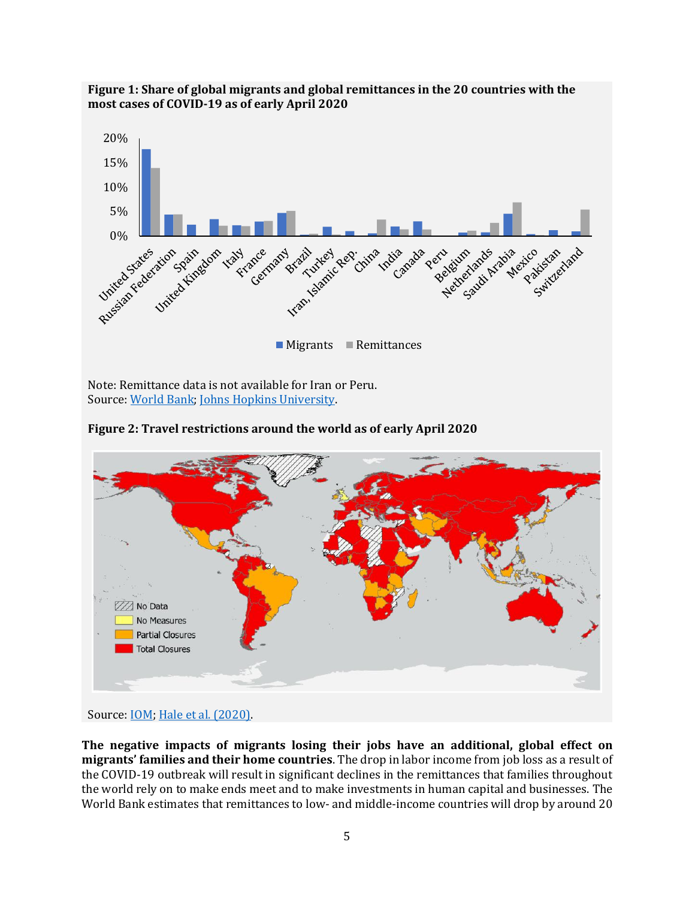**Figure 1: Share of global migrants and global remittances in the 20 countries with the most cases of COVID-19 as of early April 2020**

Note: Remittance data is not available for Iran or Peru.
Source: World Bank; Johns Hopkins University.

**Figure 2: Travel restrictions around the world as of early April 2020**

Source: IOM; Hale et al. (2020).

**The negative impacts of migrants losing their jobs have an additional, global effect on migrants' families and their home countries**. The drop in labor income from job loss as a result of the COVID-19 outbreak will result in significant declines in the remittances that families throughout the world rely on to make ends meet and to make investments in human capital and businesses. The World Bank estimates that remittances to low- and middle-income countries will drop by around 20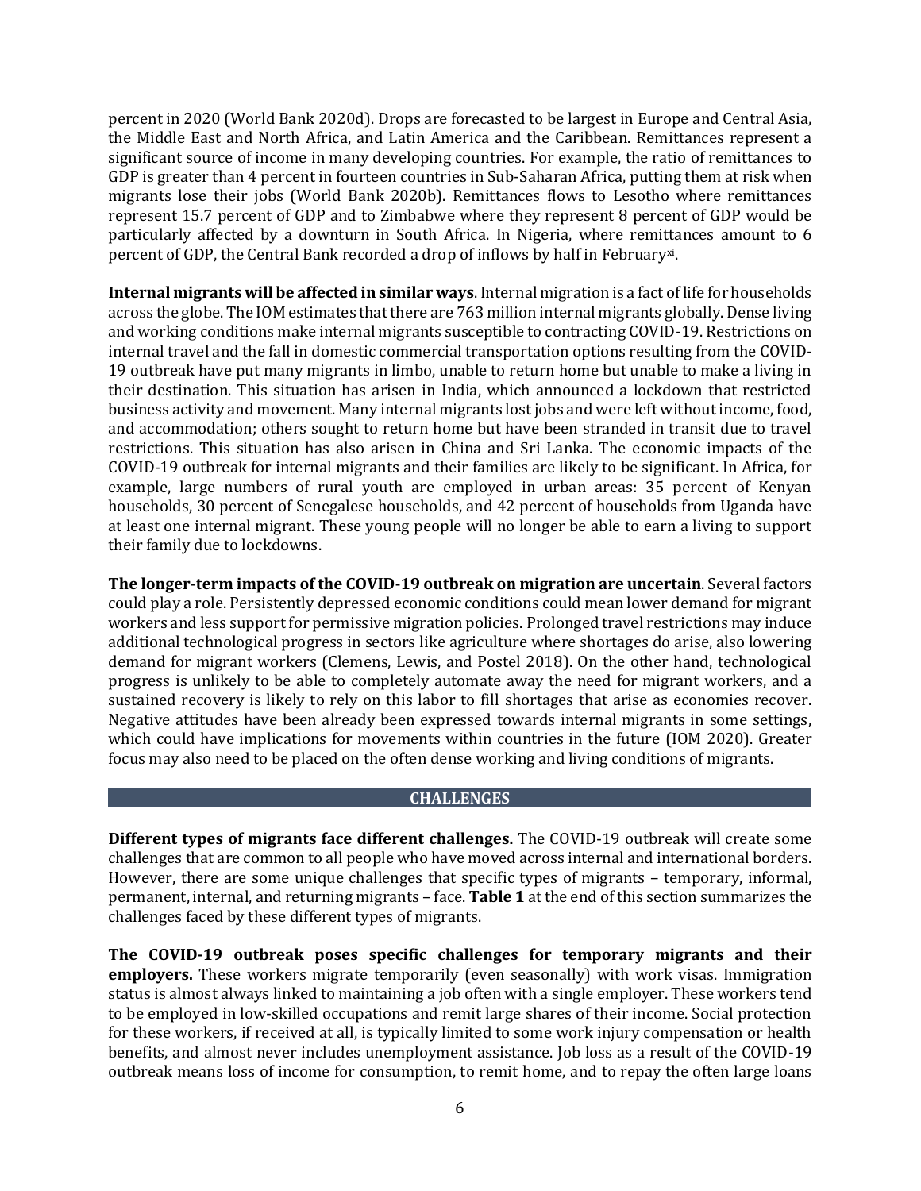percent in 2020 (World Bank 2020d). Drops are forecasted to be largest in Europe and Central Asia, the Middle East and North Africa, and Latin America and the Caribbean. Remittances represent a significant source of income in many developing countries. For example, the ratio of remittances to GDP is greater than 4 percent in fourteen countries in Sub-Saharan Africa, putting them at risk when migrants lose their jobs (World Bank 2020b). Remittances flows to Lesotho where remittances represent 15.7 percent of GDP and to Zimbabwe where they represent 8 percent of GDP would be particularly affected by a downturn in South Africa. In Nigeria, where remittances amount to 6 percent of GDP, the Central Bank recorded a drop of inflows by half in February[xi].

**Internal migrants will be affected in similar ways**. Internal migration is a fact of life for households across the globe. The IOM estimates that there are 763 million internal migrants globally. Dense living and working conditions make internal migrants susceptible to contracting COVID-19. Restrictions on internal travel and the fall in domestic commercial transportation options resulting from the COVID-19 outbreak have put many migrants in limbo, unable to return home but unable to make a living in their destination. This situation has arisen in India, which announced a lockdown that restricted business activity and movement. Many internal migrants lost jobs and were left without income, food, and accommodation; others sought to return home but have been stranded in transit due to travel restrictions. This situation has also arisen in China and Sri Lanka. The economic impacts of the COVID-19 outbreak for internal migrants and their families are likely to be significant. In Africa, for example, large numbers of rural youth are employed in urban areas: 35 percent of Kenyan households, 30 percent of Senegalese households, and 42 percent of households from Uganda have at least one internal migrant. These young people will no longer be able to earn a living to support their family due to lockdowns.

**The longer-term impacts of the COVID-19 outbreak on migration are uncertain**. Several factors could play a role. Persistently depressed economic conditions could mean lower demand for migrant workers and less support for permissive migration policies. Prolonged travel restrictions may induce additional technological progress in sectors like agriculture where shortages do arise, also lowering demand for migrant workers (Clemens, Lewis, and Postel 2018). On the other hand, technological progress is unlikely to be able to completely automate away the need for migrant workers, and a sustained recovery is likely to rely on this labor to fill shortages that arise as economies recover. Negative attitudes have been already been expressed towards internal migrants in some settings, which could have implications for movements within countries in the future (IOM 2020). Greater focus may also need to be placed on the often dense working and living conditions of migrants.

## CHALLENGES

**Different types of migrants face different challenges.** The COVID-19 outbreak will create some challenges that are common to all people who have moved across internal and international borders. However, there are some unique challenges that specific types of migrants – temporary, informal, permanent, internal, and returning migrants – face. **Table 1** at the end of this section summarizes the challenges faced by these different types of migrants.

**The COVID-19 outbreak poses specific challenges for temporary migrants and their employers.** These workers migrate temporarily (even seasonally) with work visas. Immigration status is almost always linked to maintaining a job often with a single employer. These workers tend to be employed in low-skilled occupations and remit large shares of their income. Social protection for these workers, if received at all, is typically limited to some work injury compensation or health benefits, and almost never includes unemployment assistance. Job loss as a result of the COVID-19 outbreak means loss of income for consumption, to remit home, and to repay the often large loans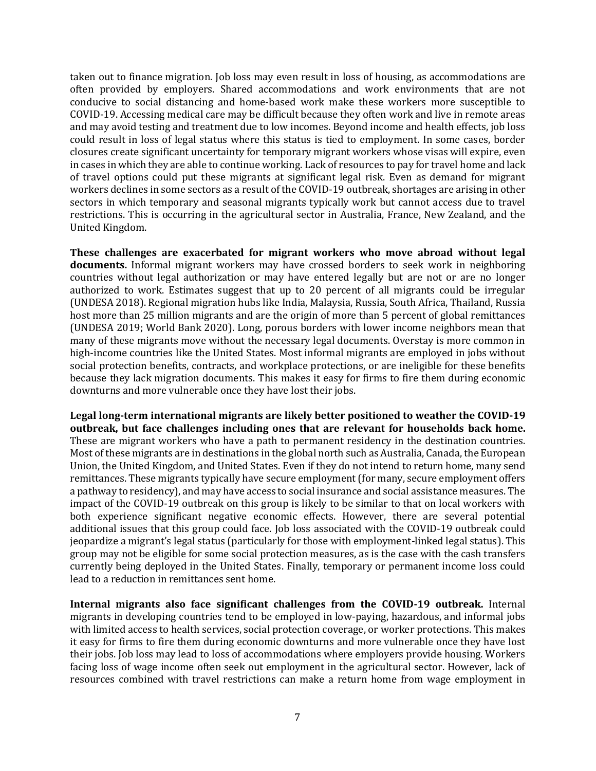taken out to finance migration. Job loss may even result in loss of housing, as accommodations are often provided by employers. Shared accommodations and work environments that are not conducive to social distancing and home-based work make these workers more susceptible to COVID-19. Accessing medical care may be difficult because they often work and live in remote areas and may avoid testing and treatment due to low incomes. Beyond income and health effects, job loss could result in loss of legal status where this status is tied to employment. In some cases, border closures create significant uncertainty for temporary migrant workers whose visas will expire, even in cases in which they are able to continue working. Lack of resources to pay for travel home and lack of travel options could put these migrants at significant legal risk. Even as demand for migrant workers declines in some sectors as a result of the COVID-19 outbreak, shortages are arising in other sectors in which temporary and seasonal migrants typically work but cannot access due to travel restrictions. This is occurring in the agricultural sector in Australia, France, New Zealand, and the United Kingdom.

**These challenges are exacerbated for migrant workers who move abroad without legal documents.** Informal migrant workers may have crossed borders to seek work in neighboring countries without legal authorization or may have entered legally but are not or are no longer authorized to work. Estimates suggest that up to 20 percent of all migrants could be irregular (UNDESA 2018). Regional migration hubs like India, Malaysia, Russia, South Africa, Thailand, Russia host more than 25 million migrants and are the origin of more than 5 percent of global remittances (UNDESA 2019; World Bank 2020). Long, porous borders with lower income neighbors mean that many of these migrants move without the necessary legal documents. Overstay is more common in high-income countries like the United States. Most informal migrants are employed in jobs without social protection benefits, contracts, and workplace protections, or are ineligible for these benefits because they lack migration documents. This makes it easy for firms to fire them during economic downturns and more vulnerable once they have lost their jobs.

**Legal long-term international migrants are likely better positioned to weather the COVID-19 outbreak, but face challenges including ones that are relevant for households back home.** These are migrant workers who have a path to permanent residency in the destination countries. Most of these migrants are in destinations in the global north such as Australia, Canada, the European Union, the United Kingdom, and United States. Even if they do not intend to return home, many send remittances. These migrants typically have secure employment (for many, secure employment offers a pathway to residency), and may have access to social insurance and social assistance measures. The impact of the COVID-19 outbreak on this group is likely to be similar to that on local workers with both experience significant negative economic effects. However, there are several potential additional issues that this group could face. Job loss associated with the COVID-19 outbreak could jeopardize a migrant's legal status (particularly for those with employment-linked legal status). This group may not be eligible for some social protection measures, as is the case with the cash transfers currently being deployed in the United States. Finally, temporary or permanent income loss could lead to a reduction in remittances sent home.

**Internal migrants also face significant challenges from the COVID-19 outbreak.** Internal migrants in developing countries tend to be employed in low-paying, hazardous, and informal jobs with limited access to health services, social protection coverage, or worker protections. This makes it easy for firms to fire them during economic downturns and more vulnerable once they have lost their jobs. Job loss may lead to loss of accommodations where employers provide housing. Workers facing loss of wage income often seek out employment in the agricultural sector. However, lack of resources combined with travel restrictions can make a return home from wage employment in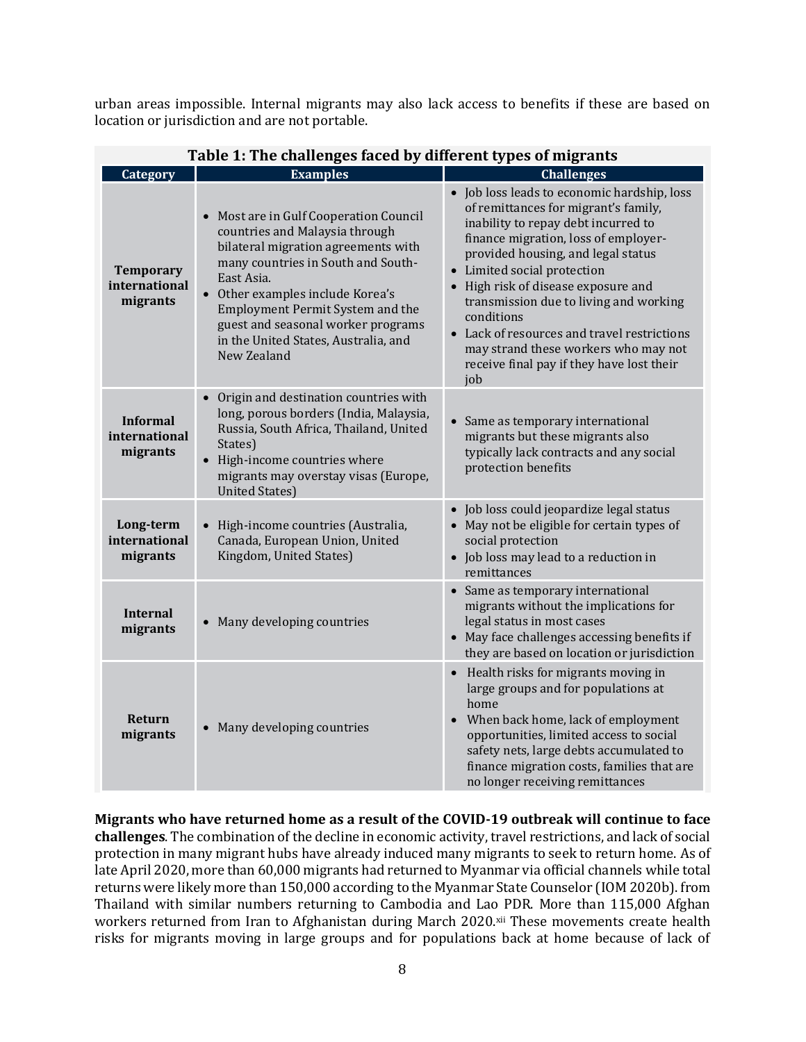urban areas impossible. Internal migrants may also lack access to benefits if these are based on location or jurisdiction and are not portable.

**Table 1: The challenges faced by different types of migrants**

| Category | Examples | Challenges |
| --- | --- | --- |
| **Temporary international migrants** | • Most are in Gulf Cooperation Council countries and Malaysia through bilateral migration agreements with many countries in South and South-East Asia.<br>• Other examples include Korea's Employment Permit System and the guest and seasonal worker programs in the United States, Australia, and New Zealand | • Job loss leads to economic hardship, loss of remittances for migrant's family, inability to repay debt incurred to finance migration, loss of employer-provided housing, and legal status<br>• Limited social protection<br>• High risk of disease exposure and transmission due to living and working conditions<br>• Lack of resources and travel restrictions may strand these workers who may not receive final pay if they have lost their job |
| **Informal international migrants** | • Origin and destination countries with long, porous borders (India, Malaysia, Russia, South Africa, Thailand, United States)<br>• High-income countries where migrants may overstay visas (Europe, United States) | • Same as temporary international migrants but these migrants also typically lack contracts and any social protection benefits |
| **Long-term international migrants** | • High-income countries (Australia, Canada, European Union, United Kingdom, United States) | • Job loss could jeopardize legal status<br>• May not be eligible for certain types of social protection<br>• Job loss may lead to a reduction in remittances |
| **Internal migrants** | • Many developing countries | • Same as temporary international migrants without the implications for legal status in most cases<br>• May face challenges accessing benefits if they are based on location or jurisdiction |
| **Return migrants** | • Many developing countries | • Health risks for migrants moving in large groups and for populations at home<br>• When back home, lack of employment opportunities, limited access to social safety nets, large debts accumulated to finance migration costs, families that are no longer receiving remittances |

**Migrants who have returned home as a result of the COVID-19 outbreak will continue to face challenges**. The combination of the decline in economic activity, travel restrictions, and lack of social protection in many migrant hubs have already induced many migrants to seek to return home. As of late April 2020, more than 60,000 migrants had returned to Myanmar via official channels while total returns were likely more than 150,000 according to the Myanmar State Counselor (IOM 2020b). from Thailand with similar numbers returning to Cambodia and Lao PDR. More than 115,000 Afghan workers returned from Iran to Afghanistan during March 2020.[xii] These movements create health risks for migrants moving in large groups and for populations back at home because of lack of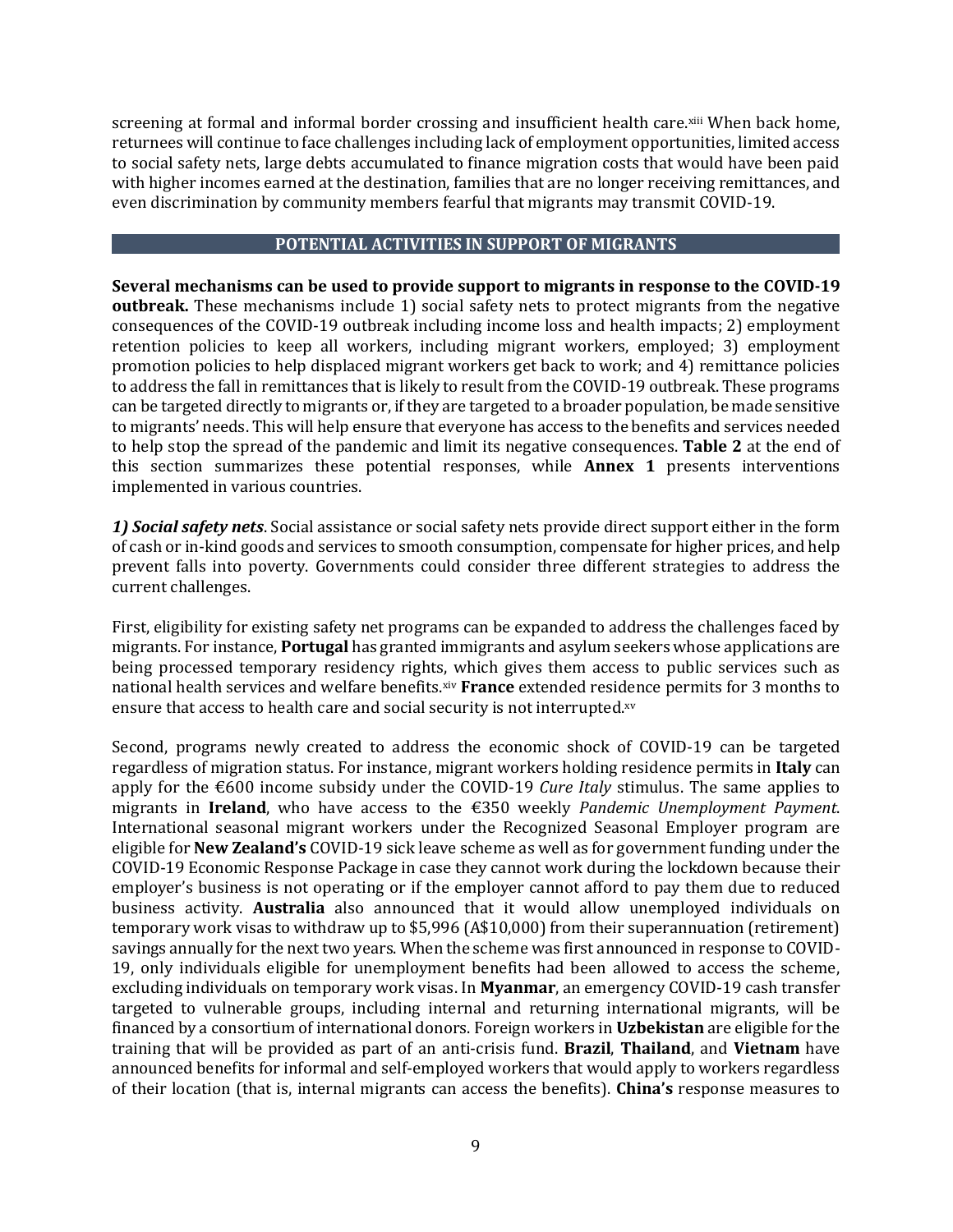screening at formal and informal border crossing and insufficient health care.[xiii] When back home, returnees will continue to face challenges including lack of employment opportunities, limited access to social safety nets, large debts accumulated to finance migration costs that would have been paid with higher incomes earned at the destination, families that are no longer receiving remittances, and even discrimination by community members fearful that migrants may transmit COVID-19.

## POTENTIAL ACTIVITIES IN SUPPORT OF MIGRANTS

**Several mechanisms can be used to provide support to migrants in response to the COVID-19 outbreak.** These mechanisms include 1) social safety nets to protect migrants from the negative consequences of the COVID-19 outbreak including income loss and health impacts; 2) employment retention policies to keep all workers, including migrant workers, employed; 3) employment promotion policies to help displaced migrant workers get back to work; and 4) remittance policies to address the fall in remittances that is likely to result from the COVID-19 outbreak. These programs can be targeted directly to migrants or, if they are targeted to a broader population, be made sensitive to migrants' needs. This will help ensure that everyone has access to the benefits and services needed to help stop the spread of the pandemic and limit its negative consequences. **Table 2** at the end of this section summarizes these potential responses, while **Annex 1** presents interventions implemented in various countries.

***1) Social safety nets***. Social assistance or social safety nets provide direct support either in the form of cash or in-kind goods and services to smooth consumption, compensate for higher prices, and help prevent falls into poverty. Governments could consider three different strategies to address the current challenges.

First, eligibility for existing safety net programs can be expanded to address the challenges faced by migrants. For instance, **Portugal** has granted immigrants and asylum seekers whose applications are being processed temporary residency rights, which gives them access to public services such as national health services and welfare benefits.[xiv] **France** extended residence permits for 3 months to ensure that access to health care and social security is not interrupted.[xv]

Second, programs newly created to address the economic shock of COVID-19 can be targeted regardless of migration status. For instance, migrant workers holding residence permits in **Italy** can apply for the €600 income subsidy under the COVID-19 *Cure Italy* stimulus. The same applies to migrants in **Ireland**, who have access to the €350 weekly *Pandemic Unemployment Payment*. International seasonal migrant workers under the Recognized Seasonal Employer program are eligible for **New Zealand's** COVID-19 sick leave scheme as well as for government funding under the COVID-19 Economic Response Package in case they cannot work during the lockdown because their employer's business is not operating or if the employer cannot afford to pay them due to reduced business activity. **Australia** also announced that it would allow unemployed individuals on temporary work visas to withdraw up to $5,996 (A$10,000) from their superannuation (retirement) savings annually for the next two years. When the scheme was first announced in response to COVID-19, only individuals eligible for unemployment benefits had been allowed to access the scheme, excluding individuals on temporary work visas. In **Myanmar**, an emergency COVID-19 cash transfer targeted to vulnerable groups, including internal and returning international migrants, will be financed by a consortium of international donors. Foreign workers in **Uzbekistan** are eligible for the training that will be provided as part of an anti-crisis fund. **Brazil**, **Thailand**, and **Vietnam** have announced benefits for informal and self-employed workers that would apply to workers regardless of their location (that is, internal migrants can access the benefits). **China's** response measures to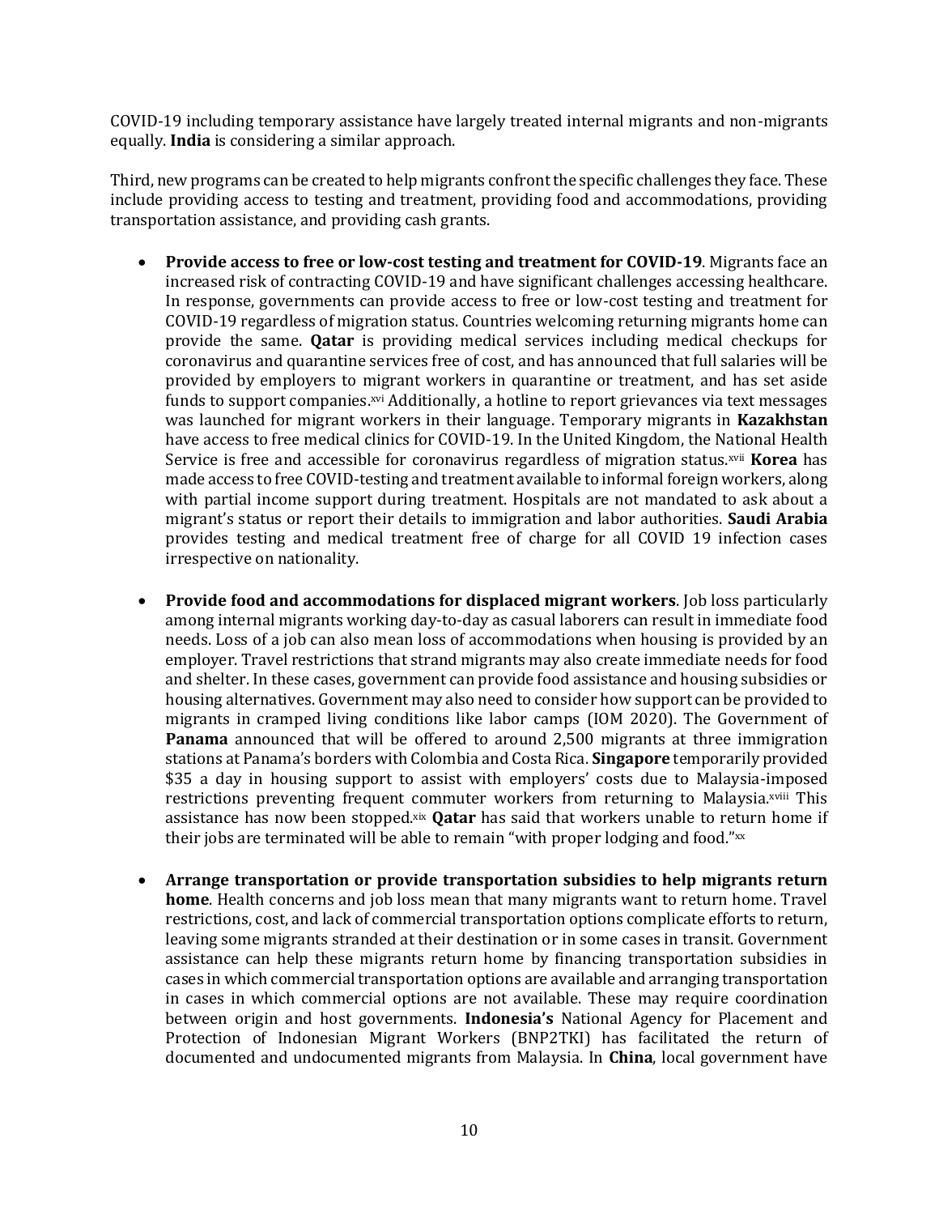COVID-19 including temporary assistance have largely treated internal migrants and non-migrants equally. **India** is considering a similar approach.

Third, new programs can be created to help migrants confront the specific challenges they face. These include providing access to testing and treatment, providing food and accommodations, providing transportation assistance, and providing cash grants.

- **Provide access to free or low-cost testing and treatment for COVID-19**. Migrants face an increased risk of contracting COVID-19 and have significant challenges accessing healthcare. In response, governments can provide access to free or low-cost testing and treatment for COVID-19 regardless of migration status. Countries welcoming returning migrants home can provide the same. **Qatar** is providing medical services including medical checkups for coronavirus and quarantine services free of cost, and has announced that full salaries will be provided by employers to migrant workers in quarantine or treatment, and has set aside funds to support companies.[xvi] Additionally, a hotline to report grievances via text messages was launched for migrant workers in their language. Temporary migrants in **Kazakhstan** have access to free medical clinics for COVID-19. In the United Kingdom, the National Health Service is free and accessible for coronavirus regardless of migration status.[xvii] **Korea** has made access to free COVID-testing and treatment available to informal foreign workers, along with partial income support during treatment. Hospitals are not mandated to ask about a migrant's status or report their details to immigration and labor authorities. **Saudi Arabia** provides testing and medical treatment free of charge for all COVID 19 infection cases irrespective on nationality.

- **Provide food and accommodations for displaced migrant workers**. Job loss particularly among internal migrants working day-to-day as casual laborers can result in immediate food needs. Loss of a job can also mean loss of accommodations when housing is provided by an employer. Travel restrictions that strand migrants may also create immediate needs for food and shelter. In these cases, government can provide food assistance and housing subsidies or housing alternatives. Government may also need to consider how support can be provided to migrants in cramped living conditions like labor camps (IOM 2020). The Government of **Panama** announced that will be offered to around 2,500 migrants at three immigration stations at Panama's borders with Colombia and Costa Rica. **Singapore** temporarily provided $35 a day in housing support to assist with employers' costs due to Malaysia-imposed restrictions preventing frequent commuter workers from returning to Malaysia.[xviii] This assistance has now been stopped.[xix] **Qatar** has said that workers unable to return home if their jobs are terminated will be able to remain "with proper lodging and food."[xx]

- **Arrange transportation or provide transportation subsidies to help migrants return home**. Health concerns and job loss mean that many migrants want to return home. Travel restrictions, cost, and lack of commercial transportation options complicate efforts to return, leaving some migrants stranded at their destination or in some cases in transit. Government assistance can help these migrants return home by financing transportation subsidies in cases in which commercial transportation options are available and arranging transportation in cases in which commercial options are not available. These may require coordination between origin and host governments. **Indonesia's** National Agency for Placement and Protection of Indonesian Migrant Workers (BNP2TKI) has facilitated the return of documented and undocumented migrants from Malaysia. In **China**, local government have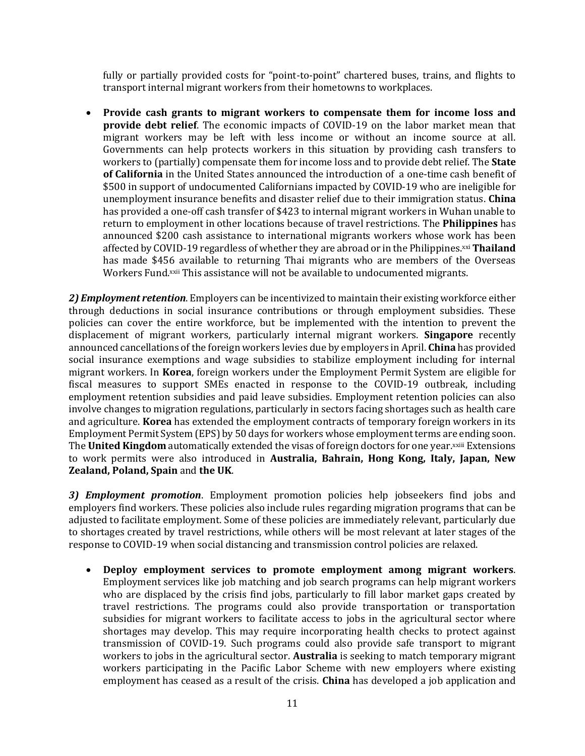fully or partially provided costs for "point-to-point" chartered buses, trains, and flights to transport internal migrant workers from their hometowns to workplaces.

- **Provide cash grants to migrant workers to compensate them for income loss and provide debt relief**. The economic impacts of COVID-19 on the labor market mean that migrant workers may be left with less income or without an income source at all. Governments can help protects workers in this situation by providing cash transfers to workers to (partially) compensate them for income loss and to provide debt relief. The **State of California** in the United States announced the introduction of a one-time cash benefit of \$500 in support of undocumented Californians impacted by COVID-19 who are ineligible for unemployment insurance benefits and disaster relief due to their immigration status. **China** has provided a one-off cash transfer of \$423 to internal migrant workers in Wuhan unable to return to employment in other locations because of travel restrictions. The **Philippines** has announced \$200 cash assistance to international migrants workers whose work has been affected by COVID-19 regardless of whether they are abroad or in the Philippines.[xxi] **Thailand** has made \$456 available to returning Thai migrants who are members of the Overseas Workers Fund.[xxii] This assistance will not be available to undocumented migrants.

***2) Employment retention***. Employers can be incentivized to maintain their existing workforce either through deductions in social insurance contributions or through employment subsidies. These policies can cover the entire workforce, but be implemented with the intention to prevent the displacement of migrant workers, particularly internal migrant workers. **Singapore** recently announced cancellations of the foreign workers levies due by employers in April. **China** has provided social insurance exemptions and wage subsidies to stabilize employment including for internal migrant workers. In **Korea**, foreign workers under the Employment Permit System are eligible for fiscal measures to support SMEs enacted in response to the COVID-19 outbreak, including employment retention subsidies and paid leave subsidies. Employment retention policies can also involve changes to migration regulations, particularly in sectors facing shortages such as health care and agriculture. **Korea** has extended the employment contracts of temporary foreign workers in its Employment Permit System (EPS) by 50 days for workers whose employment terms are ending soon. The **United Kingdom** automatically extended the visas of foreign doctors for one year.[xxiii] Extensions to work permits were also introduced in **Australia, Bahrain, Hong Kong, Italy, Japan, New Zealand, Poland, Spain** and **the UK**.

***3) Employment promotion***. Employment promotion policies help jobseekers find jobs and employers find workers. These policies also include rules regarding migration programs that can be adjusted to facilitate employment. Some of these policies are immediately relevant, particularly due to shortages created by travel restrictions, while others will be most relevant at later stages of the response to COVID-19 when social distancing and transmission control policies are relaxed.

- **Deploy employment services to promote employment among migrant workers**. Employment services like job matching and job search programs can help migrant workers who are displaced by the crisis find jobs, particularly to fill labor market gaps created by travel restrictions. The programs could also provide transportation or transportation subsidies for migrant workers to facilitate access to jobs in the agricultural sector where shortages may develop. This may require incorporating health checks to protect against transmission of COVID-19. Such programs could also provide safe transport to migrant workers to jobs in the agricultural sector. **Australia** is seeking to match temporary migrant workers participating in the Pacific Labor Scheme with new employers where existing employment has ceased as a result of the crisis. **China** has developed a job application and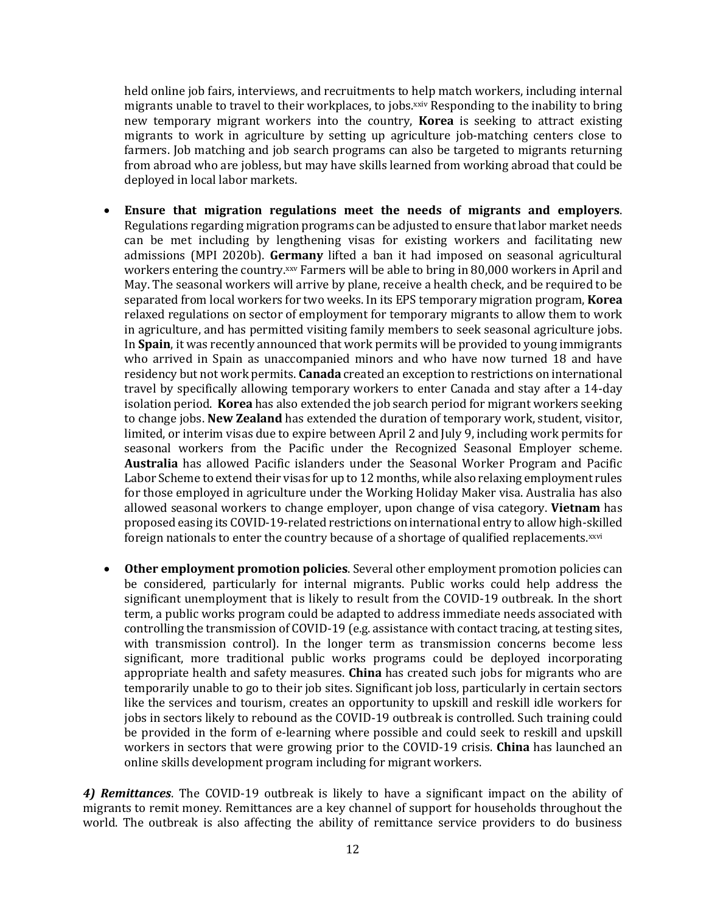held online job fairs, interviews, and recruitments to help match workers, including internal migrants unable to travel to their workplaces, to jobs.[xxiv] Responding to the inability to bring new temporary migrant workers into the country, **Korea** is seeking to attract existing migrants to work in agriculture by setting up agriculture job-matching centers close to farmers. Job matching and job search programs can also be targeted to migrants returning from abroad who are jobless, but may have skills learned from working abroad that could be deployed in local labor markets.

- **Ensure that migration regulations meet the needs of migrants and employers**. Regulations regarding migration programs can be adjusted to ensure that labor market needs can be met including by lengthening visas for existing workers and facilitating new admissions (MPI 2020b). **Germany** lifted a ban it had imposed on seasonal agricultural workers entering the country.[xxv] Farmers will be able to bring in 80,000 workers in April and May. The seasonal workers will arrive by plane, receive a health check, and be required to be separated from local workers for two weeks. In its EPS temporary migration program, **Korea** relaxed regulations on sector of employment for temporary migrants to allow them to work in agriculture, and has permitted visiting family members to seek seasonal agriculture jobs. In **Spain**, it was recently announced that work permits will be provided to young immigrants who arrived in Spain as unaccompanied minors and who have now turned 18 and have residency but not work permits. **Canada** created an exception to restrictions on international travel by specifically allowing temporary workers to enter Canada and stay after a 14-day isolation period. **Korea** has also extended the job search period for migrant workers seeking to change jobs. **New Zealand** has extended the duration of temporary work, student, visitor, limited, or interim visas due to expire between April 2 and July 9, including work permits for seasonal workers from the Pacific under the Recognized Seasonal Employer scheme. **Australia** has allowed Pacific islanders under the Seasonal Worker Program and Pacific Labor Scheme to extend their visas for up to 12 months, while also relaxing employment rules for those employed in agriculture under the Working Holiday Maker visa. Australia has also allowed seasonal workers to change employer, upon change of visa category. **Vietnam** has proposed easing its COVID-19-related restrictions on international entry to allow high-skilled foreign nationals to enter the country because of a shortage of qualified replacements.[xxvi]

- **Other employment promotion policies**. Several other employment promotion policies can be considered, particularly for internal migrants. Public works could help address the significant unemployment that is likely to result from the COVID-19 outbreak. In the short term, a public works program could be adapted to address immediate needs associated with controlling the transmission of COVID-19 (e.g. assistance with contact tracing, at testing sites, with transmission control). In the longer term as transmission concerns become less significant, more traditional public works programs could be deployed incorporating appropriate health and safety measures. **China** has created such jobs for migrants who are temporarily unable to go to their job sites. Significant job loss, particularly in certain sectors like the services and tourism, creates an opportunity to upskill and reskill idle workers for jobs in sectors likely to rebound as the COVID-19 outbreak is controlled. Such training could be provided in the form of e-learning where possible and could seek to reskill and upskill workers in sectors that were growing prior to the COVID-19 crisis. **China** has launched an online skills development program including for migrant workers.

***4) Remittances***. The COVID-19 outbreak is likely to have a significant impact on the ability of migrants to remit money. Remittances are a key channel of support for households throughout the world. The outbreak is also affecting the ability of remittance service providers to do business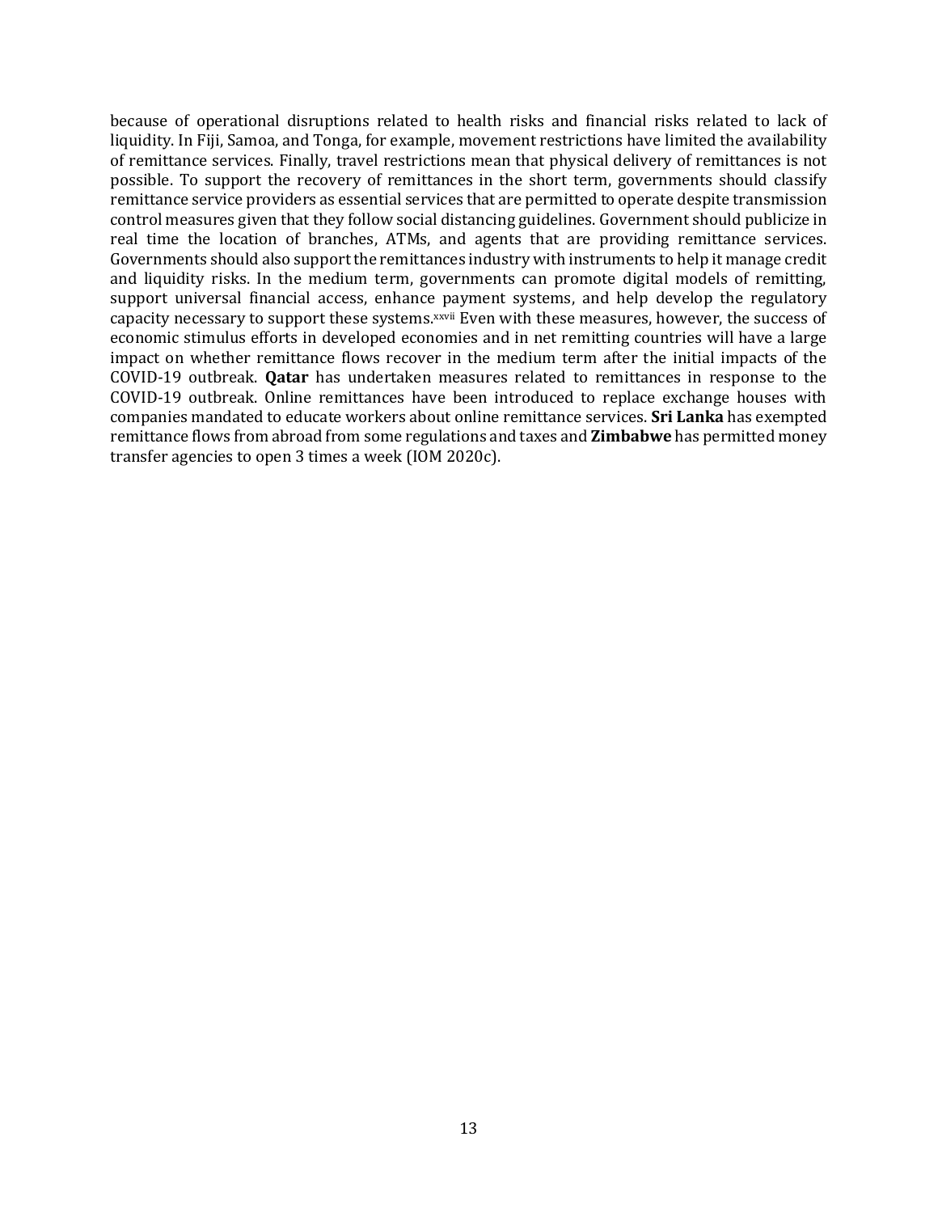because of operational disruptions related to health risks and financial risks related to lack of liquidity. In Fiji, Samoa, and Tonga, for example, movement restrictions have limited the availability of remittance services. Finally, travel restrictions mean that physical delivery of remittances is not possible. To support the recovery of remittances in the short term, governments should classify remittance service providers as essential services that are permitted to operate despite transmission control measures given that they follow social distancing guidelines. Government should publicize in real time the location of branches, ATMs, and agents that are providing remittance services. Governments should also support the remittances industry with instruments to help it manage credit and liquidity risks. In the medium term, governments can promote digital models of remitting, support universal financial access, enhance payment systems, and help develop the regulatory capacity necessary to support these systems.[xxvii] Even with these measures, however, the success of economic stimulus efforts in developed economies and in net remitting countries will have a large impact on whether remittance flows recover in the medium term after the initial impacts of the COVID-19 outbreak. **Qatar** has undertaken measures related to remittances in response to the COVID-19 outbreak. Online remittances have been introduced to replace exchange houses with companies mandated to educate workers about online remittance services. **Sri Lanka** has exempted remittance flows from abroad from some regulations and taxes and **Zimbabwe** has permitted money transfer agencies to open 3 times a week (IOM 2020c).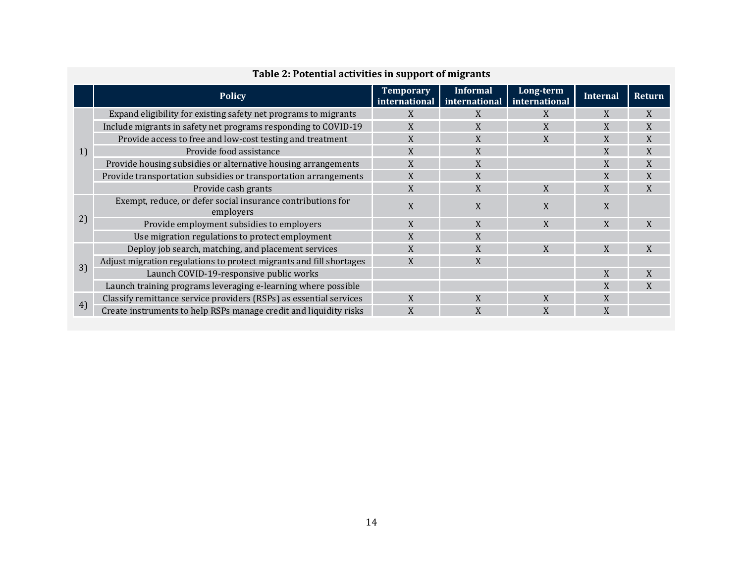**Table 2: Potential activities in support of migrants**

| | Policy | Temporary international | Informal international | Long-term international | Internal | Return |
|---|---|---|---|---|---|---|
| 1) | Expand eligibility for existing safety net programs to migrants | X | X | X | X | X |
| | Include migrants in safety net programs responding to COVID-19 | X | X | X | X | X |
| | Provide access to free and low-cost testing and treatment | X | X | X | X | X |
| | Provide food assistance | X | X | | X | X |
| | Provide housing subsidies or alternative housing arrangements | X | X | | X | X |
| | Provide transportation subsidies or transportation arrangements | X | X | | X | X |
| | Provide cash grants | X | X | X | X | X |
| 2) | Exempt, reduce, or defer social insurance contributions for employers | X | X | X | X | |
| | Provide employment subsidies to employers | X | X | X | X | X |
| | Use migration regulations to protect employment | X | X | | | |
| 3) | Deploy job search, matching, and placement services | X | X | X | X | X |
| | Adjust migration regulations to protect migrants and fill shortages | X | X | | | |
| | Launch COVID-19-responsive public works | | | | X | X |
| | Launch training programs leveraging e-learning where possible | | | | X | X |
| 4) | Classify remittance service providers (RSPs) as essential services | X | X | X | X | |
| | Create instruments to help RSPs manage credit and liquidity risks | X | X | X | X | |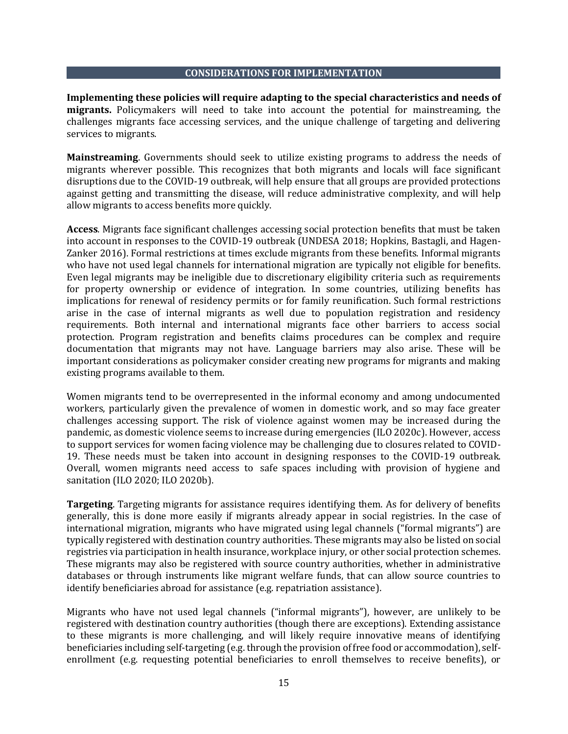## CONSIDERATIONS FOR IMPLEMENTATION

**Implementing these policies will require adapting to the special characteristics and needs of migrants.** Policymakers will need to take into account the potential for mainstreaming, the challenges migrants face accessing services, and the unique challenge of targeting and delivering services to migrants.

**Mainstreaming**. Governments should seek to utilize existing programs to address the needs of migrants wherever possible. This recognizes that both migrants and locals will face significant disruptions due to the COVID-19 outbreak, will help ensure that all groups are provided protections against getting and transmitting the disease, will reduce administrative complexity, and will help allow migrants to access benefits more quickly.

**Access**. Migrants face significant challenges accessing social protection benefits that must be taken into account in responses to the COVID-19 outbreak (UNDESA 2018; Hopkins, Bastagli, and Hagen-Zanker 2016). Formal restrictions at times exclude migrants from these benefits. Informal migrants who have not used legal channels for international migration are typically not eligible for benefits. Even legal migrants may be ineligible due to discretionary eligibility criteria such as requirements for property ownership or evidence of integration. In some countries, utilizing benefits has implications for renewal of residency permits or for family reunification. Such formal restrictions arise in the case of internal migrants as well due to population registration and residency requirements. Both internal and international migrants face other barriers to access social protection. Program registration and benefits claims procedures can be complex and require documentation that migrants may not have. Language barriers may also arise. These will be important considerations as policymaker consider creating new programs for migrants and making existing programs available to them.

Women migrants tend to be overrepresented in the informal economy and among undocumented workers, particularly given the prevalence of women in domestic work, and so may face greater challenges accessing support. The risk of violence against women may be increased during the pandemic, as domestic violence seems to increase during emergencies (ILO 2020c). However, access to support services for women facing violence may be challenging due to closures related to COVID-19. These needs must be taken into account in designing responses to the COVID-19 outbreak. Overall, women migrants need access to safe spaces including with provision of hygiene and sanitation (ILO 2020; ILO 2020b).

**Targeting**. Targeting migrants for assistance requires identifying them. As for delivery of benefits generally, this is done more easily if migrants already appear in social registries. In the case of international migration, migrants who have migrated using legal channels ("formal migrants") are typically registered with destination country authorities. These migrants may also be listed on social registries via participation in health insurance, workplace injury, or other social protection schemes. These migrants may also be registered with source country authorities, whether in administrative databases or through instruments like migrant welfare funds, that can allow source countries to identify beneficiaries abroad for assistance (e.g. repatriation assistance).

Migrants who have not used legal channels ("informal migrants"), however, are unlikely to be registered with destination country authorities (though there are exceptions). Extending assistance to these migrants is more challenging, and will likely require innovative means of identifying beneficiaries including self-targeting (e.g. through the provision of free food or accommodation), self-enrollment (e.g. requesting potential beneficiaries to enroll themselves to receive benefits), or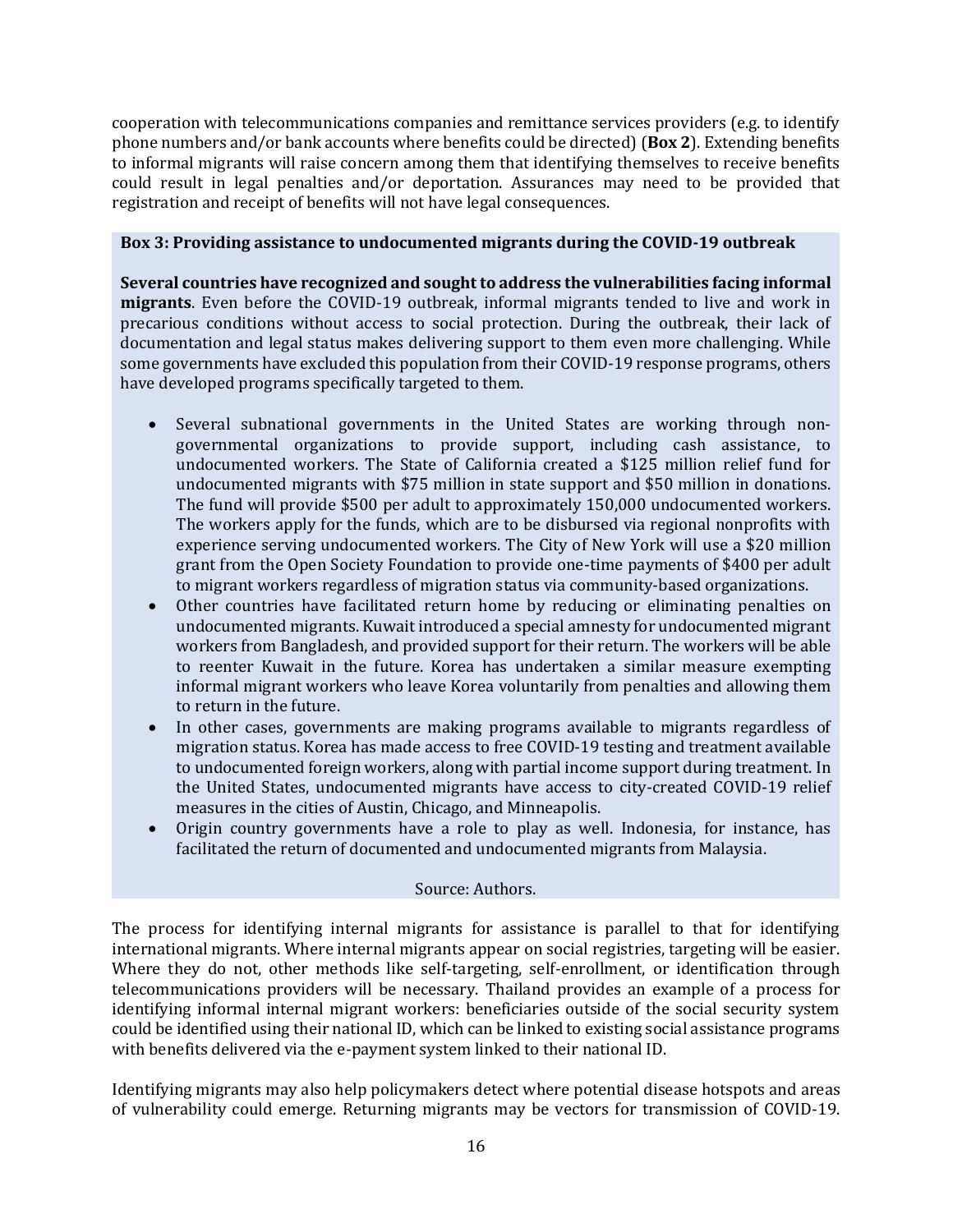cooperation with telecommunications companies and remittance services providers (e.g. to identify phone numbers and/or bank accounts where benefits could be directed) (**Box 2**). Extending benefits to informal migrants will raise concern among them that identifying themselves to receive benefits could result in legal penalties and/or deportation. Assurances may need to be provided that registration and receipt of benefits will not have legal consequences.

**Box 3: Providing assistance to undocumented migrants during the COVID-19 outbreak**

**Several countries have recognized and sought to address the vulnerabilities facing informal migrants**. Even before the COVID-19 outbreak, informal migrants tended to live and work in precarious conditions without access to social protection. During the outbreak, their lack of documentation and legal status makes delivering support to them even more challenging. While some governments have excluded this population from their COVID-19 response programs, others have developed programs specifically targeted to them.

- Several subnational governments in the United States are working through non-governmental organizations to provide support, including cash assistance, to undocumented workers. The State of California created a $125 million relief fund for undocumented migrants with $75 million in state support and $50 million in donations. The fund will provide $500 per adult to approximately 150,000 undocumented workers. The workers apply for the funds, which are to be disbursed via regional nonprofits with experience serving undocumented workers. The City of New York will use a $20 million grant from the Open Society Foundation to provide one-time payments of $400 per adult to migrant workers regardless of migration status via community-based organizations.
- Other countries have facilitated return home by reducing or eliminating penalties on undocumented migrants. Kuwait introduced a special amnesty for undocumented migrant workers from Bangladesh, and provided support for their return. The workers will be able to reenter Kuwait in the future. Korea has undertaken a similar measure exempting informal migrant workers who leave Korea voluntarily from penalties and allowing them to return in the future.
- In other cases, governments are making programs available to migrants regardless of migration status. Korea has made access to free COVID-19 testing and treatment available to undocumented foreign workers, along with partial income support during treatment. In the United States, undocumented migrants have access to city-created COVID-19 relief measures in the cities of Austin, Chicago, and Minneapolis.
- Origin country governments have a role to play as well. Indonesia, for instance, has facilitated the return of documented and undocumented migrants from Malaysia.

Source: Authors.

The process for identifying internal migrants for assistance is parallel to that for identifying international migrants. Where internal migrants appear on social registries, targeting will be easier. Where they do not, other methods like self-targeting, self-enrollment, or identification through telecommunications providers will be necessary. Thailand provides an example of a process for identifying informal internal migrant workers: beneficiaries outside of the social security system could be identified using their national ID, which can be linked to existing social assistance programs with benefits delivered via the e-payment system linked to their national ID.

Identifying migrants may also help policymakers detect where potential disease hotspots and areas of vulnerability could emerge. Returning migrants may be vectors for transmission of COVID-19.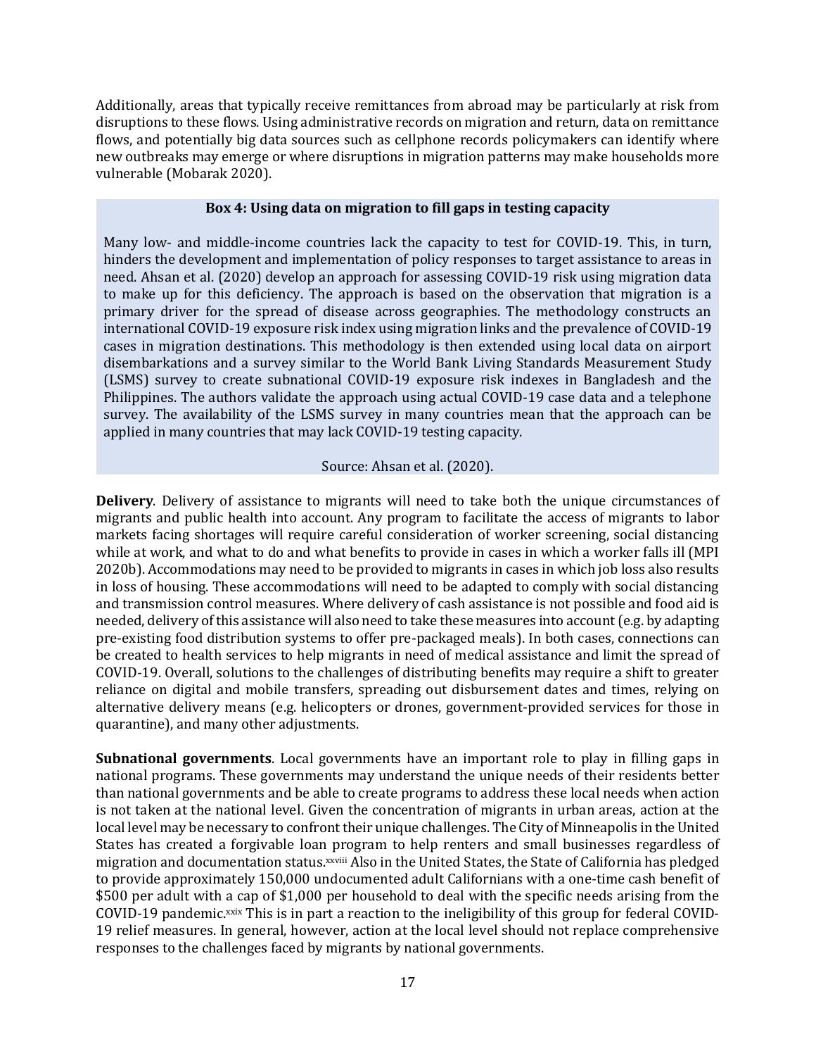Additionally, areas that typically receive remittances from abroad may be particularly at risk from disruptions to these flows. Using administrative records on migration and return, data on remittance flows, and potentially big data sources such as cellphone records policymakers can identify where new outbreaks may emerge or where disruptions in migration patterns may make households more vulnerable (Mobarak 2020).

> **Box 4: Using data on migration to fill gaps in testing capacity**
>
> Many low- and middle-income countries lack the capacity to test for COVID-19. This, in turn, hinders the development and implementation of policy responses to target assistance to areas in need. Ahsan et al. (2020) develop an approach for assessing COVID-19 risk using migration data to make up for this deficiency. The approach is based on the observation that migration is a primary driver for the spread of disease across geographies. The methodology constructs an international COVID-19 exposure risk index using migration links and the prevalence of COVID-19 cases in migration destinations. This methodology is then extended using local data on airport disembarkations and a survey similar to the World Bank Living Standards Measurement Study (LSMS) survey to create subnational COVID-19 exposure risk indexes in Bangladesh and the Philippines. The authors validate the approach using actual COVID-19 case data and a telephone survey. The availability of the LSMS survey in many countries mean that the approach can be applied in many countries that may lack COVID-19 testing capacity.
>
> Source: Ahsan et al. (2020).

**Delivery**. Delivery of assistance to migrants will need to take both the unique circumstances of migrants and public health into account. Any program to facilitate the access of migrants to labor markets facing shortages will require careful consideration of worker screening, social distancing while at work, and what to do and what benefits to provide in cases in which a worker falls ill (MPI 2020b). Accommodations may need to be provided to migrants in cases in which job loss also results in loss of housing. These accommodations will need to be adapted to comply with social distancing and transmission control measures. Where delivery of cash assistance is not possible and food aid is needed, delivery of this assistance will also need to take these measures into account (e.g. by adapting pre-existing food distribution systems to offer pre-packaged meals). In both cases, connections can be created to health services to help migrants in need of medical assistance and limit the spread of COVID-19. Overall, solutions to the challenges of distributing benefits may require a shift to greater reliance on digital and mobile transfers, spreading out disbursement dates and times, relying on alternative delivery means (e.g. helicopters or drones, government-provided services for those in quarantine), and many other adjustments.

**Subnational governments**. Local governments have an important role to play in filling gaps in national programs. These governments may understand the unique needs of their residents better than national governments and be able to create programs to address these local needs when action is not taken at the national level. Given the concentration of migrants in urban areas, action at the local level may be necessary to confront their unique challenges. The City of Minneapolis in the United States has created a forgivable loan program to help renters and small businesses regardless of migration and documentation status.[xxviii] Also in the United States, the State of California has pledged to provide approximately 150,000 undocumented adult Californians with a one-time cash benefit of $500 per adult with a cap of $1,000 per household to deal with the specific needs arising from the COVID-19 pandemic.[xxix] This is in part a reaction to the ineligibility of this group for federal COVID-19 relief measures. In general, however, action at the local level should not replace comprehensive responses to the challenges faced by migrants by national governments.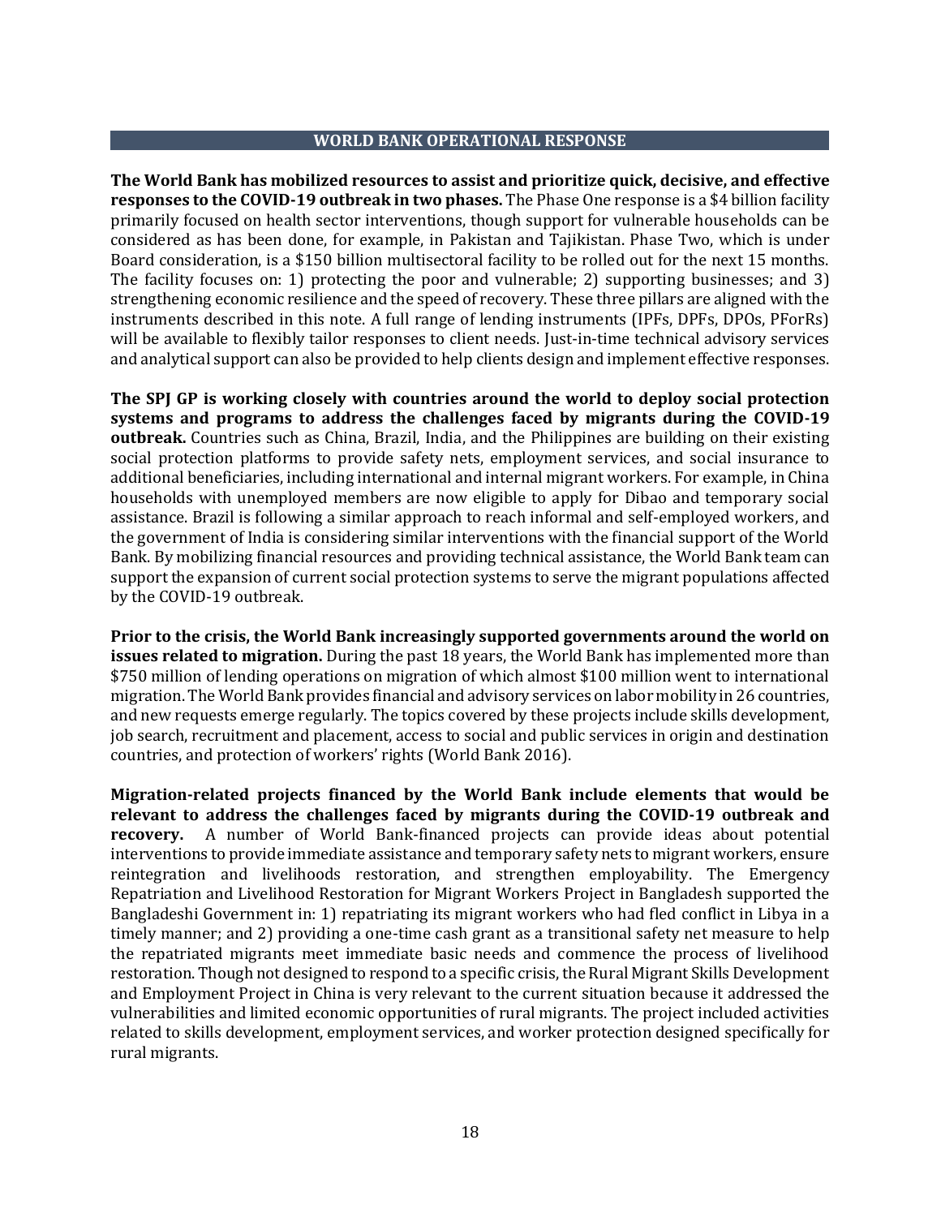## WORLD BANK OPERATIONAL RESPONSE

**The World Bank has mobilized resources to assist and prioritize quick, decisive, and effective responses to the COVID-19 outbreak in two phases.** The Phase One response is a $4 billion facility primarily focused on health sector interventions, though support for vulnerable households can be considered as has been done, for example, in Pakistan and Tajikistan. Phase Two, which is under Board consideration, is a $150 billion multisectoral facility to be rolled out for the next 15 months. The facility focuses on: 1) protecting the poor and vulnerable; 2) supporting businesses; and 3) strengthening economic resilience and the speed of recovery. These three pillars are aligned with the instruments described in this note. A full range of lending instruments (IPFs, DPFs, DPOs, PForRs) will be available to flexibly tailor responses to client needs. Just-in-time technical advisory services and analytical support can also be provided to help clients design and implement effective responses.

**The SPJ GP is working closely with countries around the world to deploy social protection systems and programs to address the challenges faced by migrants during the COVID-19 outbreak.** Countries such as China, Brazil, India, and the Philippines are building on their existing social protection platforms to provide safety nets, employment services, and social insurance to additional beneficiaries, including international and internal migrant workers. For example, in China households with unemployed members are now eligible to apply for Dibao and temporary social assistance. Brazil is following a similar approach to reach informal and self-employed workers, and the government of India is considering similar interventions with the financial support of the World Bank. By mobilizing financial resources and providing technical assistance, the World Bank team can support the expansion of current social protection systems to serve the migrant populations affected by the COVID-19 outbreak.

**Prior to the crisis, the World Bank increasingly supported governments around the world on issues related to migration.** During the past 18 years, the World Bank has implemented more than $750 million of lending operations on migration of which almost $100 million went to international migration. The World Bank provides financial and advisory services on labor mobility in 26 countries, and new requests emerge regularly. The topics covered by these projects include skills development, job search, recruitment and placement, access to social and public services in origin and destination countries, and protection of workers' rights (World Bank 2016).

**Migration-related projects financed by the World Bank include elements that would be relevant to address the challenges faced by migrants during the COVID-19 outbreak and recovery.** A number of World Bank-financed projects can provide ideas about potential interventions to provide immediate assistance and temporary safety nets to migrant workers, ensure reintegration and livelihoods restoration, and strengthen employability. The Emergency Repatriation and Livelihood Restoration for Migrant Workers Project in Bangladesh supported the Bangladeshi Government in: 1) repatriating its migrant workers who had fled conflict in Libya in a timely manner; and 2) providing a one-time cash grant as a transitional safety net measure to help the repatriated migrants meet immediate basic needs and commence the process of livelihood restoration. Though not designed to respond to a specific crisis, the Rural Migrant Skills Development and Employment Project in China is very relevant to the current situation because it addressed the vulnerabilities and limited economic opportunities of rural migrants. The project included activities related to skills development, employment services, and worker protection designed specifically for rural migrants.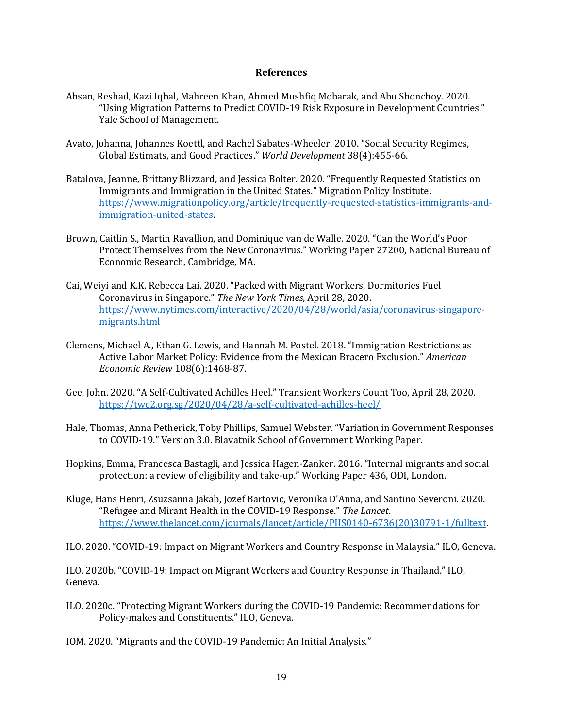## References

Ahsan, Reshad, Kazi Iqbal, Mahreen Khan, Ahmed Mushfiq Mobarak, and Abu Shonchoy. 2020. "Using Migration Patterns to Predict COVID-19 Risk Exposure in Development Countries." Yale School of Management.

Avato, Johanna, Johannes Koettl, and Rachel Sabates-Wheeler. 2010. "Social Security Regimes, Global Estimats, and Good Practices." *World Development* 38(4):455-66.

Batalova, Jeanne, Brittany Blizzard, and Jessica Bolter. 2020. "Frequently Requested Statistics on Immigrants and Immigration in the United States." Migration Policy Institute. [https://www.migrationpolicy.org/article/frequently-requested-statistics-immigrants-and-immigration-united-states](https://www.migrationpolicy.org/article/frequently-requested-statistics-immigrants-and-immigration-united-states).

Brown, Caitlin S., Martin Ravallion, and Dominique van de Walle. 2020. "Can the World's Poor Protect Themselves from the New Coronavirus." Working Paper 27200, National Bureau of Economic Research, Cambridge, MA.

Cai, Weiyi and K.K. Rebecca Lai. 2020. "Packed with Migrant Workers, Dormitories Fuel Coronavirus in Singapore." *The New York Times*, April 28, 2020. [https://www.nytimes.com/interactive/2020/04/28/world/asia/coronavirus-singapore-migrants.html](https://www.nytimes.com/interactive/2020/04/28/world/asia/coronavirus-singapore-migrants.html)

Clemens, Michael A., Ethan G. Lewis, and Hannah M. Postel. 2018. "Immigration Restrictions as Active Labor Market Policy: Evidence from the Mexican Bracero Exclusion." *American Economic Review* 108(6):1468-87.

Gee, John. 2020. "A Self-Cultivated Achilles Heel." Transient Workers Count Too, April 28, 2020. [https://twc2.org.sg/2020/04/28/a-self-cultivated-achilles-heel/](https://twc2.org.sg/2020/04/28/a-self-cultivated-achilles-heel/)

Hale, Thomas, Anna Petherick, Toby Phillips, Samuel Webster. "Variation in Government Responses to COVID-19." Version 3.0. Blavatnik School of Government Working Paper.

Hopkins, Emma, Francesca Bastagli, and Jessica Hagen-Zanker. 2016. "Internal migrants and social protection: a review of eligibility and take-up." Working Paper 436, ODI, London.

Kluge, Hans Henri, Zsuzsanna Jakab, Jozef Bartovic, Veronika D'Anna, and Santino Severoni. 2020. "Refugee and Mirant Health in the COVID-19 Response." *The Lancet*. [https://www.thelancet.com/journals/lancet/article/PIIS0140-6736(20)30791-1/fulltext](https://www.thelancet.com/journals/lancet/article/PIIS0140-6736(20)30791-1/fulltext).

ILO. 2020. "COVID-19: Impact on Migrant Workers and Country Response in Malaysia." ILO, Geneva.

ILO. 2020b. "COVID-19: Impact on Migrant Workers and Country Response in Thailand." ILO, Geneva.

ILO. 2020c. "Protecting Migrant Workers during the COVID-19 Pandemic: Recommendations for Policy-makes and Constituents." ILO, Geneva.

IOM. 2020. "Migrants and the COVID-19 Pandemic: An Initial Analysis."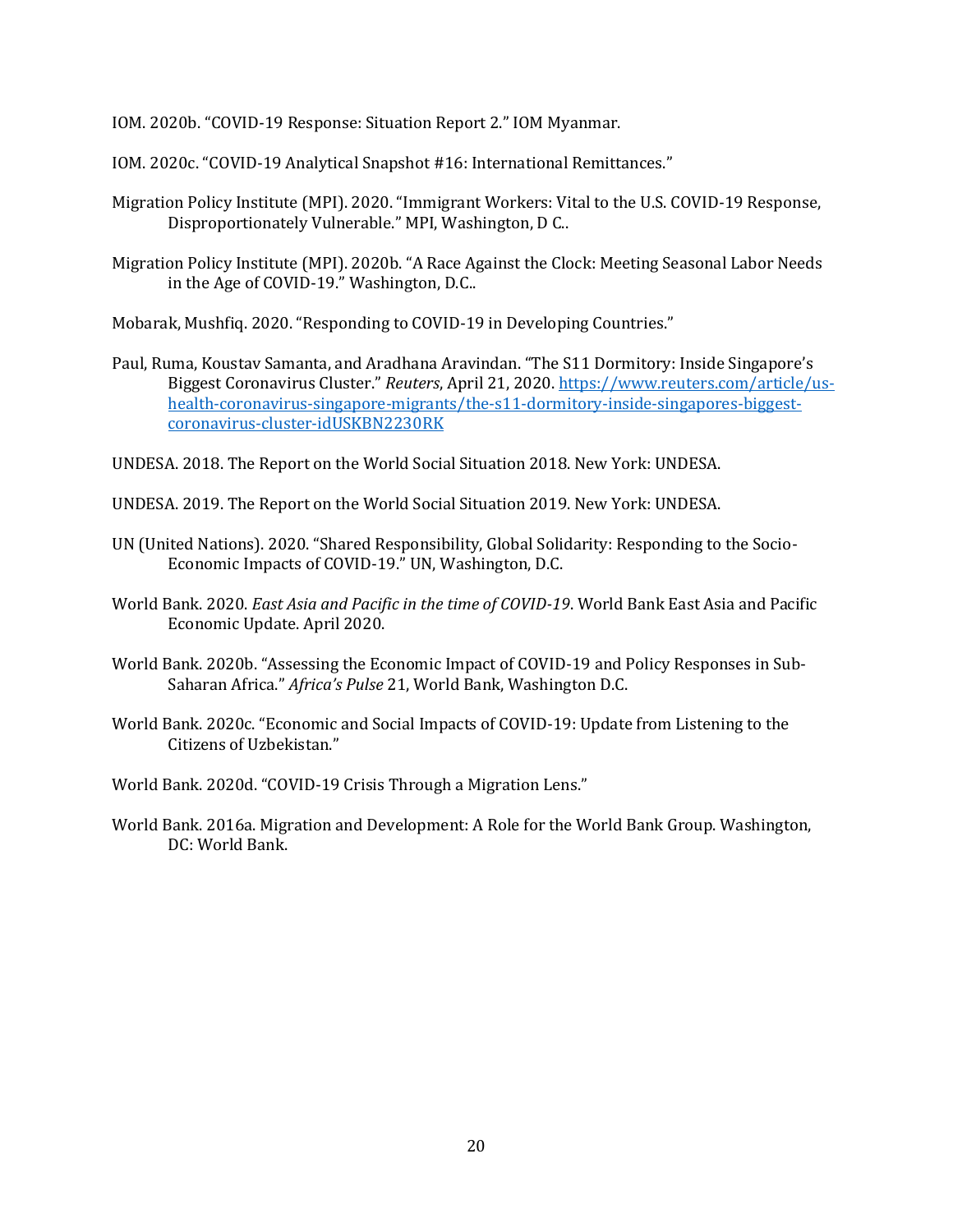IOM. 2020b. "COVID-19 Response: Situation Report 2." IOM Myanmar.

IOM. 2020c. "COVID-19 Analytical Snapshot #16: International Remittances."

Migration Policy Institute (MPI). 2020. "Immigrant Workers: Vital to the U.S. COVID-19 Response, Disproportionately Vulnerable." MPI, Washington, D C..

Migration Policy Institute (MPI). 2020b. "A Race Against the Clock: Meeting Seasonal Labor Needs in the Age of COVID-19." Washington, D.C..

Mobarak, Mushfiq. 2020. "Responding to COVID-19 in Developing Countries."

Paul, Ruma, Koustav Samanta, and Aradhana Aravindan. "The S11 Dormitory: Inside Singapore's Biggest Coronavirus Cluster." *Reuters*, April 21, 2020. [https://www.reuters.com/article/us-health-coronavirus-singapore-migrants/the-s11-dormitory-inside-singapores-biggest-coronavirus-cluster-idUSKBN2230RK](https://www.reuters.com/article/us-health-coronavirus-singapore-migrants/the-s11-dormitory-inside-singapores-biggest-coronavirus-cluster-idUSKBN2230RK)

UNDESA. 2018. The Report on the World Social Situation 2018. New York: UNDESA.

UNDESA. 2019. The Report on the World Social Situation 2019. New York: UNDESA.

UN (United Nations). 2020. "Shared Responsibility, Global Solidarity: Responding to the Socio-Economic Impacts of COVID-19." UN, Washington, D.C.

World Bank. 2020. *East Asia and Pacific in the time of COVID-19*. World Bank East Asia and Pacific Economic Update. April 2020.

World Bank. 2020b. "Assessing the Economic Impact of COVID-19 and Policy Responses in Sub-Saharan Africa." *Africa's Pulse* 21, World Bank, Washington D.C.

World Bank. 2020c. "Economic and Social Impacts of COVID-19: Update from Listening to the Citizens of Uzbekistan."

World Bank. 2020d. "COVID-19 Crisis Through a Migration Lens."

World Bank. 2016a. Migration and Development: A Role for the World Bank Group. Washington, DC: World Bank.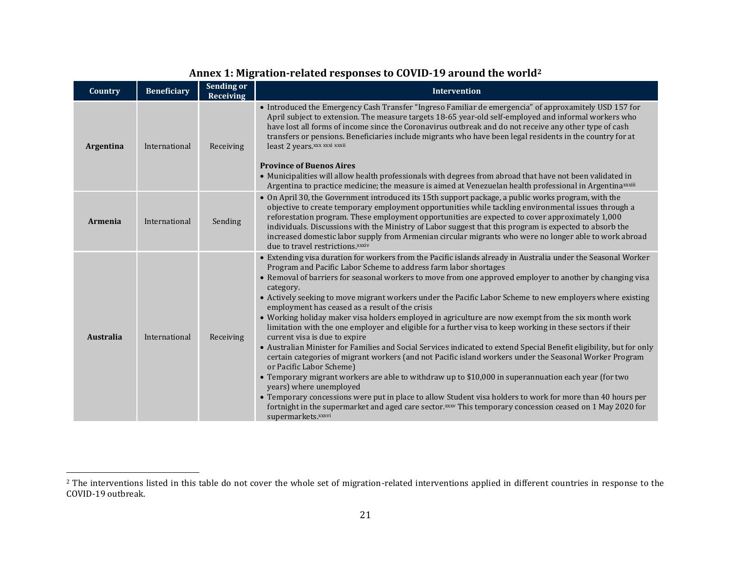## Annex 1: Migration-related responses to COVID-19 around the world[2]

| Country | Beneficiary | Sending or Receiving | Intervention |
|---|---|---|---|
| **Argentina** | International | Receiving | • Introduced the Emergency Cash Transfer "Ingreso Familiar de emergencia" of approximately USD 157 for April subject to extension. The measure targets 18-65 year-old self-employed and informal workers who have lost all forms of income since the Coronavirus outbreak and do not receive any other type of cash transfers or pensions. Beneficiaries include migrants who have been legal residents in the country for at least 2 years.[xxx xxxi xxxii]<br><br>**Province of Buenos Aires**<br>• Municipalities will allow health professionals with degrees from abroad that have not been validated in Argentina to practice medicine; the measure is aimed at Venezuelan health professional in Argentina[xxxiii] |
| **Armenia** | International | Sending | • On April 30, the Government introduced its 15th support package, a public works program, with the objective to create temporary employment opportunities while tackling environmental issues through a reforestation program. These employment opportunities are expected to cover approximately 1,000 individuals. Discussions with the Ministry of Labor suggest that this program is expected to absorb the increased domestic labor supply from Armenian circular migrants who were no longer able to work abroad due to travel restrictions.[xxxiv] |
| **Australia** | International | Receiving | • Extending visa duration for workers from the Pacific islands already in Australia under the Seasonal Worker Program and Pacific Labor Scheme to address farm labor shortages<br>• Removal of barriers for seasonal workers to move from one approved employer to another by changing visa category.<br>• Actively seeking to move migrant workers under the Pacific Labor Scheme to new employers where existing employment has ceased as a result of the crisis<br>• Working holiday maker visa holders employed in agriculture are now exempt from the six month work limitation with the one employer and eligible for a further visa to keep working in these sectors if their current visa is due to expire<br>• Australian Minister for Families and Social Services indicated to extend Special Benefit eligibility, but for only certain categories of migrant workers (and not Pacific island workers under the Seasonal Worker Program or Pacific Labor Scheme)<br>• Temporary migrant workers are able to withdraw up to $10,000 in superannuation each year (for two years) where unemployed<br>• Temporary concessions were put in place to allow Student visa holders to work for more than 40 hours per fortnight in the supermarket and aged care sector.[xxxv] This temporary concession ceased on 1 May 2020 for supermarkets.[xxxvi] |

[2] The interventions listed in this table do not cover the whole set of migration-related interventions applied in different countries in response to the COVID-19 outbreak.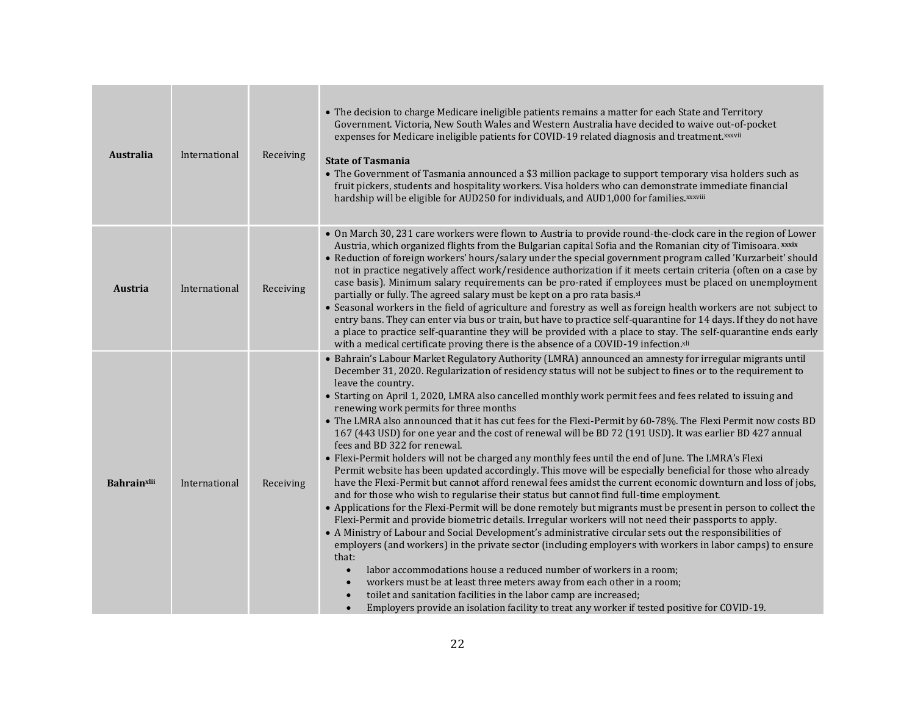| | | | |
|---|---|---|---|
| **Australia** | International | Receiving | • The decision to charge Medicare ineligible patients remains a matter for each State and Territory Government. Victoria, New South Wales and Western Australia have decided to waive out-of-pocket expenses for Medicare ineligible patients for COVID-19 related diagnosis and treatment.[xxxvii]<br><br>**State of Tasmania**<br>• The Government of Tasmania announced a $3 million package to support temporary visa holders such as fruit pickers, students and hospitality workers. Visa holders who can demonstrate immediate financial hardship will be eligible for AUD250 for individuals, and AUD1,000 for families.[xxxviii] |
| **Austria** | International | Receiving | • On March 30, 231 care workers were flown to Austria to provide round-the-clock care in the region of Lower Austria, which organized flights from the Bulgarian capital Sofia and the Romanian city of Timisoara. [xxxix]<br>• Reduction of foreign workers' hours/salary under the special government program called 'Kurzarbeit' should not in practice negatively affect work/residence authorization if it meets certain criteria (often on a case by case basis). Minimum salary requirements can be pro-rated if employees must be placed on unemployment partially or fully. The agreed salary must be kept on a pro rata basis.[xl]<br>• Seasonal workers in the field of agriculture and forestry as well as foreign health workers are not subject to entry bans. They can enter via bus or train, but have to practice self-quarantine for 14 days. If they do not have a place to practice self-quarantine they will be provided with a place to stay. The self-quarantine ends early with a medical certificate proving there is the absence of a COVID-19 infection.[xli] |
| **Bahrain**[xlii] | International | Receiving | • Bahrain's Labour Market Regulatory Authority (LMRA) announced an amnesty for irregular migrants until December 31, 2020. Regularization of residency status will not be subject to fines or to the requirement to leave the country.<br>• Starting on April 1, 2020, LMRA also cancelled monthly work permit fees and fees related to issuing and renewing work permits for three months<br>• The LMRA also announced that it has cut fees for the Flexi-Permit by 60-78%. The Flexi Permit now costs BD 167 (443 USD) for one year and the cost of renewal will be BD 72 (191 USD). It was earlier BD 427 annual fees and BD 322 for renewal.<br>• Flexi-Permit holders will not be charged any monthly fees until the end of June. The LMRA's Flexi Permit website has been updated accordingly. This move will be especially beneficial for those who already have the Flexi-Permit but cannot afford renewal fees amidst the current economic downturn and loss of jobs, and for those who wish to regularise their status but cannot find full-time employment.<br>• Applications for the Flexi-Permit will be done remotely but migrants must be present in person to collect the Flexi-Permit and provide biometric details. Irregular workers will not need their passports to apply.<br>• A Ministry of Labour and Social Development's administrative circular sets out the responsibilities of employers (and workers) in the private sector (including employers with workers in labor camps) to ensure that:<br>&nbsp;&nbsp;• labor accommodations house a reduced number of workers in a room;<br>&nbsp;&nbsp;• workers must be at least three meters away from each other in a room;<br>&nbsp;&nbsp;• toilet and sanitation facilities in the labor camp are increased;<br>&nbsp;&nbsp;• Employers provide an isolation facility to treat any worker if tested positive for COVID-19. |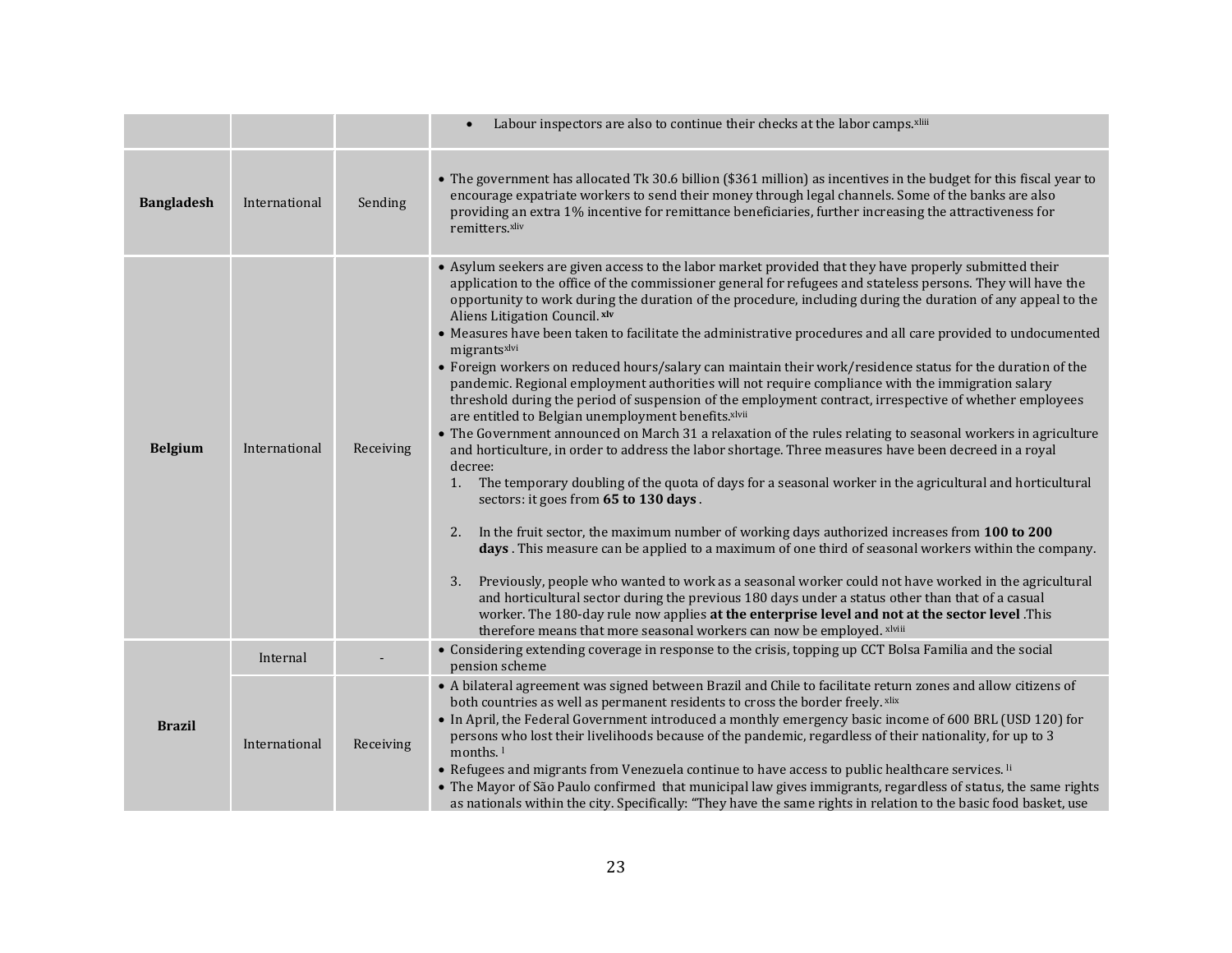| | | | |
|---|---|---|---|
| | | | • Labour inspectors are also to continue their checks at the labor camps.[xliii] |
| **Bangladesh** | International | Sending | • The government has allocated Tk 30.6 billion ($361 million) as incentives in the budget for this fiscal year to encourage expatriate workers to send their money through legal channels. Some of the banks are also providing an extra 1% incentive for remittance beneficiaries, further increasing the attractiveness for remitters.[xliv] |
| **Belgium** | International | Receiving | • Asylum seekers are given access to the labor market provided that they have properly submitted their application to the office of the commissioner general for refugees and stateless persons. They will have the opportunity to work during the duration of the procedure, including during the duration of any appeal to the Aliens Litigation Council.[xlv]<br>• Measures have been taken to facilitate the administrative procedures and all care provided to undocumented migrants[xlvi]<br>• Foreign workers on reduced hours/salary can maintain their work/residence status for the duration of the pandemic. Regional employment authorities will not require compliance with the immigration salary threshold during the period of suspension of the employment contract, irrespective of whether employees are entitled to Belgian unemployment benefits.[xlvii]<br>• The Government announced on March 31 a relaxation of the rules relating to seasonal workers in agriculture and horticulture, in order to address the labor shortage. Three measures have been decreed in a royal decree:<br>1. The temporary doubling of the quota of days for a seasonal worker in the agricultural and horticultural sectors: it goes from **65 to 130 days** .<br>2. In the fruit sector, the maximum number of working days authorized increases from **100 to 200 days** . This measure can be applied to a maximum of one third of seasonal workers within the company.<br>3. Previously, people who wanted to work as a seasonal worker could not have worked in the agricultural and horticultural sector during the previous 180 days under a status other than that of a casual worker. The 180-day rule now applies **at the enterprise level and not at the sector level** .This therefore means that more seasonal workers can now be employed.[xlviii] |
| **Brazil** | Internal | - | • Considering extending coverage in response to the crisis, topping up CCT Bolsa Familia and the social pension scheme |
| | International | Receiving | • A bilateral agreement was signed between Brazil and Chile to facilitate return zones and allow citizens of both countries as well as permanent residents to cross the border freely.[xlix]<br>• In April, the Federal Government introduced a monthly emergency basic income of 600 BRL (USD 120) for persons who lost their livelihoods because of the pandemic, regardless of their nationality, for up to 3 months.[l]<br>• Refugees and migrants from Venezuela continue to have access to public healthcare services.[li]<br>• The Mayor of São Paulo confirmed that municipal law gives immigrants, regardless of status, the same rights as nationals within the city. Specifically: "They have the same rights in relation to the basic food basket, use |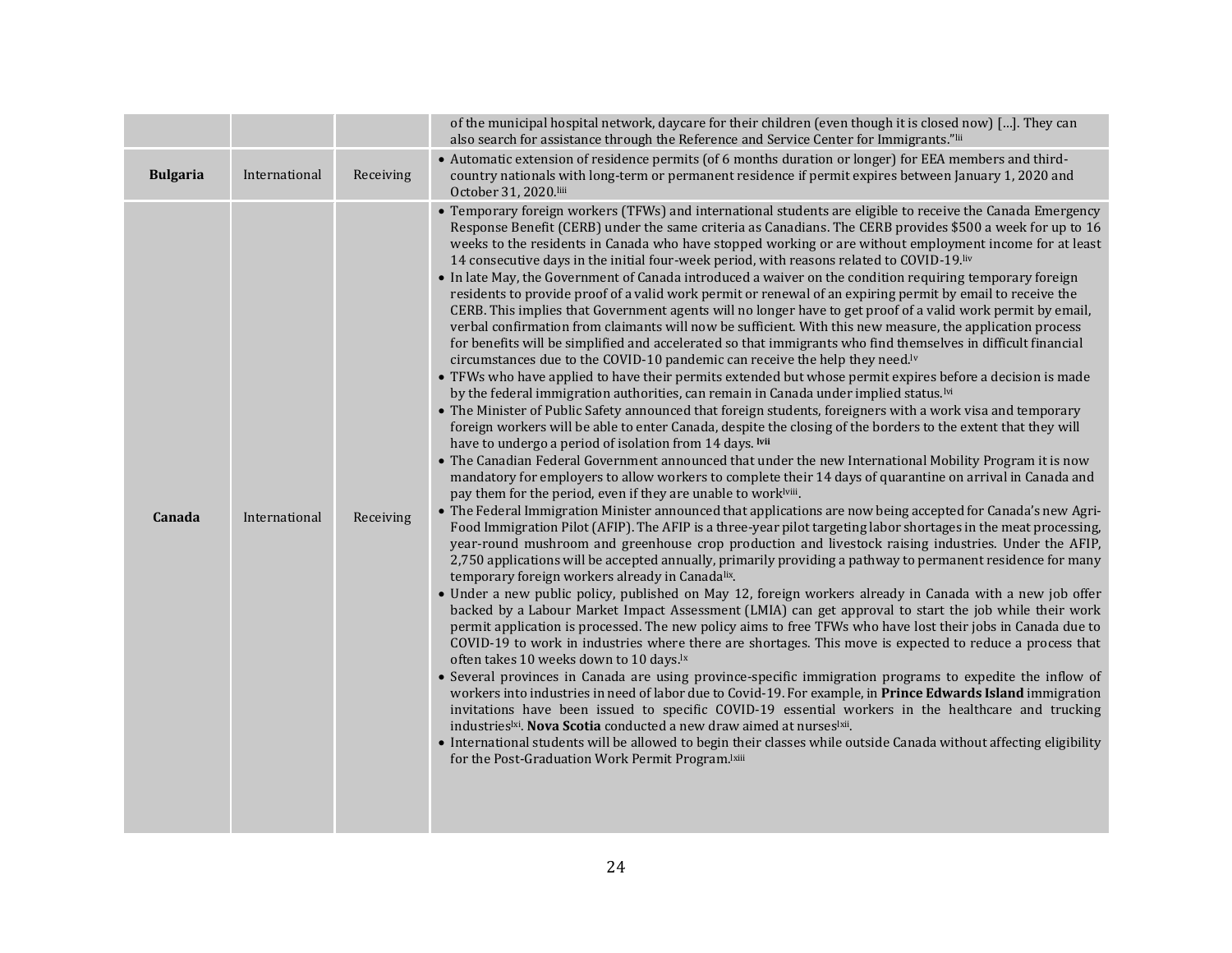| | | | |
|---|---|---|---|
| | | | of the municipal hospital network, daycare for their children (even though it is closed now) […]. They can also search for assistance through the Reference and Service Center for Immigrants."[lii] |
| **Bulgaria** | International | Receiving | • Automatic extension of residence permits (of 6 months duration or longer) for EEA members and third-country nationals with long-term or permanent residence if permit expires between January 1, 2020 and October 31, 2020.[liii] |
| **Canada** | International | Receiving | • Temporary foreign workers (TFWs) and international students are eligible to receive the Canada Emergency Response Benefit (CERB) under the same criteria as Canadians. The CERB provides $500 a week for up to 16 weeks to the residents in Canada who have stopped working or are without employment income for at least 14 consecutive days in the initial four-week period, with reasons related to COVID-19.[liv]<br>• In late May, the Government of Canada introduced a waiver on the condition requiring temporary foreign residents to provide proof of a valid work permit or renewal of an expiring permit by email to receive the CERB. This implies that Government agents will no longer have to get proof of a valid work permit by email, verbal confirmation from claimants will now be sufficient. With this new measure, the application process for benefits will be simplified and accelerated so that immigrants who find themselves in difficult financial circumstances due to the COVID-10 pandemic can receive the help they need.[lv]<br>• TFWs who have applied to have their permits extended but whose permit expires before a decision is made by the federal immigration authorities, can remain in Canada under implied status.[lvi]<br>• The Minister of Public Safety announced that foreign students, foreigners with a work visa and temporary foreign workers will be able to enter Canada, despite the closing of the borders to the extent that they will have to undergo a period of isolation from 14 days. [lvii]<br>• The Canadian Federal Government announced that under the new International Mobility Program it is now mandatory for employers to allow workers to complete their 14 days of quarantine on arrival in Canada and pay them for the period, even if they are unable to work[lviii].<br>• The Federal Immigration Minister announced that applications are now being accepted for Canada's new Agri-Food Immigration Pilot (AFIP). The AFIP is a three-year pilot targeting labor shortages in the meat processing, year-round mushroom and greenhouse crop production and livestock raising industries. Under the AFIP, 2,750 applications will be accepted annually, primarily providing a pathway to permanent residence for many temporary foreign workers already in Canada[lix].<br>• Under a new public policy, published on May 12, foreign workers already in Canada with a new job offer backed by a Labour Market Impact Assessment (LMIA) can get approval to start the job while their work permit application is processed. The new policy aims to free TFWs who have lost their jobs in Canada due to COVID-19 to work in industries where there are shortages. This move is expected to reduce a process that often takes 10 weeks down to 10 days.[lx]<br>• Several provinces in Canada are using province-specific immigration programs to expedite the inflow of workers into industries in need of labor due to Covid-19. For example, in **Prince Edwards Island** immigration invitations have been issued to specific COVID-19 essential workers in the healthcare and trucking industries[lxi]. **Nova Scotia** conducted a new draw aimed at nurses[lxii].<br>• International students will be allowed to begin their classes while outside Canada without affecting eligibility for the Post-Graduation Work Permit Program.[lxiii] |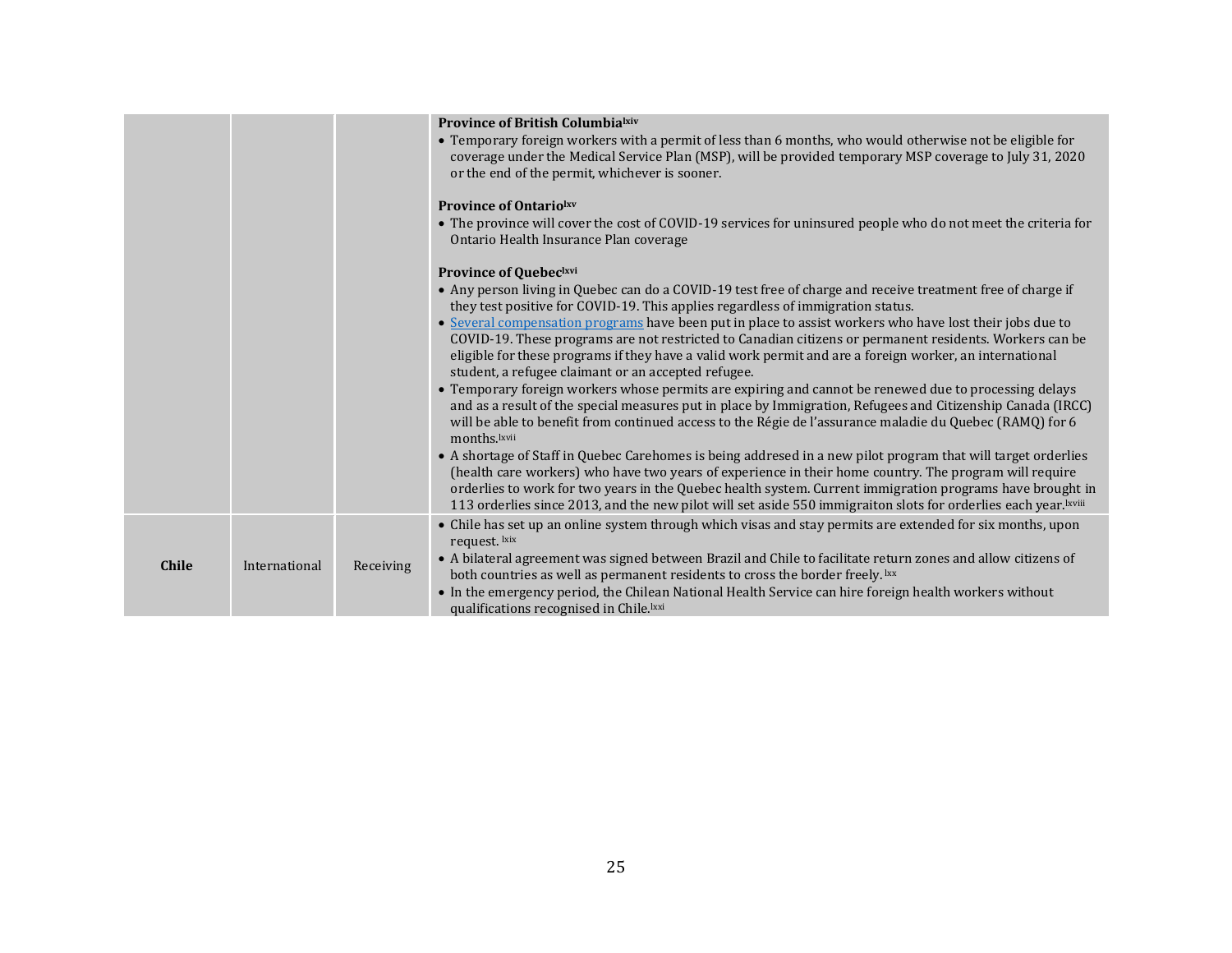| | | | |
|---|---|---|---|
| | | | **Province of British Columbia**[lxiv] <br>• Temporary foreign workers with a permit of less than 6 months, who would otherwise not be eligible for coverage under the Medical Service Plan (MSP), will be provided temporary MSP coverage to July 31, 2020 or the end of the permit, whichever is sooner.<br><br>**Province of Ontario**[lxv] <br>• The province will cover the cost of COVID-19 services for uninsured people who do not meet the criteria for Ontario Health Insurance Plan coverage<br><br>**Province of Quebec**[lxvi] <br>• Any person living in Quebec can do a COVID-19 test free of charge and receive treatment free of charge if they test positive for COVID-19. This applies regardless of immigration status.<br>• Several compensation programs have been put in place to assist workers who have lost their jobs due to COVID-19. These programs are not restricted to Canadian citizens or permanent residents. Workers can be eligible for these programs if they have a valid work permit and are a foreign worker, an international student, a refugee claimant or an accepted refugee.<br>• Temporary foreign workers whose permits are expiring and cannot be renewed due to processing delays and as a result of the special measures put in place by Immigration, Refugees and Citizenship Canada (IRCC) will be able to benefit from continued access to the Régie de l'assurance maladie du Quebec (RAMQ) for 6 months.[lxvii] <br>• A shortage of Staff in Quebec Carehomes is being addresed in a new pilot program that will target orderlies (health care workers) who have two years of experience in their home country. The program will require orderlies to work for two years in the Quebec health system. Current immigration programs have brought in 113 orderlies since 2013, and the new pilot will set aside 550 immigraiton slots for orderlies each year.[lxviii] |
| **Chile** | International | Receiving | • Chile has set up an online system through which visas and stay permits are extended for six months, upon request. [lxix] <br>• A bilateral agreement was signed between Brazil and Chile to facilitate return zones and allow citizens of both countries as well as permanent residents to cross the border freely. [lxx] <br>• In the emergency period, the Chilean National Health Service can hire foreign health workers without qualifications recognised in Chile.[lxxi] |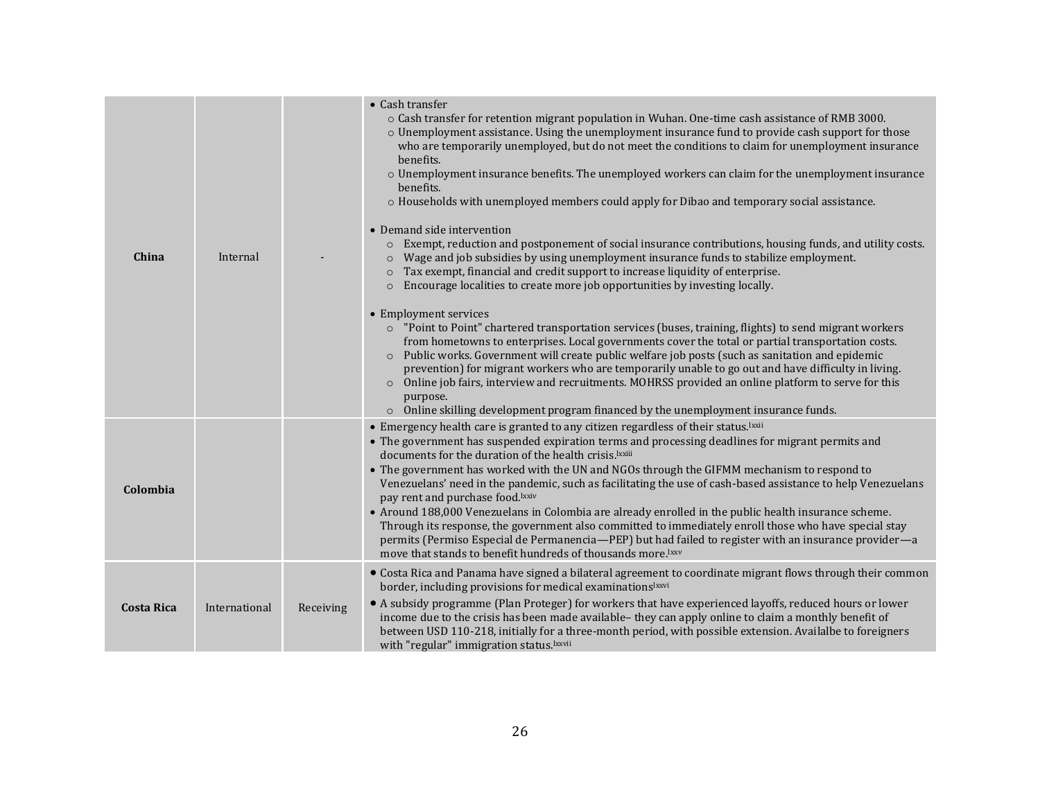| | | | |
|---|---|---|---|
| **China** | Internal | - | • Cash transfer<br>○ Cash transfer for retention migrant population in Wuhan. One-time cash assistance of RMB 3000.<br>○ Unemployment assistance. Using the unemployment insurance fund to provide cash support for those who are temporarily unemployed, but do not meet the conditions to claim for unemployment insurance benefits.<br>○ Unemployment insurance benefits. The unemployed workers can claim for the unemployment insurance benefits.<br>○ Households with unemployed members could apply for Dibao and temporary social assistance.<br><br>• Demand side intervention<br>○ Exempt, reduction and postponement of social insurance contributions, housing funds, and utility costs.<br>○ Wage and job subsidies by using unemployment insurance funds to stabilize employment.<br>○ Tax exempt, financial and credit support to increase liquidity of enterprise.<br>○ Encourage localities to create more job opportunities by investing locally.<br><br>• Employment services<br>○ "Point to Point" chartered transportation services (buses, training, flights) to send migrant workers from hometowns to enterprises. Local governments cover the total or partial transportation costs.<br>○ Public works. Government will create public welfare job posts (such as sanitation and epidemic prevention) for migrant workers who are temporarily unable to go out and have difficulty in living.<br>○ Online job fairs, interview and recruitments. MOHRSS provided an online platform to serve for this purpose.<br>○ Online skilling development program financed by the unemployment insurance funds. |
| **Colombia** | | | • Emergency health care is granted to any citizen regardless of their status.[lxxii]<br>• The government has suspended expiration terms and processing deadlines for migrant permits and documents for the duration of the health crisis.[lxxiii]<br>• The government has worked with the UN and NGOs through the GIFMM mechanism to respond to Venezuelans' need in the pandemic, such as facilitating the use of cash-based assistance to help Venezuelans pay rent and purchase food.[lxxiv]<br>• Around 188,000 Venezuelans in Colombia are already enrolled in the public health insurance scheme. Through its response, the government also committed to immediately enroll those who have special stay permits (Permiso Especial de Permanencia—PEP) but had failed to register with an insurance provider—a move that stands to benefit hundreds of thousands more.[lxxv] |
| **Costa Rica** | International | Receiving | • Costa Rica and Panama have signed a bilateral agreement to coordinate migrant flows through their common border, including provisions for medical examinations[lxxvi]<br>• A subsidy programme (Plan Proteger) for workers that have experienced layoffs, reduced hours or lower income due to the crisis has been made available– they can apply online to claim a monthly benefit of between USD 110-218, initially for a three-month period, with possible extension. Availalbe to foreigners with "regular" immigration status.[lxxvii] |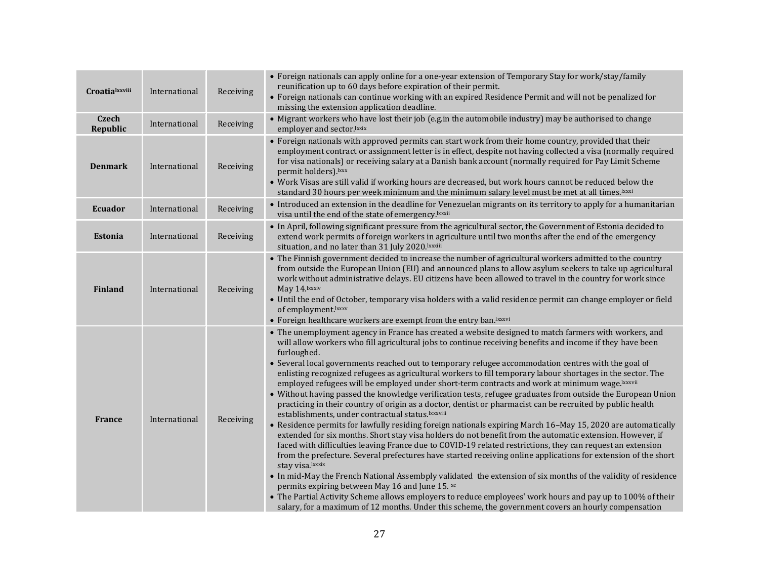| Croatia[lxxviii] | International | Receiving | • Foreign nationals can apply online for a one-year extension of Temporary Stay for work/stay/family reunification up to 60 days before expiration of their permit.<br>• Foreign nationals can continue working with an expired Residence Permit and will not be penalized for missing the extension application deadline. |
|---|---|---|---|
| **Czech Republic** | International | Receiving | • Migrant workers who have lost their job (e.g.in the automobile industry) may be authorised to change employer and sector.[lxxix] |
| **Denmark** | International | Receiving | • Foreign nationals with approved permits can start work from their home country, provided that their employment contract or assignment letter is in effect, despite not having collected a visa (normally required for visa nationals) or receiving salary at a Danish bank account (normally required for Pay Limit Scheme permit holders).[lxxx]<br>• Work Visas are still valid if working hours are decreased, but work hours cannot be reduced below the standard 30 hours per week minimum and the minimum salary level must be met at all times.[lxxxi] |
| **Ecuador** | International | Receiving | • Introduced an extension in the deadline for Venezuelan migrants on its territory to apply for a humanitarian visa until the end of the state of emergency.[lxxxii] |
| **Estonia** | International | Receiving | • In April, following significant pressure from the agricultural sector, the Government of Estonia decided to extend work permits of foreign workers in agriculture until two months after the end of the emergency situation, and no later than 31 July 2020.[lxxxiii] |
| **Finland** | International | Receiving | • The Finnish government decided to increase the number of agricultural workers admitted to the country from outside the European Union (EU) and announced plans to allow asylum seekers to take up agricultural work without administrative delays. EU citizens have been allowed to travel in the country for work since May 14.[lxxxiv]<br>• Until the end of October, temporary visa holders with a valid residence permit can change employer or field of employment.[lxxxv]<br>• Foreign healthcare workers are exempt from the entry ban.[lxxxvi] |
| **France** | International | Receiving | • The unemployment agency in France has created a website designed to match farmers with workers, and will allow workers who fill agricultural jobs to continue receiving benefits and income if they have been furloughed.<br>• Several local governments reached out to temporary refugee accommodation centres with the goal of enlisting recognized refugees as agricultural workers to fill temporary labour shortages in the sector. The employed refugees will be employed under short-term contracts and work at minimum wage.[lxxxvii]<br>• Without having passed the knowledge verification tests, refugee graduates from outside the European Union practicing in their country of origin as a doctor, dentist or pharmacist can be recruited by public health establishments, under contractual status.[lxxxviii]<br>• Residence permits for lawfully residing foreign nationals expiring March 16–May 15, 2020 are automatically extended for six months. Short stay visa holders do not benefit from the automatic extension. However, if faced with difficulties leaving France due to COVID-19 related restrictions, they can request an extension from the prefecture. Several prefectures have started receiving online applications for extension of the short stay visa.[lxxxix]<br>• In mid-May the French National Assembply validated the extension of six months of the validity of residence permits expiring between May 16 and June 15.[xc]<br>• The Partial Activity Scheme allows employers to reduce employees' work hours and pay up to 100% of their salary, for a maximum of 12 months. Under this scheme, the government covers an hourly compensation |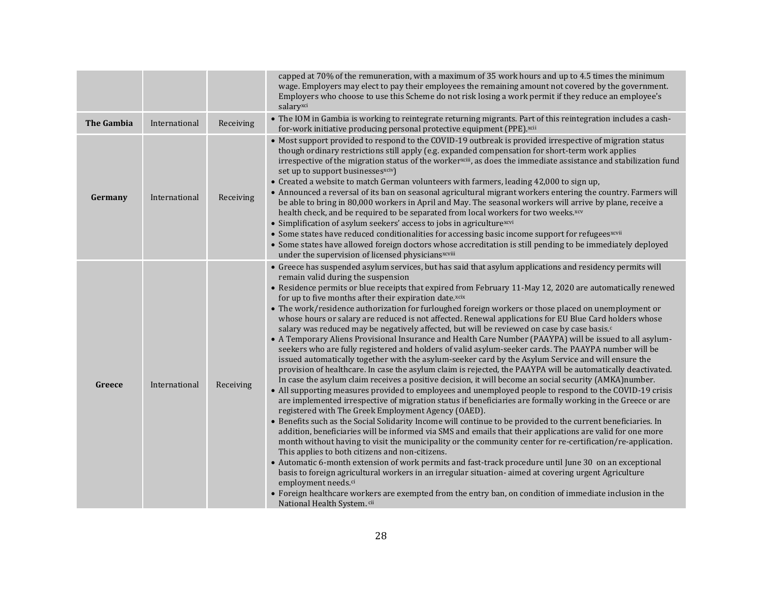| | | | |
|---|---|---|---|
| | | | capped at 70% of the remuneration, with a maximum of 35 work hours and up to 4.5 times the minimum wage. Employers may elect to pay their employees the remaining amount not covered by the government. Employers who choose to use this Scheme do not risk losing a work permit if they reduce an employee's salary[xci] |
| **The Gambia** | International | Receiving | • The IOM in Gambia is working to reintegrate returning migrants. Part of this reintegration includes a cash-for-work initiative producing personal protective equipment (PPE).[xcii] |
| **Germany** | International | Receiving | • Most support provided to respond to the COVID-19 outbreak is provided irrespective of migration status though ordinary restrictions still apply (e.g. expanded compensation for short-term work applies irrespective of the migration status of the worker[xciii], as does the immediate assistance and stabilization fund set up to support businesses[xciv])<br>• Created a website to match German volunteers with farmers, leading 42,000 to sign up,<br>• Announced a reversal of its ban on seasonal agricultural migrant workers entering the country. Farmers will be able to bring in 80,000 workers in April and May. The seasonal workers will arrive by plane, receive a health check, and be required to be separated from local workers for two weeks.[xcv]<br>• Simplification of asylum seekers' access to jobs in agriculture[xcvi]<br>• Some states have reduced conditionalities for accessing basic income support for refugees[xcvii]<br>• Some states have allowed foreign doctors whose accreditation is still pending to be immediately deployed under the supervision of licensed physicians[xcviii] |
| **Greece** | International | Receiving | • Greece has suspended asylum services, but has said that asylum applications and residency permits will remain valid during the suspension<br>• Residence permits or blue receipts that expired from February 11-May 12, 2020 are automatically renewed for up to five months after their expiration date.[xcix]<br>• The work/residence authorization for furloughed foreign workers or those placed on unemployment or whose hours or salary are reduced is not affected. Renewal applications for EU Blue Card holders whose salary was reduced may be negatively affected, but will be reviewed on case by case basis.[c]<br>• A Temporary Aliens Provisional Insurance and Health Care Number (PAAYPA) will be issued to all asylum-seekers who are fully registered and holders of valid asylum-seeker cards. The PAAYPA number will be issued automatically together with the asylum-seeker card by the Asylum Service and will ensure the provision of healthcare. In case the asylum claim is rejected, the PAAYPA will be automatically deactivated. In case the asylum claim receives a positive decision, it will become an social security (AMKA)number.<br>• All supporting measures provided to employees and unemployed people to respond to the COVID-19 crisis are implemented irrespective of migration status if beneficiaries are formally working in the Greece or are registered with The Greek Employment Agency (OAED).<br>• Benefits such as the Social Solidarity Income will continue to be provided to the current beneficiaries. In addition, beneficiaries will be informed via SMS and emails that their applications are valid for one more month without having to visit the municipality or the community center for re-certification/re-application. This applies to both citizens and non-citizens.<br>• Automatic 6-month extension of work permits and fast-track procedure until June 30 on an exceptional basis to foreign agricultural workers in an irregular situation- aimed at covering urgent Agriculture employment needs.[ci]<br>• Foreign healthcare workers are exempted from the entry ban, on condition of immediate inclusion in the National Health System.[cii] |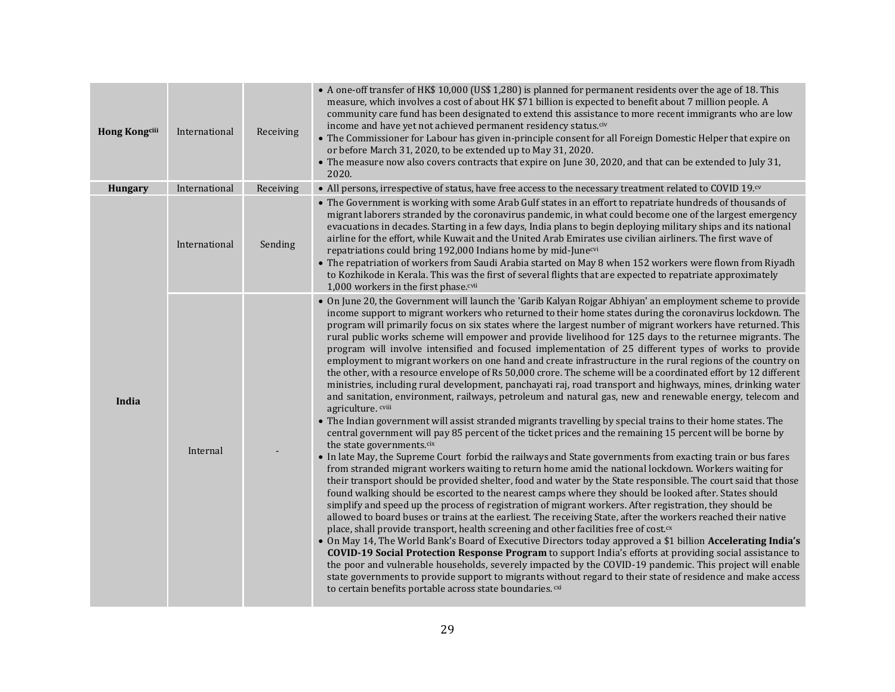| Hong Kong[ciii] | International | Receiving | • A one-off transfer of HK$ 10,000 (US$ 1,280) is planned for permanent residents over the age of 18. This measure, which involves a cost of about HK $71 billion is expected to benefit about 7 million people. A community care fund has been designated to extend this assistance to more recent immigrants who are low income and have yet not achieved permanent residency status.[civ]<br>• The Commissioner for Labour has given in-principle consent for all Foreign Domestic Helper that expire on or before March 31, 2020, to be extended up to May 31, 2020.<br>• The measure now also covers contracts that expire on June 30, 2020, and that can be extended to July 31, 2020. |
|---|---|---|---|
| **Hungary** | International | Receiving | • All persons, irrespective of status, have free access to the necessary treatment related to COVID 19.[cv] |
| **India** | International | Sending | • The Government is working with some Arab Gulf states in an effort to repatriate hundreds of thousands of migrant laborers stranded by the coronavirus pandemic, in what could become one of the largest emergency evacuations in decades. Starting in a few days, India plans to begin deploying military ships and its national airline for the effort, while Kuwait and the United Arab Emirates use civilian airliners. The first wave of repatriations could bring 192,000 Indians home by mid-June[cvi]<br>• The repatriation of workers from Saudi Arabia started on May 8 when 152 workers were flown from Riyadh to Kozhikode in Kerala. This was the first of several flights that are expected to repatriate approximately 1,000 workers in the first phase.[cvii] |
| | Internal | - | • On June 20, the Government will launch the 'Garib Kalyan Rojgar Abhiyan' an employment scheme to provide income support to migrant workers who returned to their home states during the coronavirus lockdown. The program will primarily focus on six states where the largest number of migrant workers have returned. This rural public works scheme will empower and provide livelihood for 125 days to the returnee migrants. The program will involve intensified and focused implementation of 25 different types of works to provide employment to migrant workers on one hand and create infrastructure in the rural regions of the country on the other, with a resource envelope of Rs 50,000 crore. The scheme will be a coordinated effort by 12 different ministries, including rural development, panchayati raj, road transport and highways, mines, drinking water and sanitation, environment, railways, petroleum and natural gas, new and renewable energy, telecom and agriculture. [cviii]<br>• The Indian government will assist stranded migrants travelling by special trains to their home states. The central government will pay 85 percent of the ticket prices and the remaining 15 percent will be borne by the state governments.[cix]<br>• In late May, the Supreme Court forbid the railways and State governments from exacting train or bus fares from stranded migrant workers waiting to return home amid the national lockdown. Workers waiting for their transport should be provided shelter, food and water by the State responsible. The court said that those found walking should be escorted to the nearest camps where they should be looked after. States should simplify and speed up the process of registration of migrant workers. After registration, they should be allowed to board buses or trains at the earliest. The receiving State, after the workers reached their native place, shall provide transport, health screening and other facilities free of cost.[cx]<br>• On May 14, The World Bank's Board of Executive Directors today approved a $1 billion **Accelerating India's COVID-19 Social Protection Response Program** to support India's efforts at providing social assistance to the poor and vulnerable households, severely impacted by the COVID-19 pandemic. This project will enable state governments to provide support to migrants without regard to their state of residence and make access to certain benefits portable across state boundaries. [cxi] |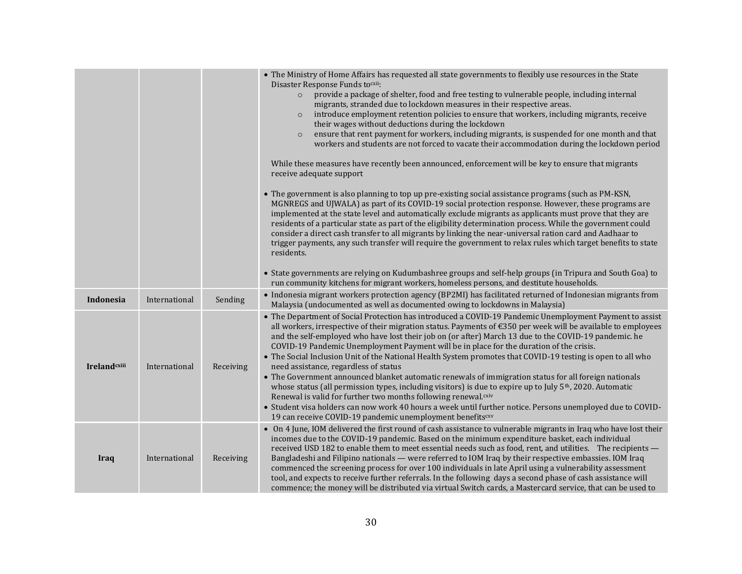| | | | |
|---|---|---|---|
| | | | • The Ministry of Home Affairs has requested all state governments to flexibly use resources in the State Disaster Response Funds to[cxii]:<br>○ provide a package of shelter, food and free testing to vulnerable people, including internal migrants, stranded due to lockdown measures in their respective areas.<br>○ introduce employment retention policies to ensure that workers, including migrants, receive their wages without deductions during the lockdown<br>○ ensure that rent payment for workers, including migrants, is suspended for one month and that workers and students are not forced to vacate their accommodation during the lockdown period<br><br>While these measures have recently been announced, enforcement will be key to ensure that migrants receive adequate support<br><br>• The government is also planning to top up pre-existing social assistance programs (such as PM-KSN, MGNREGS and UJWALA) as part of its COVID-19 social protection response. However, these programs are implemented at the state level and automatically exclude migrants as applicants must prove that they are residents of a particular state as part of the eligibility determination process. While the government could consider a direct cash transfer to all migrants by linking the near-universal ration card and Aadhaar to trigger payments, any such transfer will require the government to relax rules which target benefits to state residents.<br><br>• State governments are relying on Kudumbashree groups and self-help groups (in Tripura and South Goa) to run community kitchens for migrant workers, homeless persons, and destitute households. |
| **Indonesia** | International | Sending | • Indonesia migrant workers protection agency (BP2MI) has facilitated returned of Indonesian migrants from Malaysia (undocumented as well as documented owing to lockdowns in Malaysia) |
| **Ireland**[cxiii] | International | Receiving | • The Department of Social Protection has introduced a COVID-19 Pandemic Unemployment Payment to assist all workers, irrespective of their migration status. Payments of €350 per week will be available to employees and the self-employed who have lost their job on (or after) March 13 due to the COVID-19 pandemic. he COVID-19 Pandemic Unemployment Payment will be in place for the duration of the crisis.<br>• The Social Inclusion Unit of the National Health System promotes that COVID-19 testing is open to all who need assistance, regardless of status<br>• The Government announced blanket automatic renewals of immigration status for all foreign nationals whose status (all permission types, including visitors) is due to expire up to July 5th, 2020. Automatic Renewal is valid for further two months following renewal.[cxiv]<br>• Student visa holders can now work 40 hours a week until further notice. Persons unemployed due to COVID-19 can receive COVID-19 pandemic unemployment benefits[cxv] |
| **Iraq** | International | Receiving | • On 4 June, IOM delivered the first round of cash assistance to vulnerable migrants in Iraq who have lost their incomes due to the COVID-19 pandemic. Based on the minimum expenditure basket, each individual received USD 182 to enable them to meet essential needs such as food, rent, and utilities. The recipients — Bangladeshi and Filipino nationals — were referred to IOM Iraq by their respective embassies. IOM Iraq commenced the screening process for over 100 individuals in late April using a vulnerability assessment tool, and expects to receive further referrals. In the following days a second phase of cash assistance will commence; the money will be distributed via virtual Switch cards, a Mastercard service, that can be used to |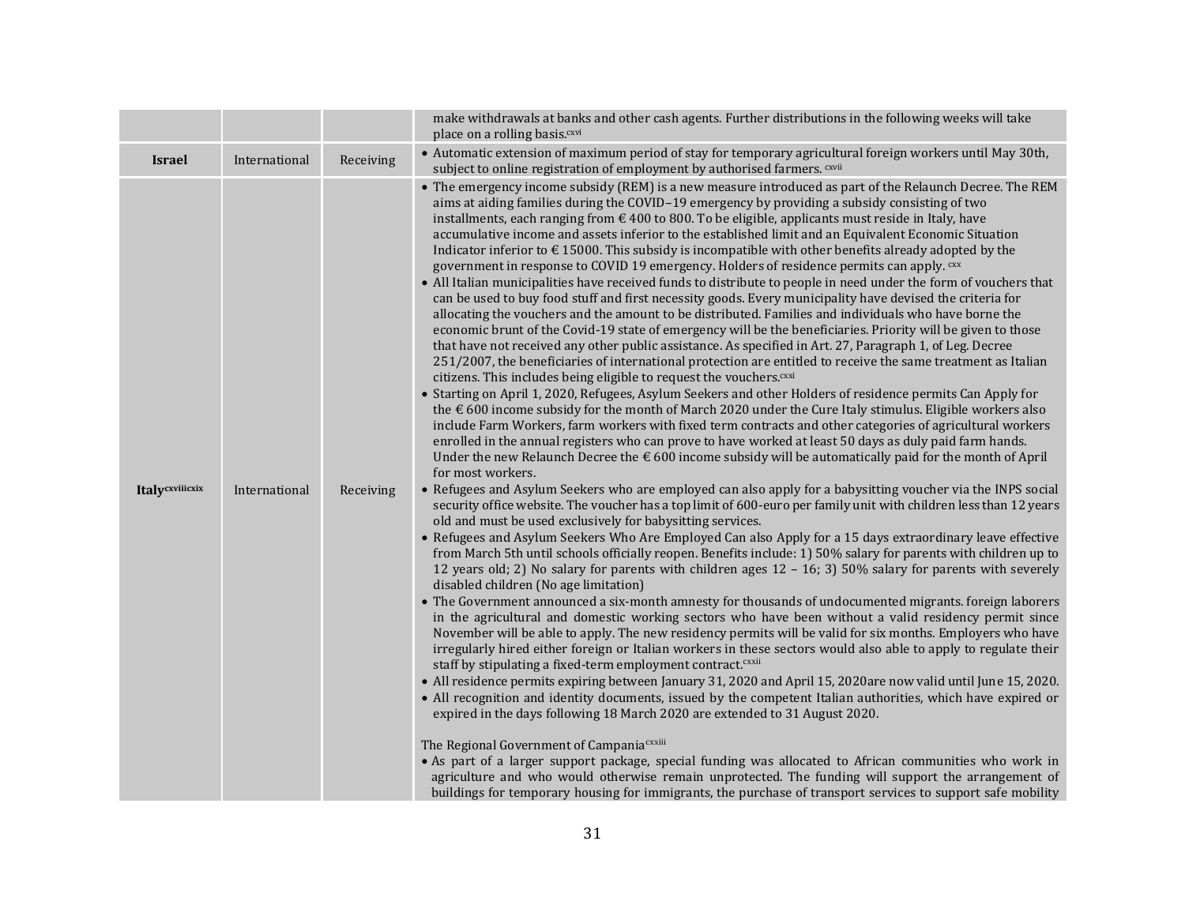| | | | |
|---|---|---|---|
| | | | make withdrawals at banks and other cash agents. Further distributions in the following weeks will take place on a rolling basis.[cxvi] |
| **Israel** | International | Receiving | • Automatic extension of maximum period of stay for temporary agricultural foreign workers until May 30th, subject to online registration of employment by authorised farmers. [cxvii] |
| **Italy**[cxviii][cxix] | International | Receiving | • The emergency income subsidy (REM) is a new measure introduced as part of the Relaunch Decree. The REM aims at aiding families during the COVID–19 emergency by providing a subsidy consisting of two installments, each ranging from € 400 to 800. To be eligible, applicants must reside in Italy, have accumulative income and assets inferior to the established limit and an Equivalent Economic Situation Indicator inferior to € 15000. This subsidy is incompatible with other benefits already adopted by the government in response to COVID 19 emergency. Holders of residence permits can apply. [cxx]<br>• All Italian municipalities have received funds to distribute to people in need under the form of vouchers that can be used to buy food stuff and first necessity goods. Every municipality have devised the criteria for allocating the vouchers and the amount to be distributed. Families and individuals who have borne the economic brunt of the Covid-19 state of emergency will be the beneficiaries. Priority will be given to those that have not received any other public assistance. As specified in Art. 27, Paragraph 1, of Leg. Decree 251/2007, the beneficiaries of international protection are entitled to receive the same treatment as Italian citizens. This includes being eligible to request the vouchers.[cxxi]<br>• Starting on April 1, 2020, Refugees, Asylum Seekers and other Holders of residence permits Can Apply for the € 600 income subsidy for the month of March 2020 under the Cure Italy stimulus. Eligible workers also include Farm Workers, farm workers with fixed term contracts and other categories of agricultural workers enrolled in the annual registers who can prove to have worked at least 50 days as duly paid farm hands. Under the new Relaunch Decree the € 600 income subsidy will be automatically paid for the month of April for most workers.<br>• Refugees and Asylum Seekers who are employed can also apply for a babysitting voucher via the INPS social security office website. The voucher has a top limit of 600-euro per family unit with children less than 12 years old and must be used exclusively for babysitting services.<br>• Refugees and Asylum Seekers Who Are Employed Can also Apply for a 15 days extraordinary leave effective from March 5th until schools officially reopen. Benefits include: 1) 50% salary for parents with children up to 12 years old; 2) No salary for parents with children ages 12 – 16; 3) 50% salary for parents with severely disabled children (No age limitation)<br>• The Government announced a six-month amnesty for thousands of undocumented migrants. foreign laborers in the agricultural and domestic working sectors who have been without a valid residency permit since November will be able to apply. The new residency permits will be valid for six months. Employers who have irregularly hired either foreign or Italian workers in these sectors would also able to apply to regulate their staff by stipulating a fixed-term employment contract.[cxxii]<br>• All residence permits expiring between January 31, 2020 and April 15, 2020are now valid until June 15, 2020.<br>• All recognition and identity documents, issued by the competent Italian authorities, which have expired or expired in the days following 18 March 2020 are extended to 31 August 2020.<br><br>The Regional Government of Campania[cxxiii]<br>• As part of a larger support package, special funding was allocated to African communities who work in agriculture and who would otherwise remain unprotected. The funding will support the arrangement of buildings for temporary housing for immigrants, the purchase of transport services to support safe mobility |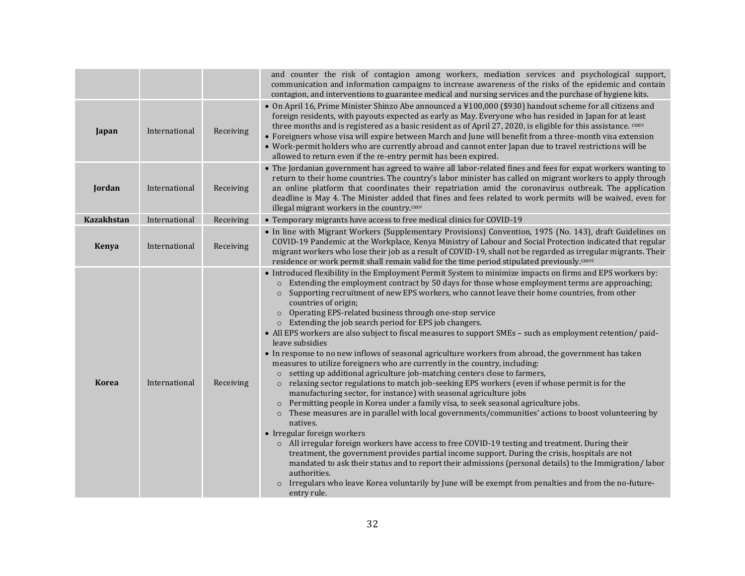| | | | |
|---|---|---|---|
| | | | and counter the risk of contagion among workers, mediation services and psychological support, communication and information campaigns to increase awareness of the risks of the epidemic and contain contagion, and interventions to guarantee medical and nursing services and the purchase of hygiene kits. |
| **Japan** | International | Receiving | • On April 16, Prime Minister Shinzo Abe announced a ¥100,000 ($930) handout scheme for all citizens and foreign residents, with payouts expected as early as May. Everyone who has resided in Japan for at least three months and is registered as a basic resident as of April 27, 2020, is eligible for this assistance. [cxxiv]<br>• Foreigners whose visa will expire between March and June will benefit from a three-month visa extension<br>• Work-permit holders who are currently abroad and cannot enter Japan due to travel restrictions will be allowed to return even if the re-entry permit has been expired. |
| **Jordan** | International | Receiving | • The Jordanian government has agreed to waive all labor-related fines and fees for expat workers wanting to return to their home countries. The country's labor minister has called on migrant workers to apply through an online platform that coordinates their repatriation amid the coronavirus outbreak. The application deadline is May 4. The Minister added that fines and fees related to work permits will be waived, even for illegal migrant workers in the country.[cxxv] |
| **Kazakhstan** | International | Receiving | • Temporary migrants have access to free medical clinics for COVID-19 |
| **Kenya** | International | Receiving | • In line with Migrant Workers (Supplementary Provisions) Convention, 1975 (No. 143), draft Guidelines on COVID-19 Pandemic at the Workplace, Kenya Ministry of Labour and Social Protection indicated that regular migrant workers who lose their job as a result of COVID-19, shall not be regarded as irregular migrants. Their residence or work permit shall remain valid for the time period stipulated previously.[cxxvi] |
| **Korea** | International | Receiving | • Introduced flexibility in the Employment Permit System to minimize impacts on firms and EPS workers by:<br>  ○ Extending the employment contract by 50 days for those whose employment terms are approaching;<br>  ○ Supporting recruitment of new EPS workers, who cannot leave their home countries, from other countries of origin;<br>  ○ Operating EPS-related business through one-stop service<br>  ○ Extending the job search period for EPS job changers.<br>• All EPS workers are also subject to fiscal measures to support SMEs – such as employment retention/ paid-leave subsidies<br>• In response to no new inflows of seasonal agriculture workers from abroad, the government has taken measures to utilize foreigners who are currently in the country, including:<br>  ○ setting up additional agriculture job-matching centers close to farmers,<br>  ○ relaxing sector regulations to match job-seeking EPS workers (even if whose permit is for the manufacturing sector, for instance) with seasonal agriculture jobs<br>  ○ Permitting people in Korea under a family visa, to seek seasonal agriculture jobs.<br>  ○ These measures are in parallel with local governments/communities' actions to boost volunteering by natives.<br>• Irregular foreign workers<br>  ○ All irregular foreign workers have access to free COVID-19 testing and treatment. During their treatment, the government provides partial income support. During the crisis, hospitals are not mandated to ask their status and to report their admissions (personal details) to the Immigration/ labor authorities.<br>  ○ Irregulars who leave Korea voluntarily by June will be exempt from penalties and from the no-future-entry rule. |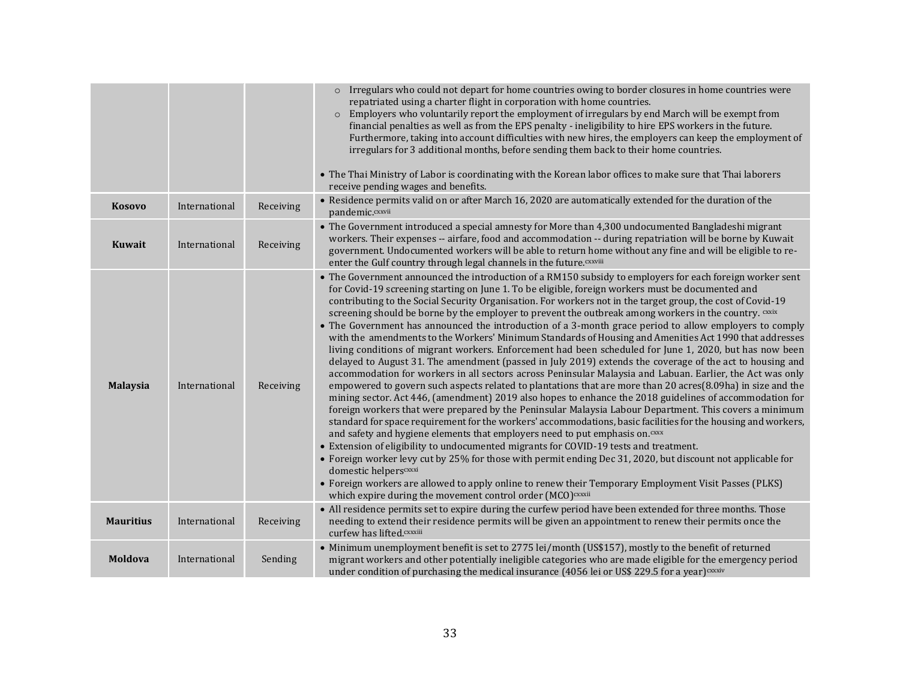| | | | |
|---|---|---|---|
| | | | ○ Irregulars who could not depart for home countries owing to border closures in home countries were repatriated using a charter flight in corporation with home countries.<br>○ Employers who voluntarily report the employment of irregulars by end March will be exempt from financial penalties as well as from the EPS penalty - ineligibility to hire EPS workers in the future. Furthermore, taking into account difficulties with new hires, the employers can keep the employment of irregulars for 3 additional months, before sending them back to their home countries.<br><br>• The Thai Ministry of Labor is coordinating with the Korean labor offices to make sure that Thai laborers receive pending wages and benefits. |
| **Kosovo** | International | Receiving | • Residence permits valid on or after March 16, 2020 are automatically extended for the duration of the pandemic.[cxxvii] |
| **Kuwait** | International | Receiving | • The Government introduced a special amnesty for More than 4,300 undocumented Bangladeshi migrant workers. Their expenses -- airfare, food and accommodation -- during repatriation will be borne by Kuwait government. Undocumented workers will be able to return home without any fine and will be eligible to re-enter the Gulf country through legal channels in the future.[cxxviii] |
| **Malaysia** | International | Receiving | • The Government announced the introduction of a RM150 subsidy to employers for each foreign worker sent for Covid-19 screening starting on June 1. To be eligible, foreign workers must be documented and contributing to the Social Security Organisation. For workers not in the target group, the cost of Covid-19 screening should be borne by the employer to prevent the outbreak among workers in the country. [cxxix]<br>• The Government has announced the introduction of a 3-month grace period to allow employers to comply with the amendments to the Workers' Minimum Standards of Housing and Amenities Act 1990 that addresses living conditions of migrant workers. Enforcement had been scheduled for June 1, 2020, but has now been delayed to August 31. The amendment (passed in July 2019) extends the coverage of the act to housing and accommodation for workers in all sectors across Peninsular Malaysia and Labuan. Earlier, the Act was only empowered to govern such aspects related to plantations that are more than 20 acres(8.09ha) in size and the mining sector. Act 446, (amendment) 2019 also hopes to enhance the 2018 guidelines of accommodation for foreign workers that were prepared by the Peninsular Malaysia Labour Department. This covers a minimum standard for space requirement for the workers' accommodations, basic facilities for the housing and workers, and safety and hygiene elements that employers need to put emphasis on.[cxxx]<br>• Extension of eligibility to undocumented migrants for COVID-19 tests and treatment.<br>• Foreign worker levy cut by 25% for those with permit ending Dec 31, 2020, but discount not applicable for domestic helpers[cxxxi]<br>• Foreign workers are allowed to apply online to renew their Temporary Employment Visit Passes (PLKS) which expire during the movement control order (MCO)[cxxxii] |
| **Mauritius** | International | Receiving | • All residence permits set to expire during the curfew period have been extended for three months. Those needing to extend their residence permits will be given an appointment to renew their permits once the curfew has lifted.[cxxxiii] |
| **Moldova** | International | Sending | • Minimum unemployment benefit is set to 2775 lei/month (US$157), mostly to the benefit of returned migrant workers and other potentially ineligible categories who are made eligible for the emergency period under condition of purchasing the medical insurance (4056 lei or US$ 229.5 for a year)[cxxxiv] |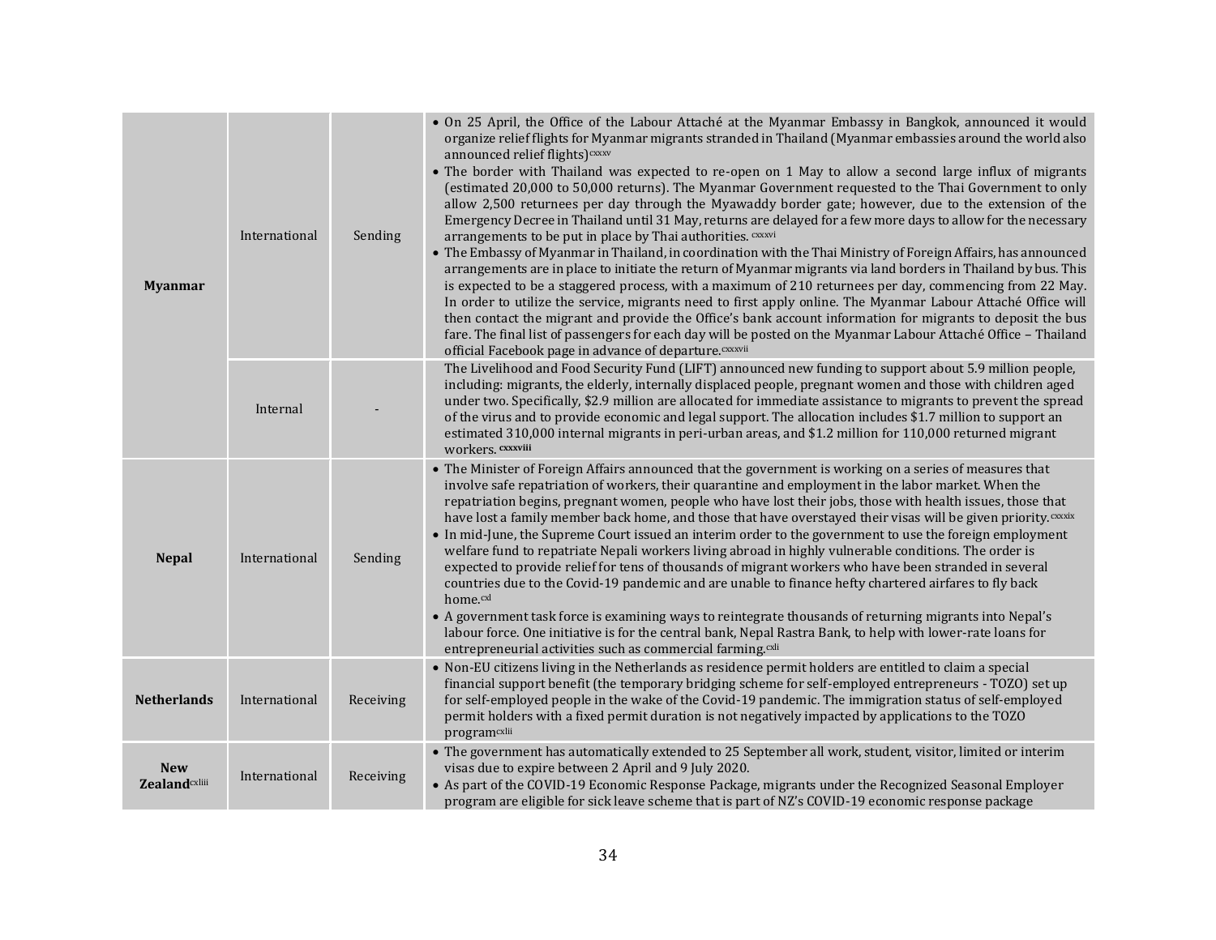| | | | |
|---|---|---|---|
| **Myanmar** | International | Sending | • On 25 April, the Office of the Labour Attaché at the Myanmar Embassy in Bangkok, announced it would organize relief flights for Myanmar migrants stranded in Thailand (Myanmar embassies around the world also announced relief flights)[cxxxv]<br>• The border with Thailand was expected to re-open on 1 May to allow a second large influx of migrants (estimated 20,000 to 50,000 returns). The Myanmar Government requested to the Thai Government to only allow 2,500 returnees per day through the Myawaddy border gate; however, due to the extension of the Emergency Decree in Thailand until 31 May, returns are delayed for a few more days to allow for the necessary arrangements to be put in place by Thai authorities. [cxxxvi]<br>• The Embassy of Myanmar in Thailand, in coordination with the Thai Ministry of Foreign Affairs, has announced arrangements are in place to initiate the return of Myanmar migrants via land borders in Thailand by bus. This is expected to be a staggered process, with a maximum of 210 returnees per day, commencing from 22 May. In order to utilize the service, migrants need to first apply online. The Myanmar Labour Attaché Office will then contact the migrant and provide the Office's bank account information for migrants to deposit the bus fare. The final list of passengers for each day will be posted on the Myanmar Labour Attaché Office – Thailand official Facebook page in advance of departure.[cxxxvii] |
| | Internal | - | The Livelihood and Food Security Fund (LIFT) announced new funding to support about 5.9 million people, including: migrants, the elderly, internally displaced people, pregnant women and those with children aged under two. Specifically, $2.9 million are allocated for immediate assistance to migrants to prevent the spread of the virus and to provide economic and legal support. The allocation includes $1.7 million to support an estimated 310,000 internal migrants in peri-urban areas, and $1.2 million for 110,000 returned migrant workers. [cxxxviii] |
| **Nepal** | International | Sending | • The Minister of Foreign Affairs announced that the government is working on a series of measures that involve safe repatriation of workers, their quarantine and employment in the labor market. When the repatriation begins, pregnant women, people who have lost their jobs, those with health issues, those that have lost a family member back home, and those that have overstayed their visas will be given priority.[cxxxix]<br>• In mid-June, the Supreme Court issued an interim order to the government to use the foreign employment welfare fund to repatriate Nepali workers living abroad in highly vulnerable conditions. The order is expected to provide relief for tens of thousands of migrant workers who have been stranded in several countries due to the Covid-19 pandemic and are unable to finance hefty chartered airfares to fly back home.[cxl]<br>• A government task force is examining ways to reintegrate thousands of returning migrants into Nepal's labour force. One initiative is for the central bank, Nepal Rastra Bank, to help with lower-rate loans for entrepreneurial activities such as commercial farming.[cxli] |
| **Netherlands** | International | Receiving | • Non-EU citizens living in the Netherlands as residence permit holders are entitled to claim a special financial support benefit (the temporary bridging scheme for self-employed entrepreneurs - TOZO) set up for self-employed people in the wake of the Covid-19 pandemic. The immigration status of self-employed permit holders with a fixed permit duration is not negatively impacted by applications to the TOZO program[cxlii] |
| **New Zealand**[cxliii] | International | Receiving | • The government has automatically extended to 25 September all work, student, visitor, limited or interim visas due to expire between 2 April and 9 July 2020.<br>• As part of the COVID-19 Economic Response Package, migrants under the Recognized Seasonal Employer program are eligible for sick leave scheme that is part of NZ's COVID-19 economic response package |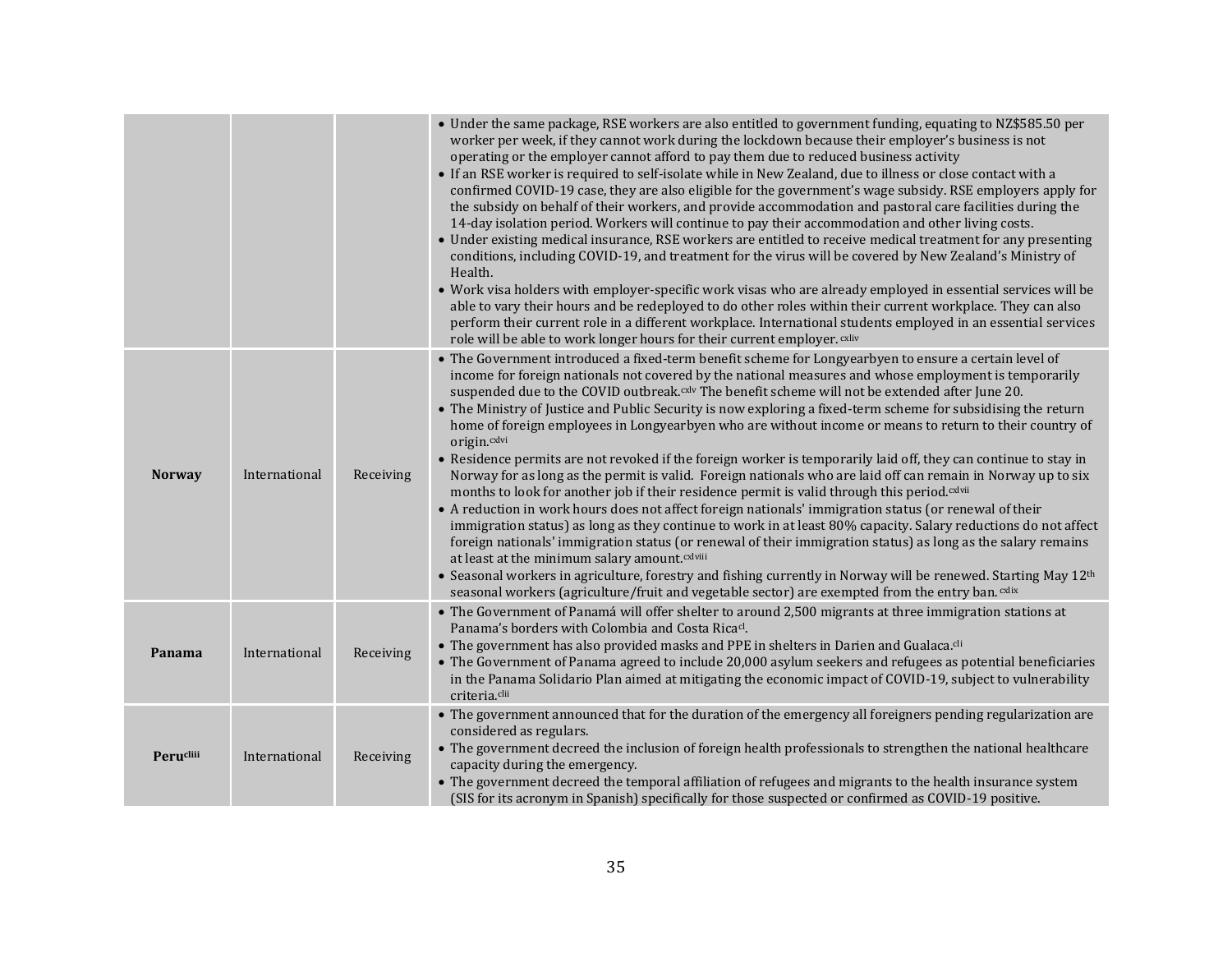| | | | |
|---|---|---|---|
| | | | • Under the same package, RSE workers are also entitled to government funding, equating to NZ$585.50 per worker per week, if they cannot work during the lockdown because their employer's business is not operating or the employer cannot afford to pay them due to reduced business activity<br>• If an RSE worker is required to self-isolate while in New Zealand, due to illness or close contact with a confirmed COVID-19 case, they are also eligible for the government's wage subsidy. RSE employers apply for the subsidy on behalf of their workers, and provide accommodation and pastoral care facilities during the 14-day isolation period. Workers will continue to pay their accommodation and other living costs.<br>• Under existing medical insurance, RSE workers are entitled to receive medical treatment for any presenting conditions, including COVID-19, and treatment for the virus will be covered by New Zealand's Ministry of Health.<br>• Work visa holders with employer-specific work visas who are already employed in essential services will be able to vary their hours and be redeployed to do other roles within their current workplace. They can also perform their current role in a different workplace. International students employed in an essential services role will be able to work longer hours for their current employer.[cxliv] |
| **Norway** | International | Receiving | • The Government introduced a fixed-term benefit scheme for Longyearbyen to ensure a certain level of income for foreign nationals not covered by the national measures and whose employment is temporarily suspended due to the COVID outbreak.[cxlv] The benefit scheme will not be extended after June 20.<br>• The Ministry of Justice and Public Security is now exploring a fixed-term scheme for subsidising the return home of foreign employees in Longyearbyen who are without income or means to return to their country of origin.[cxlvi]<br>• Residence permits are not revoked if the foreign worker is temporarily laid off, they can continue to stay in Norway for as long as the permit is valid. Foreign nationals who are laid off can remain in Norway up to six months to look for another job if their residence permit is valid through this period.[cxlvii]<br>• A reduction in work hours does not affect foreign nationals' immigration status (or renewal of their immigration status) as long as they continue to work in at least 80% capacity. Salary reductions do not affect foreign nationals' immigration status (or renewal of their immigration status) as long as the salary remains at least at the minimum salary amount.[cxlviii]<br>• Seasonal workers in agriculture, forestry and fishing currently in Norway will be renewed. Starting May 12th seasonal workers (agriculture/fruit and vegetable sector) are exempted from the entry ban.[cxlix] |
| **Panama** | International | Receiving | • The Government of Panamá will offer shelter to around 2,500 migrants at three immigration stations at Panama's borders with Colombia and Costa Rica[cl].<br>• The government has also provided masks and PPE in shelters in Darien and Gualaca.[cli]<br>• The Government of Panama agreed to include 20,000 asylum seekers and refugees as potential beneficiaries in the Panama Solidario Plan aimed at mitigating the economic impact of COVID-19, subject to vulnerability criteria.[clii] |
| **Peru**[cliii] | International | Receiving | • The government announced that for the duration of the emergency all foreigners pending regularization are considered as regulars.<br>• The government decreed the inclusion of foreign health professionals to strengthen the national healthcare capacity during the emergency.<br>• The government decreed the temporal affiliation of refugees and migrants to the health insurance system (SIS for its acronym in Spanish) specifically for those suspected or confirmed as COVID-19 positive. |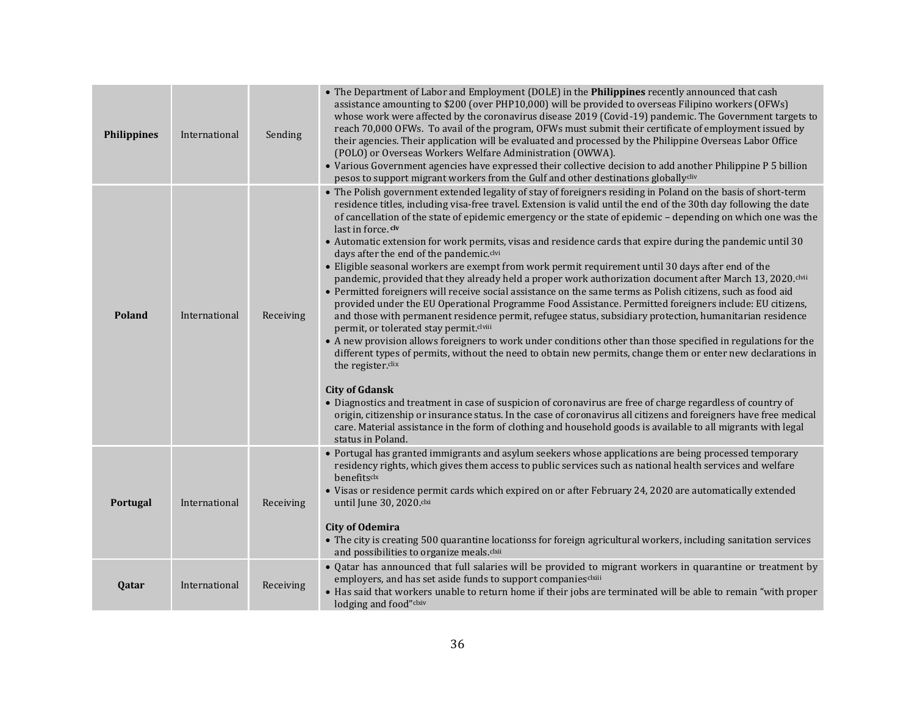| | | | |
|---|---|---|---|
| **Philippines** | International | Sending | • The Department of Labor and Employment (DOLE) in the **Philippines** recently announced that cash assistance amounting to $200 (over PHP10,000) will be provided to overseas Filipino workers (OFWs) whose work were affected by the coronavirus disease 2019 (Covid-19) pandemic. The Government targets to reach 70,000 OFWs. To avail of the program, OFWs must submit their certificate of employment issued by their agencies. Their application will be evaluated and processed by the Philippine Overseas Labor Office (POLO) or Overseas Workers Welfare Administration (OWWA).<br>• Various Government agencies have expressed their collective decision to add another Philippine P 5 billion pesos to support migrant workers from the Gulf and other destinations globally[cliv] |
| **Poland** | International | Receiving | • The Polish government extended legality of stay of foreigners residing in Poland on the basis of short-term residence titles, including visa-free travel. Extension is valid until the end of the 30th day following the date of cancellation of the state of epidemic emergency or the state of epidemic – depending on which one was the last in force.[clv]<br>• Automatic extension for work permits, visas and residence cards that expire during the pandemic until 30 days after the end of the pandemic.[clvi]<br>• Eligible seasonal workers are exempt from work permit requirement until 30 days after end of the pandemic, provided that they already held a proper work authorization document after March 13, 2020.[clvii]<br>• Permitted foreigners will receive social assistance on the same terms as Polish citizens, such as food aid provided under the EU Operational Programme Food Assistance. Permitted foreigners include: EU citizens, and those with permanent residence permit, refugee status, subsidiary protection, humanitarian residence permit, or tolerated stay permit.[clviii]<br>• A new provision allows foreigners to work under conditions other than those specified in regulations for the different types of permits, without the need to obtain new permits, change them or enter new declarations in the register.[clix]<br><br>**City of Gdansk**<br>• Diagnostics and treatment in case of suspicion of coronavirus are free of charge regardless of country of origin, citizenship or insurance status. In the case of coronavirus all citizens and foreigners have free medical care. Material assistance in the form of clothing and household goods is available to all migrants with legal status in Poland. |
| **Portugal** | International | Receiving | • Portugal has granted immigrants and asylum seekers whose applications are being processed temporary residency rights, which gives them access to public services such as national health services and welfare benefits[clx]<br>• Visas or residence permit cards which expired on or after February 24, 2020 are automatically extended until June 30, 2020.[clxi]<br><br>**City of Odemira**<br>• The city is creating 500 quarantine locationss for foreign agricultural workers, including sanitation services and possibilities to organize meals.[clxii] |
| **Qatar** | International | Receiving | • Qatar has announced that full salaries will be provided to migrant workers in quarantine or treatment by employers, and has set aside funds to support companies[clxiii]<br>• Has said that workers unable to return home if their jobs are terminated will be able to remain "with proper lodging and food"[clxiv] |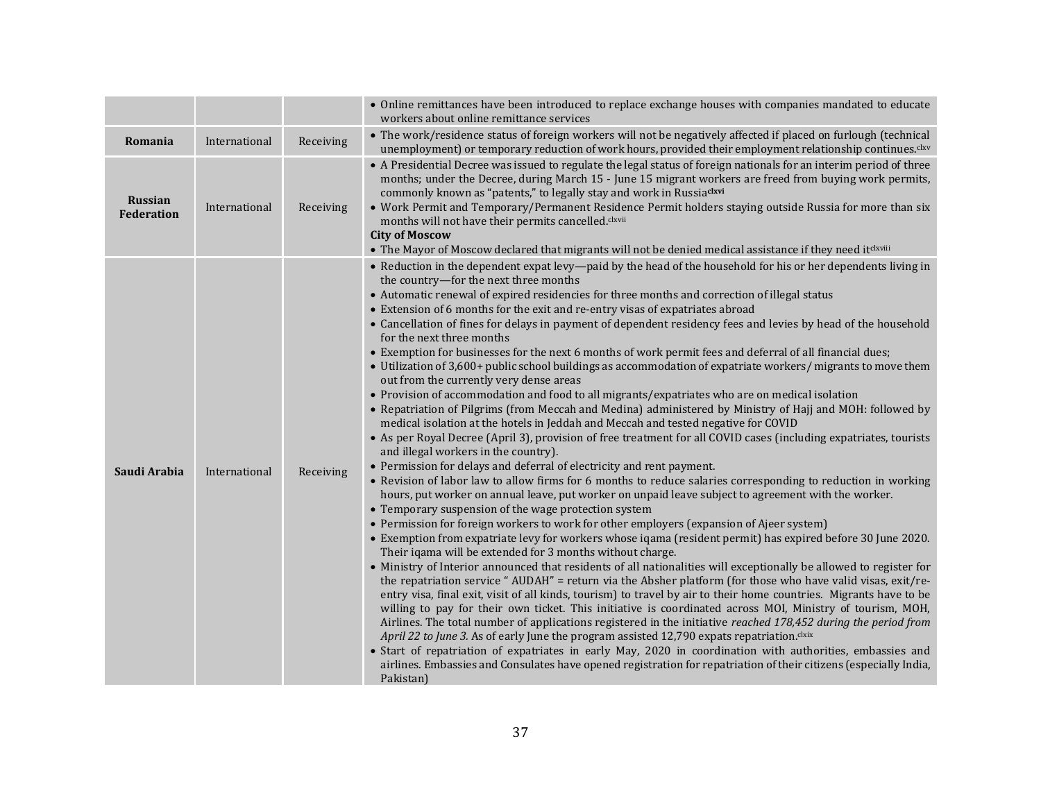| | | | |
|---|---|---|---|
| | | | • Online remittances have been introduced to replace exchange houses with companies mandated to educate workers about online remittance services |
| **Romania** | International | Receiving | • The work/residence status of foreign workers will not be negatively affected if placed on furlough (technical unemployment) or temporary reduction of work hours, provided their employment relationship continues.[clxv] |
| **Russian Federation** | International | Receiving | • A Presidential Decree was issued to regulate the legal status of foreign nationals for an interim period of three months; under the Decree, during March 15 - June 15 migrant workers are freed from buying work permits, commonly known as "patents," to legally stay and work in Russia[clxvi]<br>• Work Permit and Temporary/Permanent Residence Permit holders staying outside Russia for more than six months will not have their permits cancelled.[clxvii]<br>**City of Moscow**<br>• The Mayor of Moscow declared that migrants will not be denied medical assistance if they need it[clxviii] |
| **Saudi Arabia** | International | Receiving | • Reduction in the dependent expat levy—paid by the head of the household for his or her dependents living in the country—for the next three months<br>• Automatic renewal of expired residencies for three months and correction of illegal status<br>• Extension of 6 months for the exit and re-entry visas of expatriates abroad<br>• Cancellation of fines for delays in payment of dependent residency fees and levies by head of the household for the next three months<br>• Exemption for businesses for the next 6 months of work permit fees and deferral of all financial dues;<br>• Utilization of 3,600+ public school buildings as accommodation of expatriate workers/ migrants to move them out from the currently very dense areas<br>• Provision of accommodation and food to all migrants/expatriates who are on medical isolation<br>• Repatriation of Pilgrims (from Meccah and Medina) administered by Ministry of Hajj and MOH: followed by medical isolation at the hotels in Jeddah and Meccah and tested negative for COVID<br>• As per Royal Decree (April 3), provision of free treatment for all COVID cases (including expatriates, tourists and illegal workers in the country).<br>• Permission for delays and deferral of electricity and rent payment.<br>• Revision of labor law to allow firms for 6 months to reduce salaries corresponding to reduction in working hours, put worker on annual leave, put worker on unpaid leave subject to agreement with the worker.<br>• Temporary suspension of the wage protection system<br>• Permission for foreign workers to work for other employers (expansion of Ajeer system)<br>• Exemption from expatriate levy for workers whose iqama (resident permit) has expired before 30 June 2020. Their iqama will be extended for 3 months without charge.<br>• Ministry of Interior announced that residents of all nationalities will exceptionally be allowed to register for the repatriation service " AUDAH" = return via the Absher platform (for those who have valid visas, exit/re-entry visa, final exit, visit of all kinds, tourism) to travel by air to their home countries. Migrants have to be willing to pay for their own ticket. This initiative is coordinated across MOI, Ministry of tourism, MOH, Airlines. The total number of applications registered in the initiative *reached 178,452 during the period from April 22 to June 3.* As of early June the program assisted 12,790 expats repatriation.[clxix]<br>• Start of repatriation of expatriates in early May, 2020 in coordination with authorities, embassies and airlines. Embassies and Consulates have opened registration for repatriation of their citizens (especially India, Pakistan) |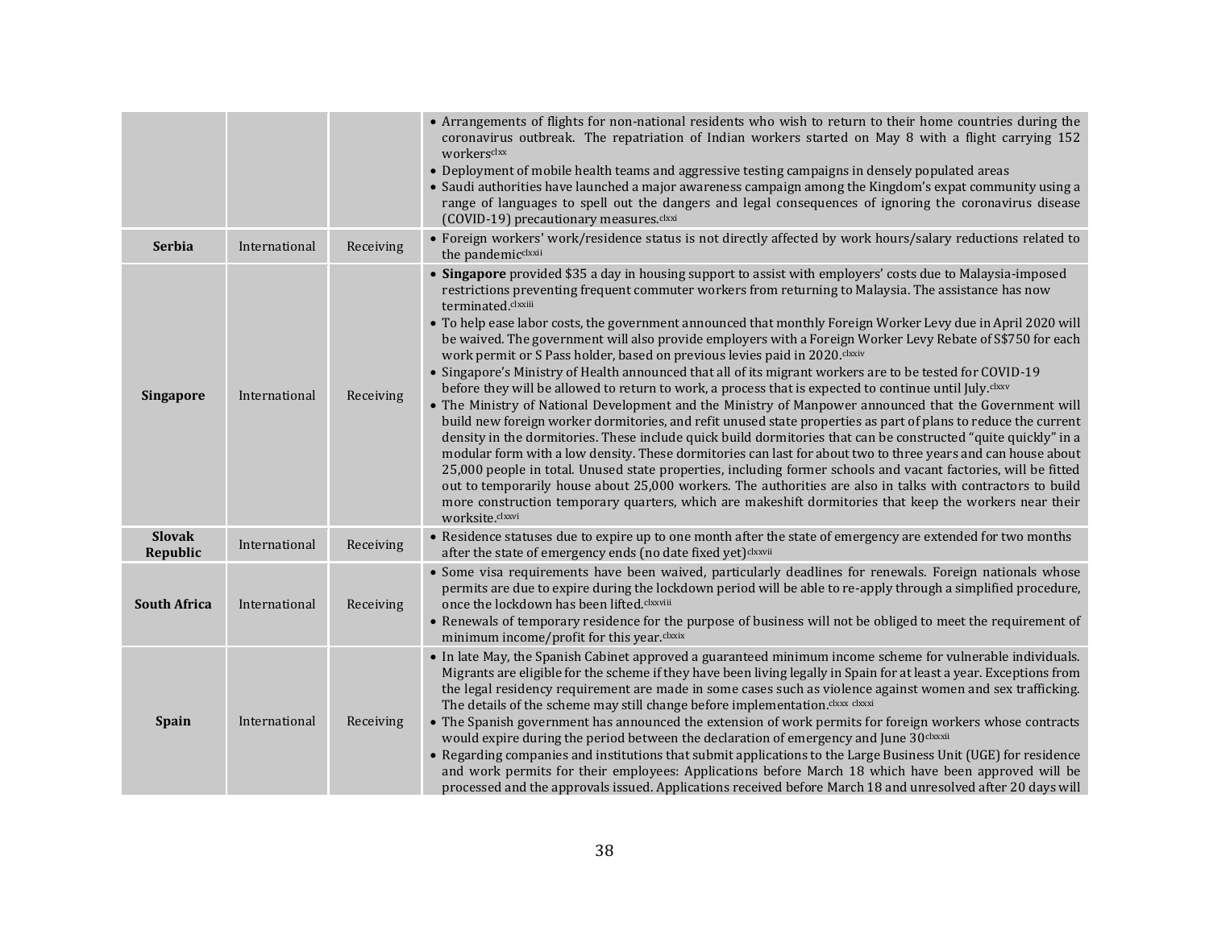| | | | |
|---|---|---|---|
| | | | • Arrangements of flights for non-national residents who wish to return to their home countries during the coronavirus outbreak. The repatriation of Indian workers started on May 8 with a flight carrying 152 workers[clxx]<br>• Deployment of mobile health teams and aggressive testing campaigns in densely populated areas<br>• Saudi authorities have launched a major awareness campaign among the Kingdom's expat community using a range of languages to spell out the dangers and legal consequences of ignoring the coronavirus disease (COVID-19) precautionary measures.[clxxi] |
| **Serbia** | International | Receiving | • Foreign workers' work/residence status is not directly affected by work hours/salary reductions related to the pandemic[clxxii] |
| **Singapore** | International | Receiving | • **Singapore** provided $35 a day in housing support to assist with employers' costs due to Malaysia-imposed restrictions preventing frequent commuter workers from returning to Malaysia. The assistance has now terminated.[clxxiii]<br>• To help ease labor costs, the government announced that monthly Foreign Worker Levy due in April 2020 will be waived. The government will also provide employers with a Foreign Worker Levy Rebate of S$750 for each work permit or S Pass holder, based on previous levies paid in 2020.[clxxiv]<br>• Singapore's Ministry of Health announced that all of its migrant workers are to be tested for COVID-19 before they will be allowed to return to work, a process that is expected to continue until July.[clxxv]<br>• The Ministry of National Development and the Ministry of Manpower announced that the Government will build new foreign worker dormitories, and refit unused state properties as part of plans to reduce the current density in the dormitories. These include quick build dormitories that can be constructed "quite quickly" in a modular form with a low density. These dormitories can last for about two to three years and can house about 25,000 people in total. Unused state properties, including former schools and vacant factories, will be fitted out to temporarily house about 25,000 workers. The authorities are also in talks with contractors to build more construction temporary quarters, which are makeshift dormitories that keep the workers near their worksite.[clxxvi] |
| **Slovak Republic** | International | Receiving | • Residence statuses due to expire up to one month after the state of emergency are extended for two months after the state of emergency ends (no date fixed yet)[clxxvii] |
| **South Africa** | International | Receiving | • Some visa requirements have been waived, particularly deadlines for renewals. Foreign nationals whose permits are due to expire during the lockdown period will be able to re-apply through a simplified procedure, once the lockdown has been lifted.[clxxviii]<br>• Renewals of temporary residence for the purpose of business will not be obliged to meet the requirement of minimum income/profit for this year.[clxxix] |
| **Spain** | International | Receiving | • In late May, the Spanish Cabinet approved a guaranteed minimum income scheme for vulnerable individuals. Migrants are eligible for the scheme if they have been living legally in Spain for at least a year. Exceptions from the legal residency requirement are made in some cases such as violence against women and sex trafficking. The details of the scheme may still change before implementation.[clxxx] [clxxxi]<br>• The Spanish government has announced the extension of work permits for foreign workers whose contracts would expire during the period between the declaration of emergency and June 30[clxxxii]<br>• Regarding companies and institutions that submit applications to the Large Business Unit (UGE) for residence and work permits for their employees: Applications before March 18 which have been approved will be processed and the approvals issued. Applications received before March 18 and unresolved after 20 days will |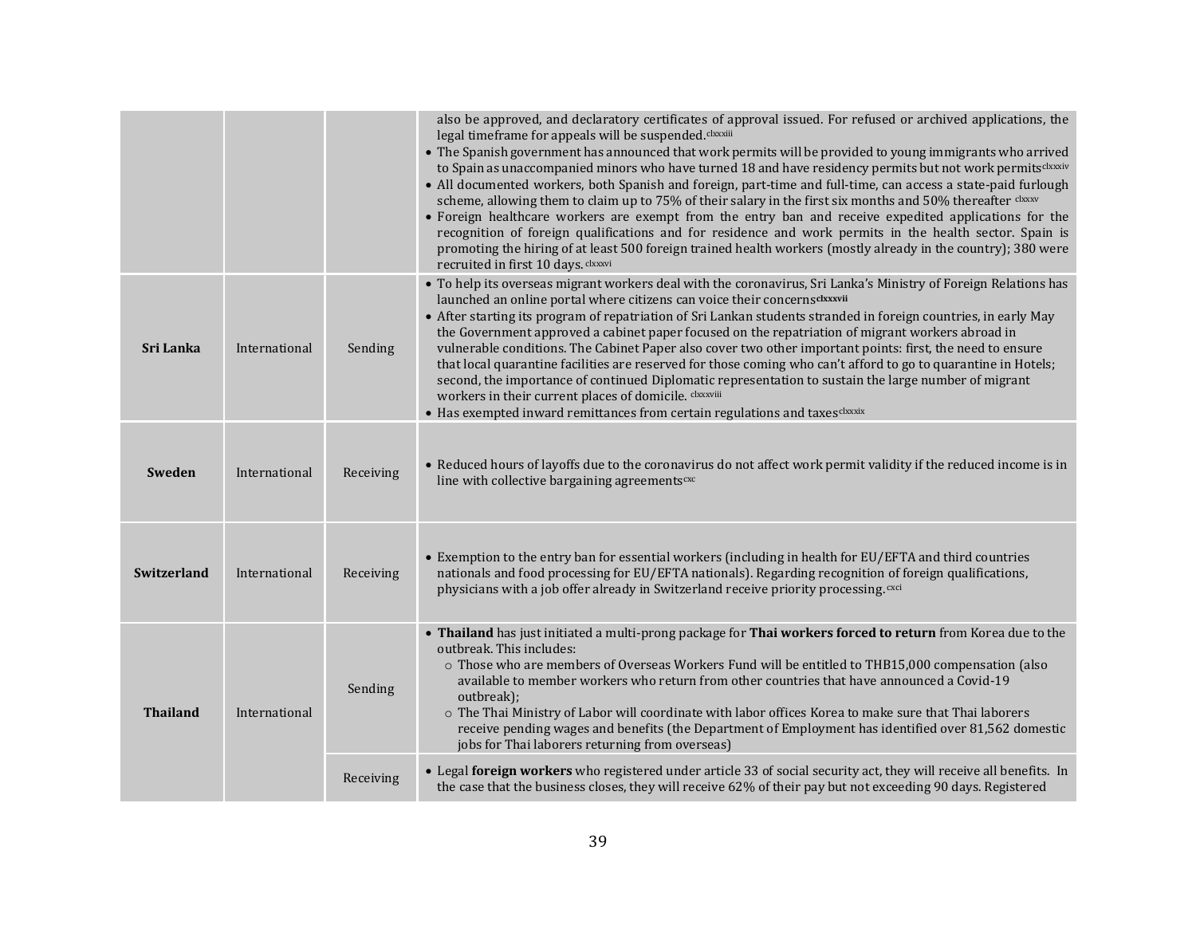| | | | |
|---|---|---|---|
| | | | also be approved, and declaratory certificates of approval issued. For refused or archived applications, the legal timeframe for appeals will be suspended.[clxxxiii]<br>• The Spanish government has announced that work permits will be provided to young immigrants who arrived to Spain as unaccompanied minors who have turned 18 and have residency permits but not work permits[clxxxiv]<br>• All documented workers, both Spanish and foreign, part-time and full-time, can access a state-paid furlough scheme, allowing them to claim up to 75% of their salary in the first six months and 50% thereafter [clxxxv]<br>• Foreign healthcare workers are exempt from the entry ban and receive expedited applications for the recognition of foreign qualifications and for residence and work permits in the health sector. Spain is promoting the hiring of at least 500 foreign trained health workers (mostly already in the country); 380 were recruited in first 10 days.[clxxxvi] |
| **Sri Lanka** | International | Sending | • To help its overseas migrant workers deal with the coronavirus, Sri Lanka's Ministry of Foreign Relations has launched an online portal where citizens can voice their concerns[clxxxvii]<br>• After starting its program of repatriation of Sri Lankan students stranded in foreign countries, in early May the Government approved a cabinet paper focused on the repatriation of migrant workers abroad in vulnerable conditions. The Cabinet Paper also cover two other important points: first, the need to ensure that local quarantine facilities are reserved for those coming who can't afford to go to quarantine in Hotels; second, the importance of continued Diplomatic representation to sustain the large number of migrant workers in their current places of domicile.[clxxxviii]<br>• Has exempted inward remittances from certain regulations and taxes[clxxxix] |
| **Sweden** | International | Receiving | • Reduced hours of layoffs due to the coronavirus do not affect work permit validity if the reduced income is in line with collective bargaining agreements[cxc] |
| **Switzerland** | International | Receiving | • Exemption to the entry ban for essential workers (including in health for EU/EFTA and third countries nationals and food processing for EU/EFTA nationals). Regarding recognition of foreign qualifications, physicians with a job offer already in Switzerland receive priority processing.[cxci] |
| **Thailand** | International | Sending | • **Thailand** has just initiated a multi-prong package for **Thai workers forced to return** from Korea due to the outbreak. This includes:<br>  ○ Those who are members of Overseas Workers Fund will be entitled to THB15,000 compensation (also available to member workers who return from other countries that have announced a Covid-19 outbreak);<br>  ○ The Thai Ministry of Labor will coordinate with labor offices Korea to make sure that Thai laborers receive pending wages and benefits (the Department of Employment has identified over 81,562 domestic jobs for Thai laborers returning from overseas) |
| | | Receiving | • Legal **foreign workers** who registered under article 33 of social security act, they will receive all benefits. In the case that the business closes, they will receive 62% of their pay but not exceeding 90 days. Registered |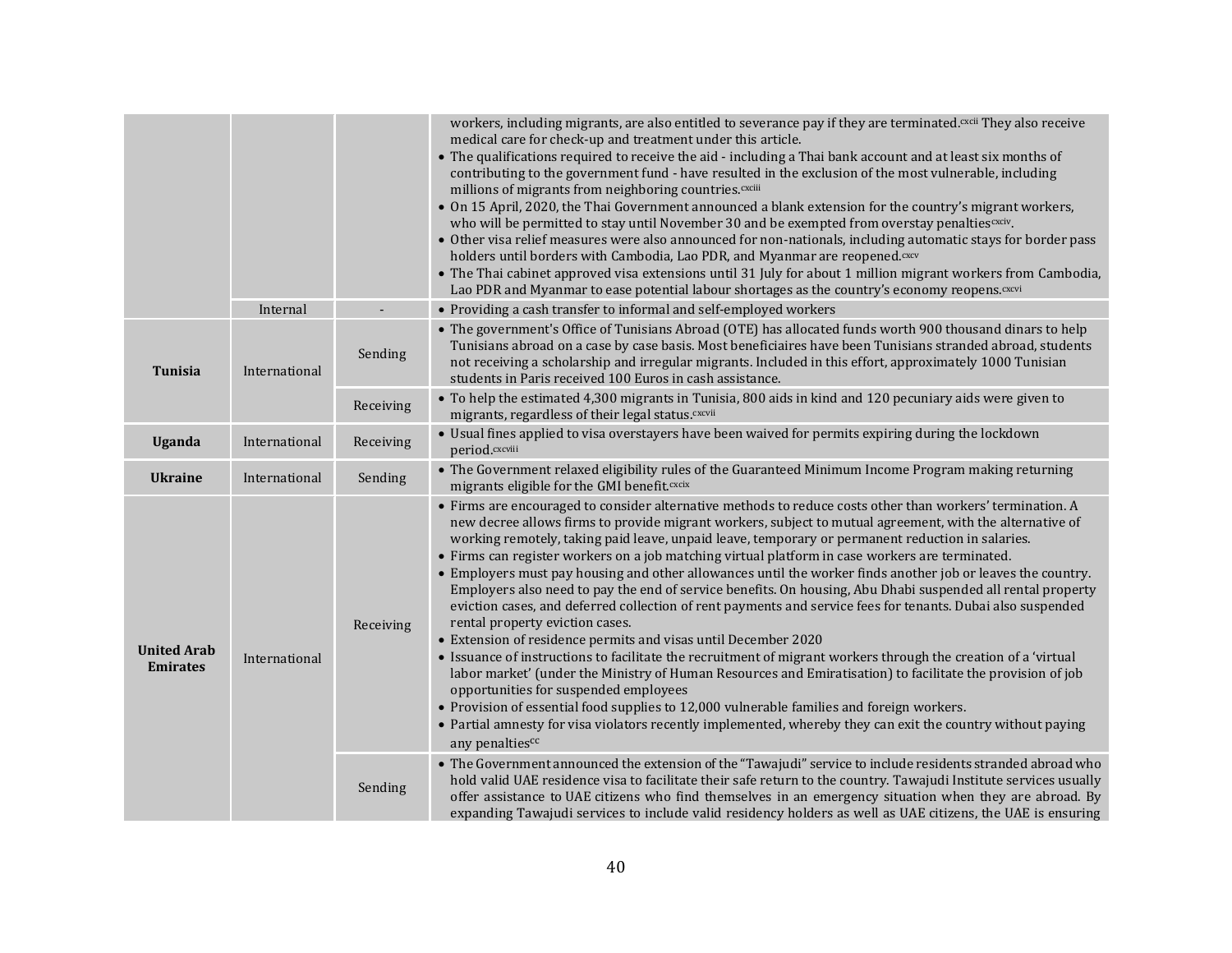| | | | |
|---|---|---|---|
| | | | workers, including migrants, are also entitled to severance pay if they are terminated.[cxcii] They also receive medical care for check-up and treatment under this article.<br>• The qualifications required to receive the aid - including a Thai bank account and at least six months of contributing to the government fund - have resulted in the exclusion of the most vulnerable, including millions of migrants from neighboring countries.[cxciii]<br>• On 15 April, 2020, the Thai Government announced a blank extension for the country's migrant workers, who will be permitted to stay until November 30 and be exempted from overstay penalties[cxciv].<br>• Other visa relief measures were also announced for non-nationals, including automatic stays for border pass holders until borders with Cambodia, Lao PDR, and Myanmar are reopened.[cxcv]<br>• The Thai cabinet approved visa extensions until 31 July for about 1 million migrant workers from Cambodia, Lao PDR and Myanmar to ease potential labour shortages as the country's economy reopens.[cxcvi] |
| | Internal | - | • Providing a cash transfer to informal and self-employed workers |
| **Tunisia** | International | Sending | • The government's Office of Tunisians Abroad (OTE) has allocated funds worth 900 thousand dinars to help Tunisians abroad on a case by case basis. Most beneficiaires have been Tunisians stranded abroad, students not receiving a scholarship and irregular migrants. Included in this effort, approximately 1000 Tunisian students in Paris received 100 Euros in cash assistance. |
| | | Receiving | • To help the estimated 4,300 migrants in Tunisia, 800 aids in kind and 120 pecuniary aids were given to migrants, regardless of their legal status.[cxcvii] |
| **Uganda** | International | Receiving | • Usual fines applied to visa overstayers have been waived for permits expiring during the lockdown period.[cxcviii] |
| **Ukraine** | International | Sending | • The Government relaxed eligibility rules of the Guaranteed Minimum Income Program making returning migrants eligible for the GMI benefit.[cxcix] |
| **United Arab Emirates** | International | Receiving | • Firms are encouraged to consider alternative methods to reduce costs other than workers' termination. A new decree allows firms to provide migrant workers, subject to mutual agreement, with the alternative of working remotely, taking paid leave, unpaid leave, temporary or permanent reduction in salaries.<br>• Firms can register workers on a job matching virtual platform in case workers are terminated.<br>• Employers must pay housing and other allowances until the worker finds another job or leaves the country. Employers also need to pay the end of service benefits. On housing, Abu Dhabi suspended all rental property eviction cases, and deferred collection of rent payments and service fees for tenants. Dubai also suspended rental property eviction cases.<br>• Extension of residence permits and visas until December 2020<br>• Issuance of instructions to facilitate the recruitment of migrant workers through the creation of a 'virtual labor market' (under the Ministry of Human Resources and Emiratisation) to facilitate the provision of job opportunities for suspended employees<br>• Provision of essential food supplies to 12,000 vulnerable families and foreign workers.<br>• Partial amnesty for visa violators recently implemented, whereby they can exit the country without paying any penalties[cc] |
| | | Sending | • The Government announced the extension of the "Tawajudi" service to include residents stranded abroad who hold valid UAE residence visa to facilitate their safe return to the country. Tawajudi Institute services usually offer assistance to UAE citizens who find themselves in an emergency situation when they are abroad. By expanding Tawajudi services to include valid residency holders as well as UAE citizens, the UAE is ensuring |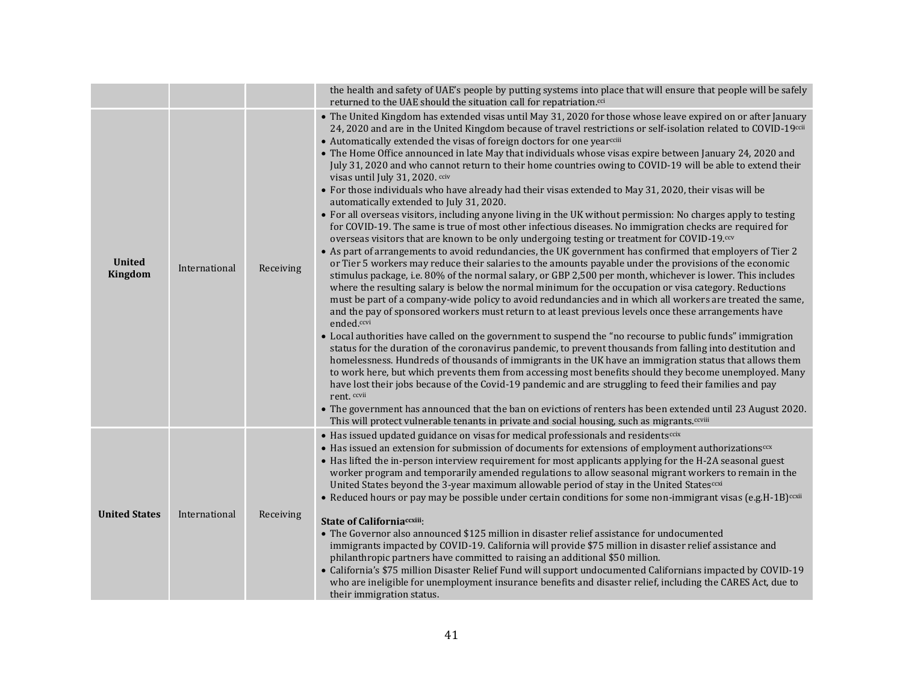| | | | |
|---|---|---|---|
| | | | the health and safety of UAE's people by putting systems into place that will ensure that people will be safely returned to the UAE should the situation call for repatriation.[cci] |
| **United Kingdom** | International | Receiving | • The United Kingdom has extended visas until May 31, 2020 for those whose leave expired on or after January 24, 2020 and are in the United Kingdom because of travel restrictions or self-isolation related to COVID-19[ccii]<br>• Automatically extended the visas of foreign doctors for one year[cciii]<br>• The Home Office announced in late May that individuals whose visas expire between January 24, 2020 and July 31, 2020 and who cannot return to their home countries owing to COVID-19 will be able to extend their visas until July 31, 2020. [cciv]<br>• For those individuals who have already had their visas extended to May 31, 2020, their visas will be automatically extended to July 31, 2020.<br>• For all overseas visitors, including anyone living in the UK without permission: No charges apply to testing for COVID-19. The same is true of most other infectious diseases. No immigration checks are required for overseas visitors that are known to be only undergoing testing or treatment for COVID-19.[ccv]<br>• As part of arrangements to avoid redundancies, the UK government has confirmed that employers of Tier 2 or Tier 5 workers may reduce their salaries to the amounts payable under the provisions of the economic stimulus package, i.e. 80% of the normal salary, or GBP 2,500 per month, whichever is lower. This includes where the resulting salary is below the normal minimum for the occupation or visa category. Reductions must be part of a company-wide policy to avoid redundancies and in which all workers are treated the same, and the pay of sponsored workers must return to at least previous levels once these arrangements have ended.[ccvi]<br>• Local authorities have called on the government to suspend the "no recourse to public funds" immigration status for the duration of the coronavirus pandemic, to prevent thousands from falling into destitution and homelessness. Hundreds of thousands of immigrants in the UK have an immigration status that allows them to work here, but which prevents them from accessing most benefits should they become unemployed. Many have lost their jobs because of the Covid-19 pandemic and are struggling to feed their families and pay rent. [ccvii]<br>• The government has announced that the ban on evictions of renters has been extended until 23 August 2020. This will protect vulnerable tenants in private and social housing, such as migrants.[ccviii] |
| **United States** | International | Receiving | • Has issued updated guidance on visas for medical professionals and residents[ccix]<br>• Has issued an extension for submission of documents for extensions of employment authorizations[ccx]<br>• Has lifted the in-person interview requirement for most applicants applying for the H-2A seasonal guest worker program and temporarily amended regulations to allow seasonal migrant workers to remain in the United States beyond the 3-year maximum allowable period of stay in the United States[ccxi]<br>• Reduced hours or pay may be possible under certain conditions for some non-immigrant visas (e.g.H-1B)[ccxii]<br><br>**State of California[ccxiii]**:<br>• The Governor also announced $125 million in disaster relief assistance for undocumented immigrants impacted by COVID-19. California will provide $75 million in disaster relief assistance and philanthropic partners have committed to raising an additional $50 million.<br>• California's $75 million Disaster Relief Fund will support undocumented Californians impacted by COVID-19 who are ineligible for unemployment insurance benefits and disaster relief, including the CARES Act, due to their immigration status. |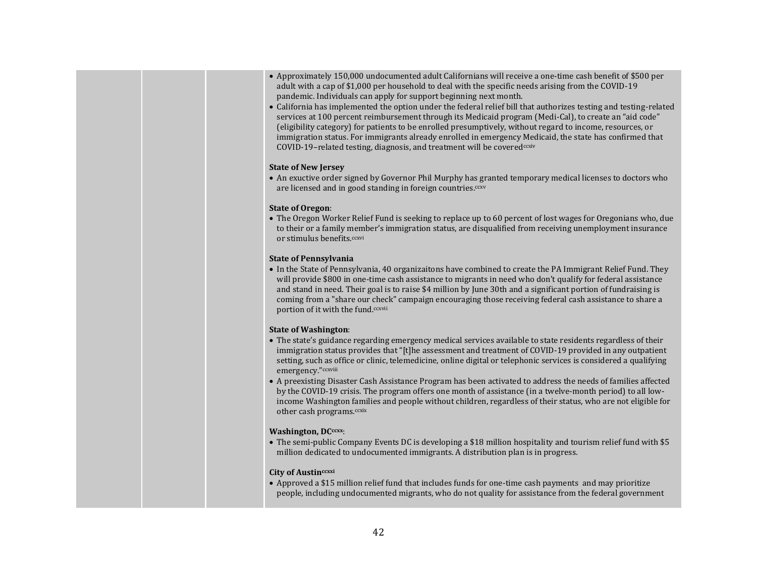| | | | • Approximately 150,000 undocumented adult Californians will receive a one-time cash benefit of $500 per adult with a cap of $1,000 per household to deal with the specific needs arising from the COVID-19 pandemic. Individuals can apply for support beginning next month.<br>• California has implemented the option under the federal relief bill that authorizes testing and testing-related services at 100 percent reimbursement through its Medicaid program (Medi-Cal), to create an "aid code" (eligibility category) for patients to be enrolled presumptively, without regard to income, resources, or immigration status. For immigrants already enrolled in emergency Medicaid, the state has confirmed that COVID-19–related testing, diagnosis, and treatment will be covered[ccxiv]<br><br>**State of New Jersey**<br>• An exuctive order signed by Governor Phil Murphy has granted temporary medical licenses to doctors who are licensed and in good standing in foreign countries.[ccxv]<br><br>**State of Oregon**:<br>• The Oregon Worker Relief Fund is seeking to replace up to 60 percent of lost wages for Oregonians who, due to their or a family member's immigration status, are disqualified from receiving unemployment insurance or stimulus benefits.[ccxvi]<br><br>**State of Pennsylvania**<br>• In the State of Pennsylvania, 40 organizaitons have combined to create the PA Immigrant Relief Fund. They will provide $800 in one-time cash assistance to migrants in need who don't qualify for federal assistance and stand in need. Their goal is to raise $4 million by June 30th and a significant portion of fundraising is coming from a "share our check" campaign encouraging those receiving federal cash assistance to share a portion of it with the fund.[ccxvii]<br><br>**State of Washington**:<br>• The state's guidance regarding emergency medical services available to state residents regardless of their immigration status provides that "[t]he assessment and treatment of COVID-19 provided in any outpatient setting, such as office or clinic, telemedicine, online digital or telephonic services is considered a qualifying emergency."[ccxviii]<br>• A preexisting Disaster Cash Assistance Program has been activated to address the needs of families affected by the COVID-19 crisis. The program offers one month of assistance (in a twelve-month period) to all low-income Washington families and people without children, regardless of their status, who are not eligible for other cash programs.[ccxix]<br><br>**Washington, DC[ccxx]**:<br>• The semi-public Company Events DC is developing a $18 million hospitality and tourism relief fund with $5 million dedicated to undocumented immigrants. A distribution plan is in progress.<br><br>**City of Austin[ccxxi]**<br>• Approved a $15 million relief fund that includes funds for one-time cash payments and may prioritize people, including undocumented migrants, who do not quality for assistance from the federal government |
|---|---|---|---|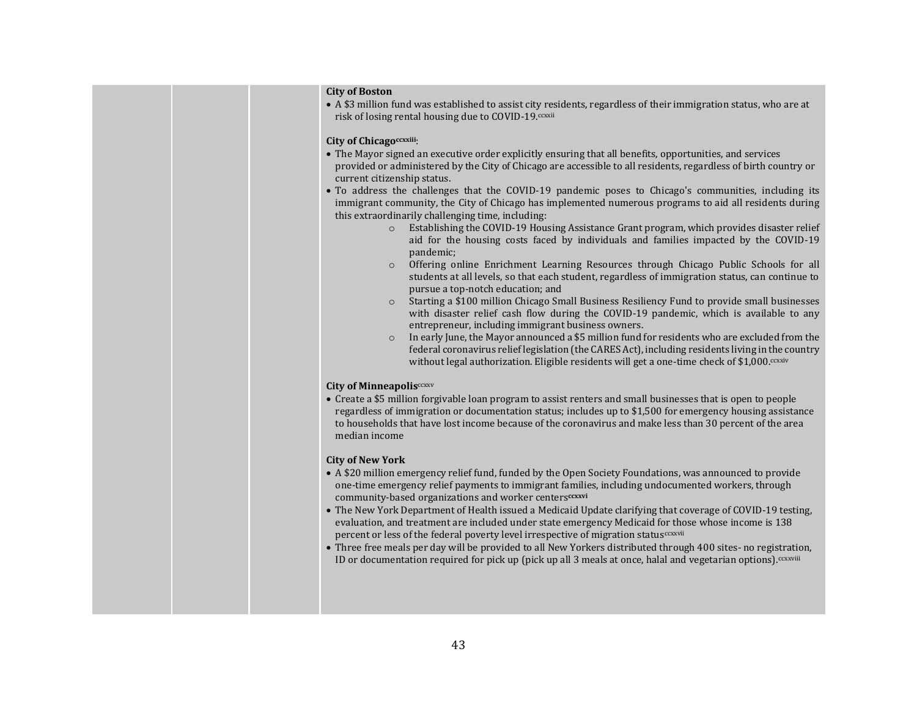| | | | **City of Boston**<br>• A $3 million fund was established to assist city residents, regardless of their immigration status, who are at risk of losing rental housing due to COVID-19.[ccxxii]<br><br>**City of Chicago**[ccxxiii]:<br>• The Mayor signed an executive order explicitly ensuring that all benefits, opportunities, and services provided or administered by the City of Chicago are accessible to all residents, regardless of birth country or current citizenship status.<br>• To address the challenges that the COVID-19 pandemic poses to Chicago's communities, including its immigrant community, the City of Chicago has implemented numerous programs to aid all residents during this extraordinarily challenging time, including:<br>  ○ Establishing the COVID-19 Housing Assistance Grant program, which provides disaster relief aid for the housing costs faced by individuals and families impacted by the COVID-19 pandemic;<br>  ○ Offering online Enrichment Learning Resources through Chicago Public Schools for all students at all levels, so that each student, regardless of immigration status, can continue to pursue a top-notch education; and<br>  ○ Starting a $100 million Chicago Small Business Resiliency Fund to provide small businesses with disaster relief cash flow during the COVID-19 pandemic, which is available to any entrepreneur, including immigrant business owners.<br>  ○ In early June, the Mayor announced a $5 million fund for residents who are excluded from the federal coronavirus relief legislation (the CARES Act), including residents living in the country without legal authorization. Eligible residents will get a one-time check of $1,000.[ccxxiv]<br><br>**City of Minneapolis**[ccxxv]<br>• Create a $5 million forgivable loan program to assist renters and small businesses that is open to people regardless of immigration or documentation status; includes up to $1,500 for emergency housing assistance to households that have lost income because of the coronavirus and make less than 30 percent of the area median income<br><br>**City of New York**<br>• A $20 million emergency relief fund, funded by the Open Society Foundations, was announced to provide one-time emergency relief payments to immigrant families, including undocumented workers, through community-based organizations and worker centers[ccxxvi]<br>• The New York Department of Health issued a Medicaid Update clarifying that coverage of COVID-19 testing, evaluation, and treatment are included under state emergency Medicaid for those whose income is 138 percent or less of the federal poverty level irrespective of migration status[ccxxvii]<br>• Three free meals per day will be provided to all New Yorkers distributed through 400 sites- no registration, ID or documentation required for pick up (pick up all 3 meals at once, halal and vegetarian options).[ccxxviii] |
|---|---|---|---|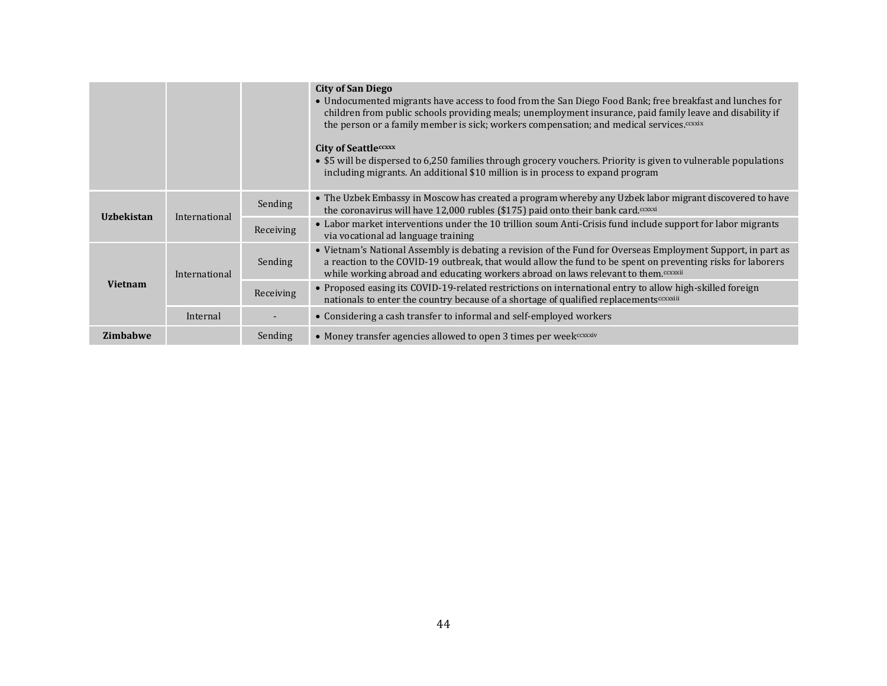| | | | |
|---|---|---|---|
| | | | **City of San Diego**<br>• Undocumented migrants have access to food from the San Diego Food Bank; free breakfast and lunches for children from public schools providing meals; unemployment insurance, paid family leave and disability if the person or a family member is sick; workers compensation; and medical services.[ccxxix]<br><br>**City of Seattle**[ccxxx]<br>• $5 will be dispersed to 6,250 families through grocery vouchers. Priority is given to vulnerable populations including migrants. An additional $10 million is in process to expand program |
| **Uzbekistan** | International | Sending | • The Uzbek Embassy in Moscow has created a program whereby any Uzbek labor migrant discovered to have the coronavirus will have 12,000 rubles ($175) paid onto their bank card.[ccxxxi] |
| | | Receiving | • Labor market interventions under the 10 trillion soum Anti-Crisis fund include support for labor migrants via vocational ad language training |
| **Vietnam** | International | Sending | • Vietnam's National Assembly is debating a revision of the Fund for Overseas Employment Support, in part as a reaction to the COVID-19 outbreak, that would allow the fund to be spent on preventing risks for laborers while working abroad and educating workers abroad on laws relevant to them.[ccxxxii] |
| | | Receiving | • Proposed easing its COVID-19-related restrictions on international entry to allow high-skilled foreign nationals to enter the country because of a shortage of qualified replacements[ccxxxiii] |
| | Internal | - | • Considering a cash transfer to informal and self-employed workers |
| **Zimbabwe** | | Sending | • Money transfer agencies allowed to open 3 times per week[ccxxxiv] |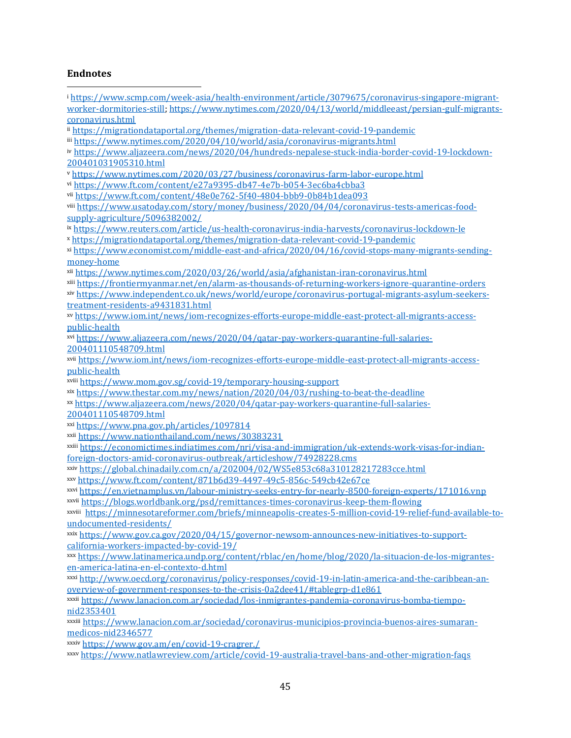**Endnotes**

[i] https://www.scmp.com/week-asia/health-environment/article/3079675/coronavirus-singapore-migrant-worker-dormitories-still; https://www.nytimes.com/2020/04/13/world/middleeast/persian-gulf-migrants-coronavirus.html

[ii] https://migrationdataportal.org/themes/migration-data-relevant-covid-19-pandemic

[iii] https://www.nytimes.com/2020/04/10/world/asia/coronavirus-migrants.html

[iv] https://www.aljazeera.com/news/2020/04/hundreds-nepalese-stuck-india-border-covid-19-lockdown-200401031905310.html

[v] https://www.nytimes.com/2020/03/27/business/coronavirus-farm-labor-europe.html

[vi] https://www.ft.com/content/e27a9395-db47-4e7b-b054-3ec6ba4cbba3

[vii] https://www.ft.com/content/48e0e762-5f40-4804-bbb9-0b84b1dea093

[viii] https://www.usatoday.com/story/money/business/2020/04/04/coronavirus-tests-americas-food-supply-agriculture/5096382002/

[ix] https://www.reuters.com/article/us-health-coronavirus-india-harvests/coronavirus-lockdown-le

[x] https://migrationdataportal.org/themes/migration-data-relevant-covid-19-pandemic

[xi] https://www.economist.com/middle-east-and-africa/2020/04/16/covid-stops-many-migrants-sending-money-home

[xii] https://www.nytimes.com/2020/03/26/world/asia/afghanistan-iran-coronavirus.html

[xiii] https://frontiermyanmar.net/en/alarm-as-thousands-of-returning-workers-ignore-quarantine-orders

[xiv] https://www.independent.co.uk/news/world/europe/coronavirus-portugal-migrants-asylum-seekers-treatment-residents-a9431831.html

[xv] https://www.iom.int/news/iom-recognizes-efforts-europe-middle-east-protect-all-migrants-access-public-health

[xvi] https://www.aljazeera.com/news/2020/04/qatar-pay-workers-quarantine-full-salaries-200401110548709.html

[xvii] https://www.iom.int/news/iom-recognizes-efforts-europe-middle-east-protect-all-migrants-access-public-health

[xviii] https://www.mom.gov.sg/covid-19/temporary-housing-support

[xix] https://www.thestar.com.my/news/nation/2020/04/03/rushing-to-beat-the-deadline

[xx] https://www.aljazeera.com/news/2020/04/qatar-pay-workers-quarantine-full-salaries-200401110548709.html

[xxi] https://www.pna.gov.ph/articles/1097814

[xxii] https://www.nationthailand.com/news/30383231

[xxiii] https://economictimes.indiatimes.com/nri/visa-and-immigration/uk-extends-work-visas-for-indian-foreign-doctors-amid-coronavirus-outbreak/articleshow/74928228.cms

[xxiv] https://global.chinadaily.com.cn/a/202004/02/WS5e853c68a310128217283cce.html

[xxv] https://www.ft.com/content/871b6d39-4497-49c5-856c-549cb42e67ce

[xxvi] https://en.vietnamplus.vn/labour-ministry-seeks-entry-for-nearly-8500-foreign-experts/171016.vnp

[xxvii] https://blogs.worldbank.org/psd/remittances-times-coronavirus-keep-them-flowing

[xxviii] https://minnesotareformer.com/briefs/minneapolis-creates-5-million-covid-19-relief-fund-available-to-undocumented-residents/

[xxix] https://www.gov.ca.gov/2020/04/15/governor-newsom-announces-new-initiatives-to-support-california-workers-impacted-by-covid-19/

[xxx] https://www.latinamerica.undp.org/content/rblac/en/home/blog/2020/la-situacion-de-los-migrantes-en-america-latina-en-el-contexto-d.html

[xxxi] http://www.oecd.org/coronavirus/policy-responses/covid-19-in-latin-america-and-the-caribbean-an-overview-of-government-responses-to-the-crisis-0a2dee41/#tablegrp-d1e861

[xxxii] https://www.lanacion.com.ar/sociedad/los-inmigrantes-pandemia-coronavirus-bomba-tiempo-nid2353401

[xxxiii] https://www.lanacion.com.ar/sociedad/coronavirus-municipios-provincia-buenos-aires-sumaran-medicos-nid2346577

[xxxiv] https://www.gov.am/en/covid-19-cragrer./

[xxxv] https://www.natlawreview.com/article/covid-19-australia-travel-bans-and-other-migration-faqs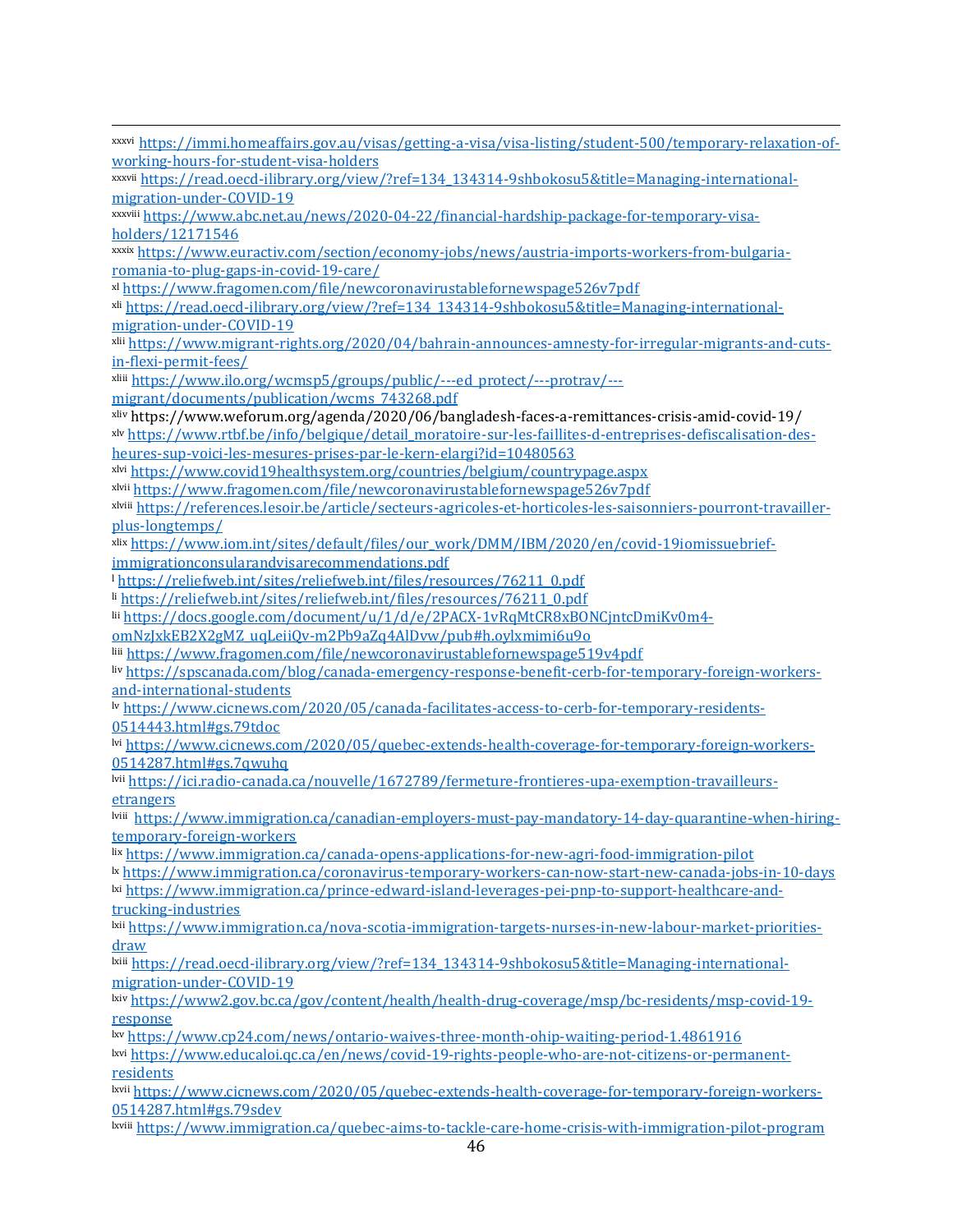[xxxvi] https://immi.homeaffairs.gov.au/visas/getting-a-visa/visa-listing/student-500/temporary-relaxation-of-working-hours-for-student-visa-holders
[xxxvii] https://read.oecd-ilibrary.org/view/?ref=134_134314-9shbokosu5&title=Managing-international-migration-under-COVID-19
[xxxviii] https://www.abc.net.au/news/2020-04-22/financial-hardship-package-for-temporary-visa-holders/12171546
[xxxix] https://www.euractiv.com/section/economy-jobs/news/austria-imports-workers-from-bulgaria-romania-to-plug-gaps-in-covid-19-care/
[xl] https://www.fragomen.com/file/newcoronavirustablefornewspage526v7pdf
[xli] https://read.oecd-ilibrary.org/view/?ref=134_134314-9shbokosu5&title=Managing-international-migration-under-COVID-19
[xlii] https://www.migrant-rights.org/2020/04/bahrain-announces-amnesty-for-irregular-migrants-and-cuts-in-flexi-permit-fees/
[xliii] https://www.ilo.org/wcmsp5/groups/public/---ed_protect/---protrav/---migrant/documents/publication/wcms_743268.pdf
[xliv] https://www.weforum.org/agenda/2020/06/bangladesh-faces-a-remittances-crisis-amid-covid-19/
[xlv] https://www.rtbf.be/info/belgique/detail_moratoire-sur-les-faillites-d-entreprises-defiscalisation-des-heures-sup-voici-les-mesures-prises-par-le-kern-elargi?id=10480563
[xlvi] https://www.covid19healthsystem.org/countries/belgium/countrypage.aspx
[xlvii] https://www.fragomen.com/file/newcoronavirustablefornewspage526v7pdf
[xlviii] https://references.lesoir.be/article/secteurs-agricoles-et-horticoles-les-saisonniers-pourront-travailler-plus-longtemps/
[xlix] https://www.iom.int/sites/default/files/our_work/DMM/IBM/2020/en/covid-19iomissuebrief-immigrationconsularandvisarecommendations.pdf
[l] https://reliefweb.int/sites/reliefweb.int/files/resources/76211_0.pdf
[li] https://reliefweb.int/sites/reliefweb.int/files/resources/76211_0.pdf
[lii] https://docs.google.com/document/u/1/d/e/2PACX-1vRqMtCR8xBONCjntcDmiKv0m4-omNzJxkEB2X2gMZ_uqLeiiQv-m2Pb9aZq4AlDvw/pub#h.oylxmimi6u9o
[liii] https://www.fragomen.com/file/newcoronavirustablefornewspage519v4pdf
[liv] https://spscanada.com/blog/canada-emergency-response-benefit-cerb-for-temporary-foreign-workers-and-international-students
[lv] https://www.cicnews.com/2020/05/canada-facilitates-access-to-cerb-for-temporary-residents-0514443.html#gs.79tdoc
[lvi] https://www.cicnews.com/2020/05/quebec-extends-health-coverage-for-temporary-foreign-workers-0514287.html#gs.7qwuhq
[lvii] https://ici.radio-canada.ca/nouvelle/1672789/fermeture-frontieres-upa-exemption-travailleurs-etrangers
[lviii] https://www.immigration.ca/canadian-employers-must-pay-mandatory-14-day-quarantine-when-hiring-temporary-foreign-workers
[lix] https://www.immigration.ca/canada-opens-applications-for-new-agri-food-immigration-pilot
[lx] https://www.immigration.ca/coronavirus-temporary-workers-can-now-start-new-canada-jobs-in-10-days
[lxi] https://www.immigration.ca/prince-edward-island-leverages-pei-pnp-to-support-healthcare-and-trucking-industries
[lxii] https://www.immigration.ca/nova-scotia-immigration-targets-nurses-in-new-labour-market-priorities-draw
[lxiii] https://read.oecd-ilibrary.org/view/?ref=134_134314-9shbokosu5&title=Managing-international-migration-under-COVID-19
[lxiv] https://www2.gov.bc.ca/gov/content/health/health-drug-coverage/msp/bc-residents/msp-covid-19-response
[lxv] https://www.cp24.com/news/ontario-waives-three-month-ohip-waiting-period-1.4861916
[lxvi] https://www.educaloi.qc.ca/en/news/covid-19-rights-people-who-are-not-citizens-or-permanent-residents
[lxvii] https://www.cicnews.com/2020/05/quebec-extends-health-coverage-for-temporary-foreign-workers-0514287.html#gs.79sdev
[lxviii] https://www.immigration.ca/quebec-aims-to-tackle-care-home-crisis-with-immigration-pilot-program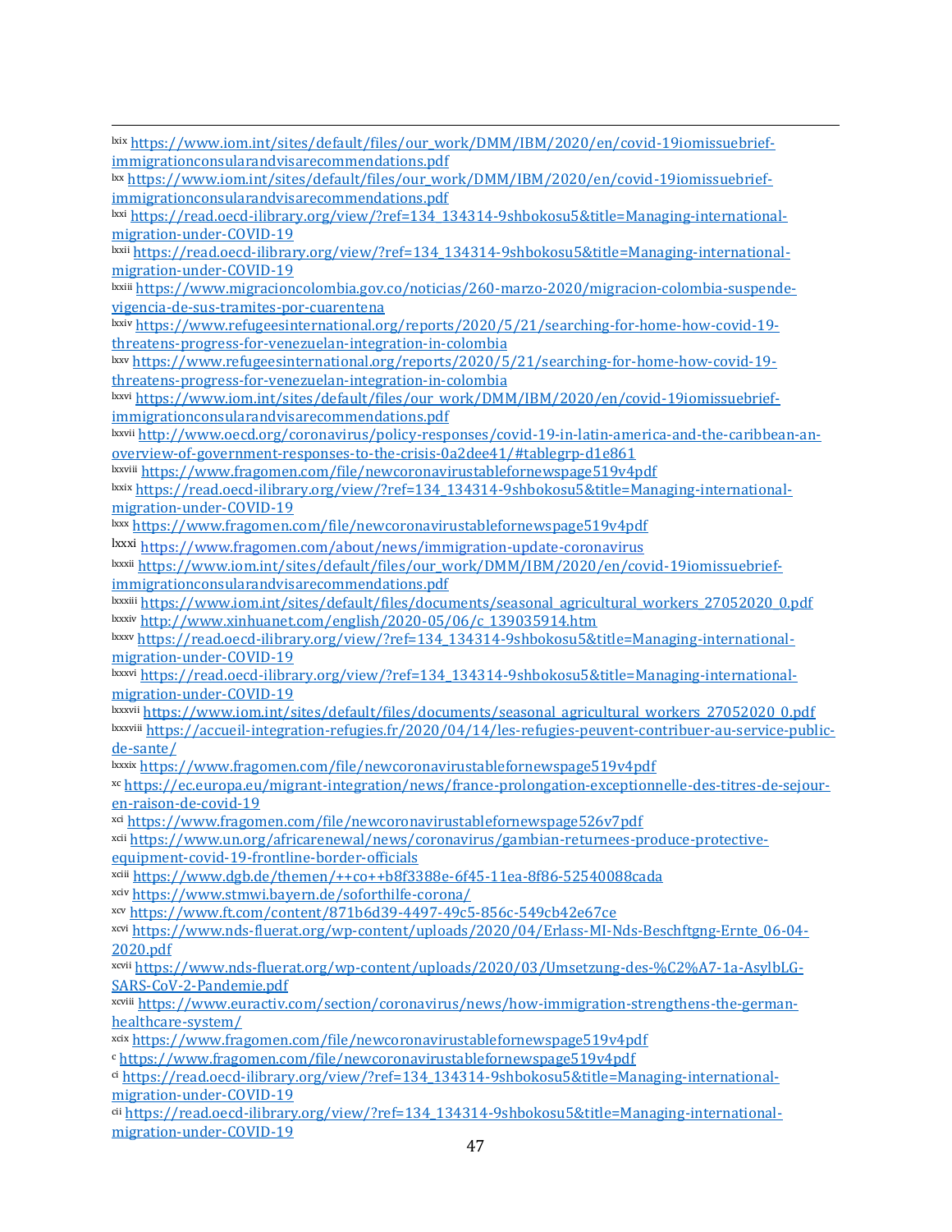[lxix] https://www.iom.int/sites/default/files/our_work/DMM/IBM/2020/en/covid-19iomissuebrief-immigrationconsularandvisarecommendations.pdf

[lxx] https://www.iom.int/sites/default/files/our_work/DMM/IBM/2020/en/covid-19iomissuebrief-immigrationconsularandvisarecommendations.pdf

[lxxi] https://read.oecd-ilibrary.org/view/?ref=134_134314-9shbokosu5&title=Managing-international-migration-under-COVID-19

[lxxii] https://read.oecd-ilibrary.org/view/?ref=134_134314-9shbokosu5&title=Managing-international-migration-under-COVID-19

[lxxiii] https://www.migracioncolombia.gov.co/noticias/260-marzo-2020/migracion-colombia-suspende-vigencia-de-sus-tramites-por-cuarentena

[lxxiv] https://www.refugeesinternational.org/reports/2020/5/21/searching-for-home-how-covid-19-threatens-progress-for-venezuelan-integration-in-colombia

[lxxv] https://www.refugeesinternational.org/reports/2020/5/21/searching-for-home-how-covid-19-threatens-progress-for-venezuelan-integration-in-colombia

[lxxvi] https://www.iom.int/sites/default/files/our_work/DMM/IBM/2020/en/covid-19iomissuebrief-immigrationconsularandvisarecommendations.pdf

[lxxvii] http://www.oecd.org/coronavirus/policy-responses/covid-19-in-latin-america-and-the-caribbean-an-overview-of-government-responses-to-the-crisis-0a2dee41/#tablegrp-d1e861

[lxxviii] https://www.fragomen.com/file/newcoronavirustablefornewspage519v4pdf

[lxxix] https://read.oecd-ilibrary.org/view/?ref=134_134314-9shbokosu5&title=Managing-international-migration-under-COVID-19

[lxxx] https://www.fragomen.com/file/newcoronavirustablefornewspage519v4pdf

[lxxxi] https://www.fragomen.com/about/news/immigration-update-coronavirus

[lxxxii] https://www.iom.int/sites/default/files/our_work/DMM/IBM/2020/en/covid-19iomissuebrief-immigrationconsularandvisarecommendations.pdf

[lxxxiii] https://www.iom.int/sites/default/files/documents/seasonal_agricultural_workers_27052020_0.pdf

[lxxxiv] http://www.xinhuanet.com/english/2020-05/06/c_139035914.htm

[lxxxv] https://read.oecd-ilibrary.org/view/?ref=134_134314-9shbokosu5&title=Managing-international-migration-under-COVID-19

[lxxxvi] https://read.oecd-ilibrary.org/view/?ref=134_134314-9shbokosu5&title=Managing-international-migration-under-COVID-19

[lxxxvii] https://www.iom.int/sites/default/files/documents/seasonal_agricultural_workers_27052020_0.pdf

[lxxxviii] https://accueil-integration-refugies.fr/2020/04/14/les-refugies-peuvent-contribuer-au-service-public-de-sante/

[lxxxix] https://www.fragomen.com/file/newcoronavirustablefornewspage519v4pdf

[xc] https://ec.europa.eu/migrant-integration/news/france-prolongation-exceptionnelle-des-titres-de-sejour-en-raison-de-covid-19

[xci] https://www.fragomen.com/file/newcoronavirustablefornewspage526v7pdf

[xcii] https://www.un.org/africarenewal/news/coronavirus/gambian-returnees-produce-protective-equipment-covid-19-frontline-border-officials

[xciii] https://www.dgb.de/themen/++co++b8f3388e-6f45-11ea-8f86-52540088cada

[xciv] https://www.stmwi.bayern.de/soforthilfe-corona/

[xcv] https://www.ft.com/content/871b6d39-4497-49c5-856c-549cb42e67ce

[xcvi] https://www.nds-fluerat.org/wp-content/uploads/2020/04/Erlass-MI-Nds-Beschftgng-Ernte_06-04-2020.pdf

[xcvii] https://www.nds-fluerat.org/wp-content/uploads/2020/03/Umsetzung-des-%C2%A7-1a-AsylbLG-SARS-CoV-2-Pandemie.pdf

[xcviii] https://www.euractiv.com/section/coronavirus/news/how-immigration-strengthens-the-german-healthcare-system/

[xcix] https://www.fragomen.com/file/newcoronavirustablefornewspage519v4pdf

[c] https://www.fragomen.com/file/newcoronavirustablefornewspage519v4pdf

[ci] https://read.oecd-ilibrary.org/view/?ref=134_134314-9shbokosu5&title=Managing-international-migration-under-COVID-19

[cii] https://read.oecd-ilibrary.org/view/?ref=134_134314-9shbokosu5&title=Managing-international-migration-under-COVID-19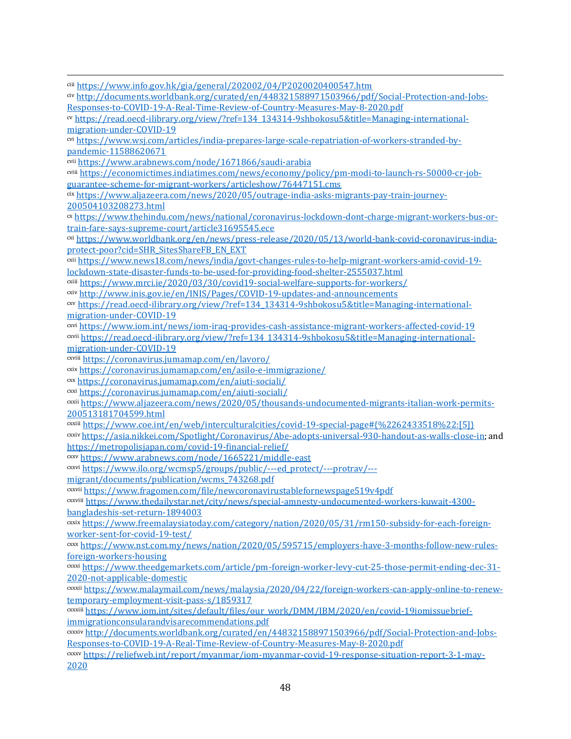[ciii] https://www.info.gov.hk/gia/general/202002/04/P2020020400547.htm

[civ] http://documents.worldbank.org/curated/en/448321588971503966/pdf/Social-Protection-and-Jobs-Responses-to-COVID-19-A-Real-Time-Review-of-Country-Measures-May-8-2020.pdf

[cv] https://read.oecd-ilibrary.org/view/?ref=134_134314-9shbokosu5&title=Managing-international-migration-under-COVID-19

[cvi] https://www.wsj.com/articles/india-prepares-large-scale-repatriation-of-workers-stranded-by-pandemic-11588620671

[cvii] https://www.arabnews.com/node/1671866/saudi-arabia

[cviii] https://economictimes.indiatimes.com/news/economy/policy/pm-modi-to-launch-rs-50000-cr-job-guarantee-scheme-for-migrant-workers/articleshow/76447151.cms

[cix] https://www.aljazeera.com/news/2020/05/outrage-india-asks-migrants-pay-train-journey-200504103208273.html

[cx] https://www.thehindu.com/news/national/coronavirus-lockdown-dont-charge-migrant-workers-bus-or-train-fare-says-supreme-court/article31695545.ece

[cxi] https://www.worldbank.org/en/news/press-release/2020/05/13/world-bank-covid-coronavirus-india-protect-poor?cid=SHR_SitesShareFB_EN_EXT

[cxii] https://www.news18.com/news/india/govt-changes-rules-to-help-migrant-workers-amid-covid-19-lockdown-state-disaster-funds-to-be-used-for-providing-food-shelter-2555037.html

[cxiii] https://www.mrci.ie/2020/03/30/covid19-social-welfare-supports-for-workers/

[cxiv] http://www.inis.gov.ie/en/INIS/Pages/COVID-19-updates-and-announcements

[cxv] https://read.oecd-ilibrary.org/view/?ref=134_134314-9shbokosu5&title=Managing-international-migration-under-COVID-19

[cxvi] https://www.iom.int/news/iom-iraq-provides-cash-assistance-migrant-workers-affected-covid-19

[cxvii] https://read.oecd-ilibrary.org/view/?ref=134_134314-9shbokosu5&title=Managing-international-migration-under-COVID-19

[cxviii] https://coronavirus.jumamap.com/en/lavoro/

[cxix] https://coronavirus.jumamap.com/en/asilo-e-immigrazione/

[cxx] https://coronavirus.jumamap.com/en/aiuti-sociali/

[cxxi] https://coronavirus.jumamap.com/en/aiuti-sociali/

[cxxii] https://www.aljazeera.com/news/2020/05/thousands-undocumented-migrants-italian-work-permits-200513181704599.html

[cxxiii] https://www.coe.int/en/web/interculturalcities/covid-19-special-page#{%2262433518%22:[5]}

[cxxiv] https://asia.nikkei.com/Spotlight/Coronavirus/Abe-adopts-universal-930-handout-as-walls-close-in; and https://metropolisjapan.com/covid-19-financial-relief/

[cxxv] https://www.arabnews.com/node/1665221/middle-east

[cxxvi] https://www.ilo.org/wcmsp5/groups/public/---ed_protect/---protrav/---migrant/documents/publication/wcms_743268.pdf

[cxxvii] https://www.fragomen.com/file/newcoronavirustablefornewspage519v4pdf

[cxxviii] https://www.thedailystar.net/city/news/special-amnesty-undocumented-workers-kuwait-4300-bangladeshis-set-return-1894003

[cxxix] https://www.freemalaysiatoday.com/category/nation/2020/05/31/rm150-subsidy-for-each-foreign-worker-sent-for-covid-19-test/

[cxxx] https://www.nst.com.my/news/nation/2020/05/595715/employers-have-3-months-follow-new-rules-foreign-workers-housing

[cxxxi] https://www.theedgemarkets.com/article/pm-foreign-worker-levy-cut-25-those-permit-ending-dec-31-2020-not-applicable-domestic

[cxxxii] https://www.malaymail.com/news/malaysia/2020/04/22/foreign-workers-can-apply-online-to-renew-temporary-employment-visit-pass-s/1859317

[cxxxiii] https://www.iom.int/sites/default/files/our_work/DMM/IBM/2020/en/covid-19iomissuebrief-immigrationconsularandvisarecommendations.pdf

[cxxxiv] http://documents.worldbank.org/curated/en/448321588971503966/pdf/Social-Protection-and-Jobs-Responses-to-COVID-19-A-Real-Time-Review-of-Country-Measures-May-8-2020.pdf

[cxxxv] https://reliefweb.int/report/myanmar/iom-myanmar-covid-19-response-situation-report-3-1-may-2020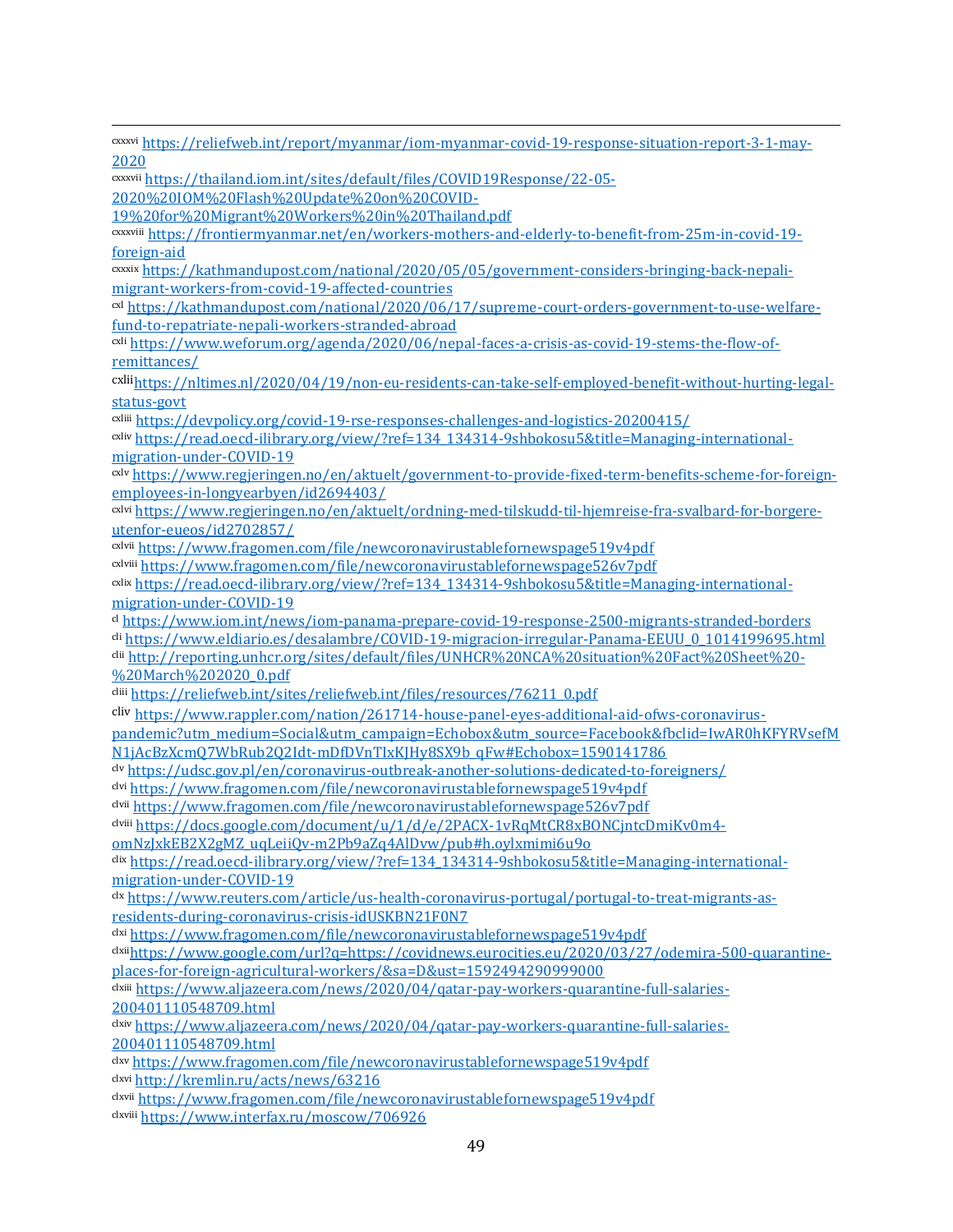[cxxxvi] https://reliefweb.int/report/myanmar/iom-myanmar-covid-19-response-situation-report-3-1-may-2020

[cxxxvii] https://thailand.iom.int/sites/default/files/COVID19Response/22-05-2020%20IOM%20Flash%20Update%20on%20COVID-19%20for%20Migrant%20Workers%20in%20Thailand.pdf

[cxxxviii] https://frontiermyanmar.net/en/workers-mothers-and-elderly-to-benefit-from-25m-in-covid-19-foreign-aid

[cxxxix] https://kathmandupost.com/national/2020/05/05/government-considers-bringing-back-nepali-migrant-workers-from-covid-19-affected-countries

[cxl] https://kathmandupost.com/national/2020/06/17/supreme-court-orders-government-to-use-welfare-fund-to-repatriate-nepali-workers-stranded-abroad

[cxli] https://www.weforum.org/agenda/2020/06/nepal-faces-a-crisis-as-covid-19-stems-the-flow-of-remittances/

[cxlii] https://nltimes.nl/2020/04/19/non-eu-residents-can-take-self-employed-benefit-without-hurting-legal-status-govt

[cxliii] https://devpolicy.org/covid-19-rse-responses-challenges-and-logistics-20200415/

[cxliv] https://read.oecd-ilibrary.org/view/?ref=134_134314-9shbokosu5&title=Managing-international-migration-under-COVID-19

[cxlv] https://www.regjeringen.no/en/aktuelt/government-to-provide-fixed-term-benefits-scheme-for-foreign-employees-in-longyearbyen/id2694403/

[cxlvi] https://www.regjeringen.no/en/aktuelt/ordning-med-tilskudd-til-hjemreise-fra-svalbard-for-borgere-utenfor-eueos/id2702857/

[cxlvii] https://www.fragomen.com/file/newcoronavirustablefornewspage519v4pdf

[cxlviii] https://www.fragomen.com/file/newcoronavirustablefornewspage526v7pdf

[cxlix] https://read.oecd-ilibrary.org/view/?ref=134_134314-9shbokosu5&title=Managing-international-migration-under-COVID-19

[cl] https://www.iom.int/news/iom-panama-prepare-covid-19-response-2500-migrants-stranded-borders

[cli] https://www.eldiario.es/desalambre/COVID-19-migracion-irregular-Panama-EEUU_0_1014199695.html

[clii] http://reporting.unhcr.org/sites/default/files/UNHCR%20NCA%20situation%20Fact%20Sheet%20-%20March%202020_0.pdf

[cliii] https://reliefweb.int/sites/reliefweb.int/files/resources/76211_0.pdf

[cliv] https://www.rappler.com/nation/261714-house-panel-eyes-additional-aid-ofws-coronavirus-pandemic?utm_medium=Social&utm_campaign=Echobox&utm_source=Facebook&fbclid=IwAR0hKFYRVsefMN1jAcBzXcmQ7WbRub2Q2Idt-mDfDVnTIxKJHy8SX9b_qFw#Echobox=1590141786

[clv] https://udsc.gov.pl/en/coronavirus-outbreak-another-solutions-dedicated-to-foreigners/

[clvi] https://www.fragomen.com/file/newcoronavirustablefornewspage519v4pdf

[clvii] https://www.fragomen.com/file/newcoronavirustablefornewspage526v7pdf

[clviii] https://docs.google.com/document/u/1/d/e/2PACX-1vRqMtCR8xBONCjntcDmiKv0m4-omNzJxkEB2X2gMZ_uqLeiiQv-m2Pb9aZq4AlDvw/pub#h.oylxmimi6u9o

[clix] https://read.oecd-ilibrary.org/view/?ref=134_134314-9shbokosu5&title=Managing-international-migration-under-COVID-19

[clx] https://www.reuters.com/article/us-health-coronavirus-portugal/portugal-to-treat-migrants-as-residents-during-coronavirus-crisis-idUSKBN21F0N7

[clxi] https://www.fragomen.com/file/newcoronavirustablefornewspage519v4pdf

[clxii] https://www.google.com/url?q=https://covidnews.eurocities.eu/2020/03/27/odemira-500-quarantine-places-for-foreign-agricultural-workers/&sa=D&ust=1592494290999000

[clxiii] https://www.aljazeera.com/news/2020/04/qatar-pay-workers-quarantine-full-salaries-200401110548709.html

[clxiv] https://www.aljazeera.com/news/2020/04/qatar-pay-workers-quarantine-full-salaries-200401110548709.html

[clxv] https://www.fragomen.com/file/newcoronavirustablefornewspage519v4pdf

[clxvi] http://kremlin.ru/acts/news/63216

[clxvii] https://www.fragomen.com/file/newcoronavirustablefornewspage519v4pdf

[clxviii] https://www.interfax.ru/moscow/706926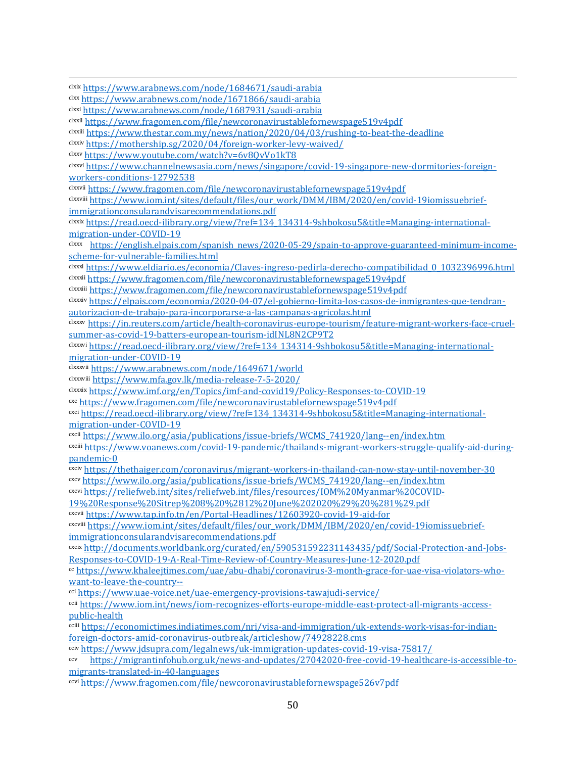clxix https://www.arabnews.com/node/1684671/saudi-arabia

clxx https://www.arabnews.com/node/1671866/saudi-arabia

clxxi https://www.arabnews.com/node/1687931/saudi-arabia

clxxii https://www.fragomen.com/file/newcoronavirustablefornewspage519v4pdf

clxxiii https://www.thestar.com.my/news/nation/2020/04/03/rushing-to-beat-the-deadline

clxxiv https://mothership.sg/2020/04/foreign-worker-levy-waived/

clxxv https://www.youtube.com/watch?v=6v8QvVo1kT8

clxxvi https://www.channelnewsasia.com/news/singapore/covid-19-singapore-new-dormitories-foreign-workers-conditions-12792538

clxxvii https://www.fragomen.com/file/newcoronavirustablefornewspage519v4pdf

clxxviii https://www.iom.int/sites/default/files/our_work/DMM/IBM/2020/en/covid-19iomissuebrief-immigrationconsularandvisarecommendations.pdf

clxxix https://read.oecd-ilibrary.org/view/?ref=134_134314-9shbokosu5&title=Managing-international-migration-under-COVID-19

clxxx https://english.elpais.com/spanish_news/2020-05-29/spain-to-approve-guaranteed-minimum-income-scheme-for-vulnerable-families.html

clxxxi https://www.eldiario.es/economia/Claves-ingreso-pedirla-derecho-compatibilidad_0_1032396996.html

clxxxii https://www.fragomen.com/file/newcoronavirustablefornewspage519v4pdf

clxxxiii https://www.fragomen.com/file/newcoronavirustablefornewspage519v4pdf

clxxxiv https://elpais.com/economia/2020-04-07/el-gobierno-limita-los-casos-de-inmigrantes-que-tendran-autorizacion-de-trabajo-para-incorporarse-a-las-campanas-agricolas.html

clxxxv https://in.reuters.com/article/health-coronavirus-europe-tourism/feature-migrant-workers-face-cruel-summer-as-covid-19-batters-european-tourism-idINL8N2CP9T2

clxxxvi https://read.oecd-ilibrary.org/view/?ref=134_134314-9shbokosu5&title=Managing-international-migration-under-COVID-19

clxxxvii https://www.arabnews.com/node/1649671/world

clxxxviii https://www.mfa.gov.lk/media-release-7-5-2020/

clxxxix https://www.imf.org/en/Topics/imf-and-covid19/Policy-Responses-to-COVID-19

cxc https://www.fragomen.com/file/newcoronavirustablefornewspage519v4pdf

cxci https://read.oecd-ilibrary.org/view/?ref=134_134314-9shbokosu5&title=Managing-international-migration-under-COVID-19

cxcii https://www.ilo.org/asia/publications/issue-briefs/WCMS_741920/lang--en/index.htm

cxciii https://www.voanews.com/covid-19-pandemic/thailands-migrant-workers-struggle-qualify-aid-during-pandemic-0

cxciv https://thethaiger.com/coronavirus/migrant-workers-in-thailand-can-now-stay-until-november-30

cxcv https://www.ilo.org/asia/publications/issue-briefs/WCMS_741920/lang--en/index.htm

cxcvi https://reliefweb.int/sites/reliefweb.int/files/resources/IOM%20Myanmar%20COVID-19%20Response%20Sitrep%208%20%2812%20June%202020%29%20%281%29.pdf

cxcvii https://www.tap.info.tn/en/Portal-Headlines/12603920-covid-19-aid-for

cxcviii https://www.iom.int/sites/default/files/our_work/DMM/IBM/2020/en/covid-19iomissuebrief-immigrationconsularandvisarecommendations.pdf

cxcix http://documents.worldbank.org/curated/en/590531592231143435/pdf/Social-Protection-and-Jobs-Responses-to-COVID-19-A-Real-Time-Review-of-Country-Measures-June-12-2020.pdf

cc https://www.khaleejtimes.com/uae/abu-dhabi/coronavirus-3-month-grace-for-uae-visa-violators-who-want-to-leave-the-country--

cci https://www.uae-voice.net/uae-emergency-provisions-tawajudi-service/

ccii https://www.iom.int/news/iom-recognizes-efforts-europe-middle-east-protect-all-migrants-access-public-health

cciii https://economictimes.indiatimes.com/nri/visa-and-immigration/uk-extends-work-visas-for-indian-foreign-doctors-amid-coronavirus-outbreak/articleshow/74928228.cms

cciv https://www.jdsupra.com/legalnews/uk-immigration-updates-covid-19-visa-75817/

ccv https://migrantinfohub.org.uk/news-and-updates/27042020-free-covid-19-healthcare-is-accessible-to-migrants-translated-in-40-languages

ccvi https://www.fragomen.com/file/newcoronavirustablefornewspage526v7pdf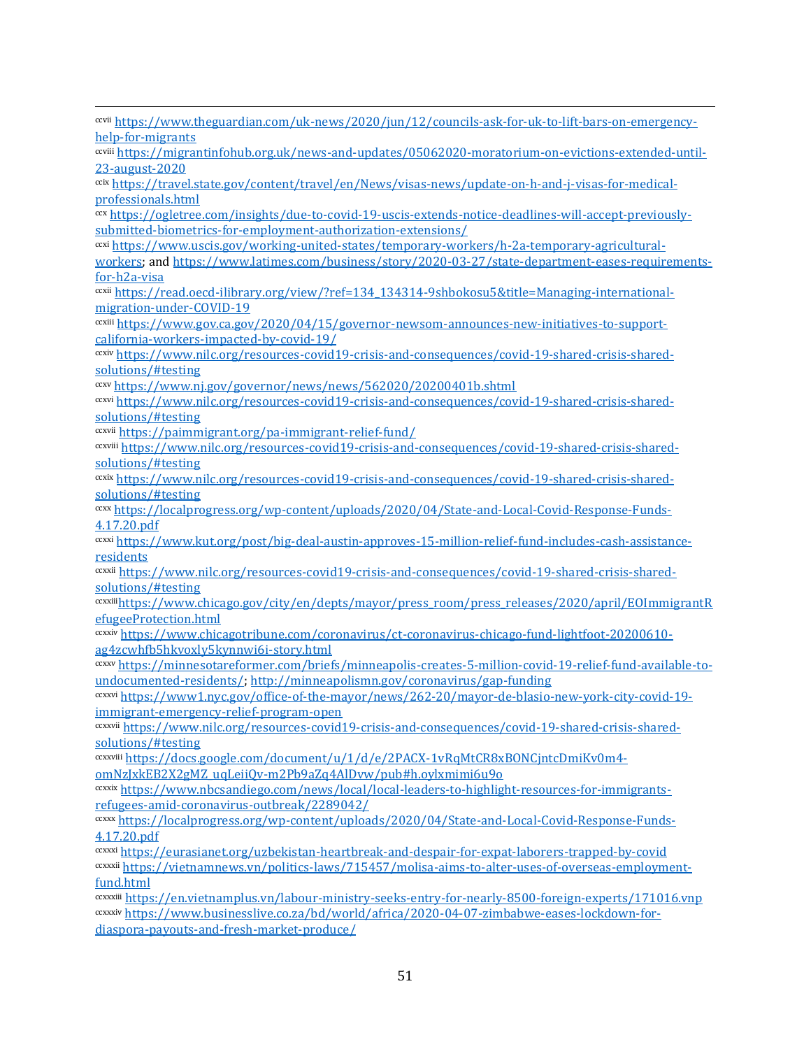[ccvii] https://www.theguardian.com/uk-news/2020/jun/12/councils-ask-for-uk-to-lift-bars-on-emergency-help-for-migrants

[ccviii] https://migrantinfohub.org.uk/news-and-updates/05062020-moratorium-on-evictions-extended-until-23-august-2020

[ccix] https://travel.state.gov/content/travel/en/News/visas-news/update-on-h-and-j-visas-for-medical-professionals.html

[ccx] https://ogletree.com/insights/due-to-covid-19-uscis-extends-notice-deadlines-will-accept-previously-submitted-biometrics-for-employment-authorization-extensions/

[ccxi] https://www.uscis.gov/working-united-states/temporary-workers/h-2a-temporary-agricultural-workers; and https://www.latimes.com/business/story/2020-03-27/state-department-eases-requirements-for-h2a-visa

[ccxii] https://read.oecd-ilibrary.org/view/?ref=134_134314-9shbokosu5&title=Managing-international-migration-under-COVID-19

[ccxiii] https://www.gov.ca.gov/2020/04/15/governor-newsom-announces-new-initiatives-to-support-california-workers-impacted-by-covid-19/

[ccxiv] https://www.nilc.org/resources-covid19-crisis-and-consequences/covid-19-shared-crisis-shared-solutions/#testing

[ccxv] https://www.nj.gov/governor/news/news/562020/20200401b.shtml

[ccxvi] https://www.nilc.org/resources-covid19-crisis-and-consequences/covid-19-shared-crisis-shared-solutions/#testing

[ccxvii] https://paimmigrant.org/pa-immigrant-relief-fund/

[ccxviii] https://www.nilc.org/resources-covid19-crisis-and-consequences/covid-19-shared-crisis-shared-solutions/#testing

[ccxix] https://www.nilc.org/resources-covid19-crisis-and-consequences/covid-19-shared-crisis-shared-solutions/#testing

[ccxx] https://localprogress.org/wp-content/uploads/2020/04/State-and-Local-Covid-Response-Funds-4.17.20.pdf

[ccxxi] https://www.kut.org/post/big-deal-austin-approves-15-million-relief-fund-includes-cash-assistance-residents

[ccxxii] https://www.nilc.org/resources-covid19-crisis-and-consequences/covid-19-shared-crisis-shared-solutions/#testing

[ccxxiii] https://www.chicago.gov/city/en/depts/mayor/press_room/press_releases/2020/april/EOImmigrantRefugeeProtection.html

[ccxxiv] https://www.chicagotribune.com/coronavirus/ct-coronavirus-chicago-fund-lightfoot-20200610-ag4zcwhfb5hkvoxly5kynnwi6i-story.html

[ccxxv] https://minnesotareformer.com/briefs/minneapolis-creates-5-million-covid-19-relief-fund-available-to-undocumented-residents/; http://minneapolismn.gov/coronavirus/gap-funding

[ccxxvi] https://www1.nyc.gov/office-of-the-mayor/news/262-20/mayor-de-blasio-new-york-city-covid-19-immigrant-emergency-relief-program-open

[ccxxvii] https://www.nilc.org/resources-covid19-crisis-and-consequences/covid-19-shared-crisis-shared-solutions/#testing

[ccxxviii] https://docs.google.com/document/u/1/d/e/2PACX-1vRqMtCR8xBONCjntcDmiKv0m4-omNzJxkEB2X2gMZ_uqLeiiQv-m2Pb9aZq4AlDvw/pub#h.oylxmimi6u9o

[ccxxix] https://www.nbcsandiego.com/news/local/local-leaders-to-highlight-resources-for-immigrants-refugees-amid-coronavirus-outbreak/2289042/

[ccxxx] https://localprogress.org/wp-content/uploads/2020/04/State-and-Local-Covid-Response-Funds-4.17.20.pdf

[ccxxxi] https://eurasianet.org/uzbekistan-heartbreak-and-despair-for-expat-laborers-trapped-by-covid

[ccxxxii] https://vietnamnews.vn/politics-laws/715457/molisa-aims-to-alter-uses-of-overseas-employment-fund.html

[ccxxxiii] https://en.vietnamplus.vn/labour-ministry-seeks-entry-for-nearly-8500-foreign-experts/171016.vnp

[ccxxxiv] https://www.businesslive.co.za/bd/world/africa/2020-04-07-zimbabwe-eases-lockdown-for-diaspora-payouts-and-fresh-market-produce/